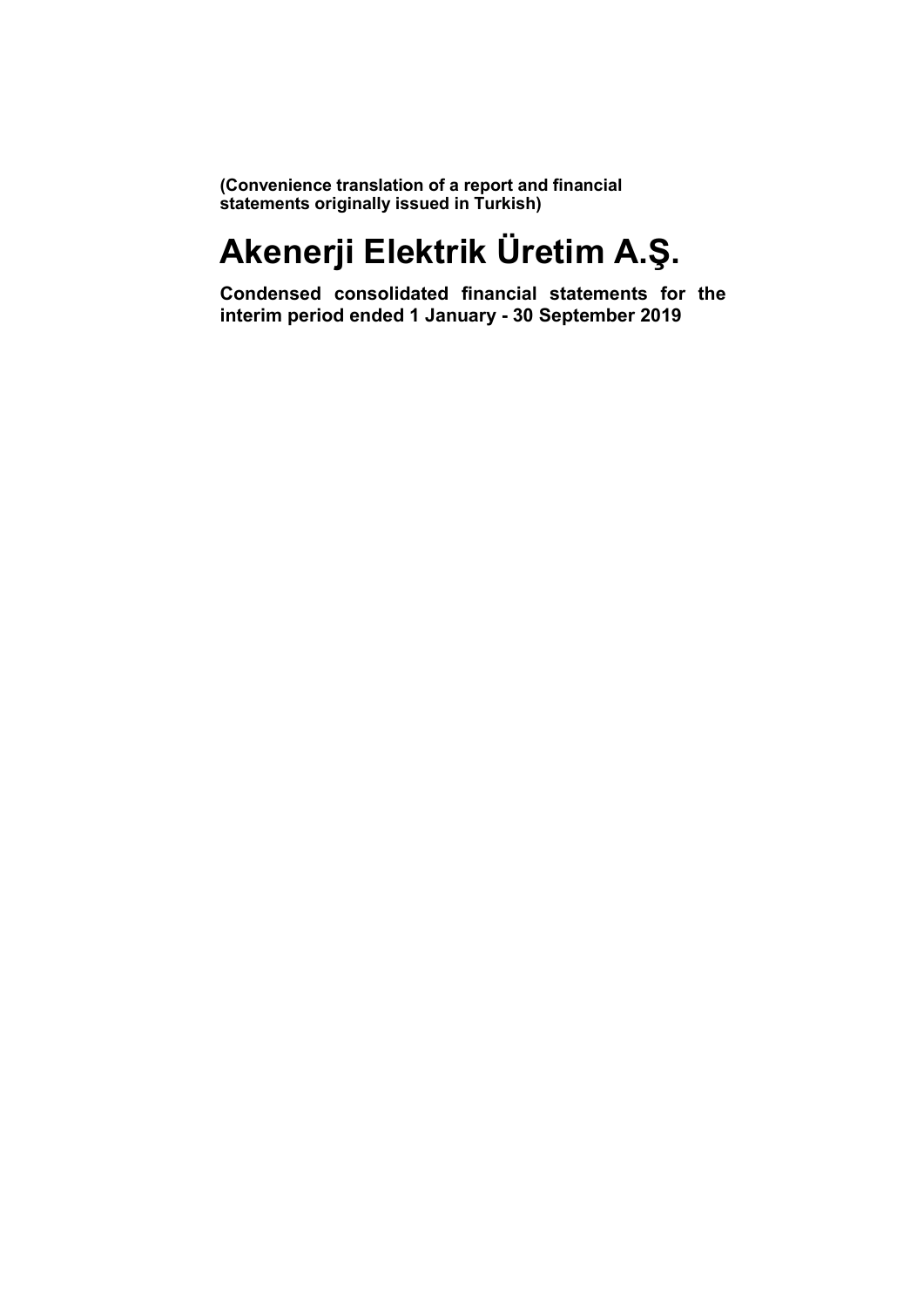**(Convenience translation of a report and financial statements originally issued in Turkish)**

# Akenerji Elektrik Üretim A.Ş.

**Condensed consolidated financial statements for the interim period ended 1 January - 30 September 2019**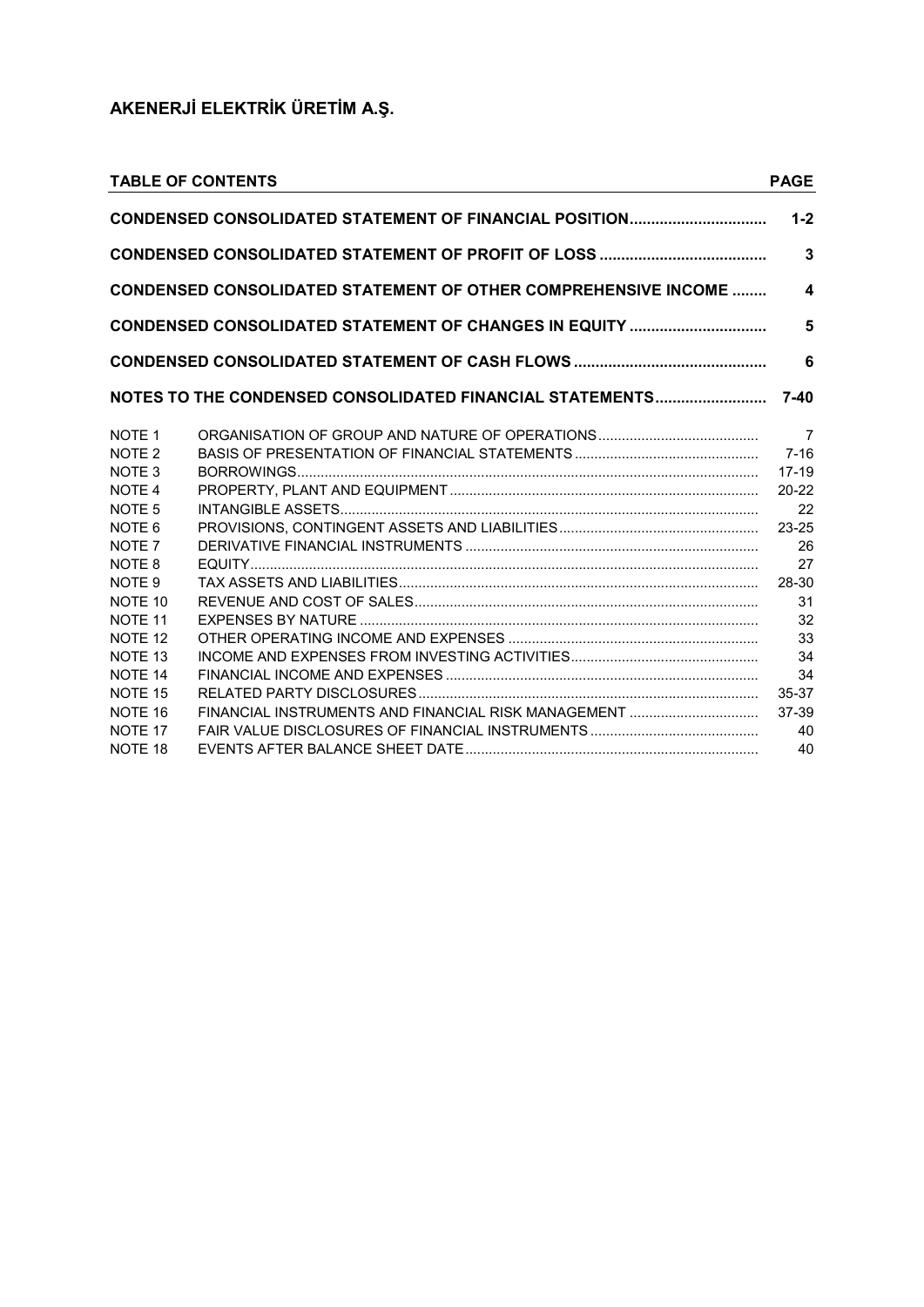# AKENERJİ ELEKTRİK ÜRETİM A.Ş.

| TABLE OF CONTENTS | | PAGE |
|---|---|---|
| CONDENSED CONSOLIDATED STATEMENT OF FINANCIAL POSITION | | 1-2 |
| CONDENSED CONSOLIDATED STATEMENT OF PROFIT OF LOSS | | 3 |
| CONDENSED CONSOLIDATED STATEMENT OF OTHER COMPREHENSIVE INCOME | | 4 |
| CONDENSED CONSOLIDATED STATEMENT OF CHANGES IN EQUITY | | 5 |
| CONDENSED CONSOLIDATED STATEMENT OF CASH FLOWS | | 6 |
| NOTES TO THE CONDENSED CONSOLIDATED FINANCIAL STATEMENTS | | 7-40 |
| NOTE 1 | ORGANISATION OF GROUP AND NATURE OF OPERATIONS | 7 |
| NOTE 2 | BASIS OF PRESENTATION OF FINANCIAL STATEMENTS | 7-16 |
| NOTE 3 | BORROWINGS | 17-19 |
| NOTE 4 | PROPERTY, PLANT AND EQUIPMENT | 20-22 |
| NOTE 5 | INTANGIBLE ASSETS | 22 |
| NOTE 6 | PROVISIONS, CONTINGENT ASSETS AND LIABILITIES | 23-25 |
| NOTE 7 | DERIVATIVE FINANCIAL INSTRUMENTS | 26 |
| NOTE 8 | EQUITY | 27 |
| NOTE 9 | TAX ASSETS AND LIABILITIES | 28-30 |
| NOTE 10 | REVENUE AND COST OF SALES | 31 |
| NOTE 11 | EXPENSES BY NATURE | 32 |
| NOTE 12 | OTHER OPERATING INCOME AND EXPENSES | 33 |
| NOTE 13 | INCOME AND EXPENSES FROM INVESTING ACTIVITIES | 34 |
| NOTE 14 | FINANCIAL INCOME AND EXPENSES | 34 |
| NOTE 15 | RELATED PARTY DISCLOSURES | 35-37 |
| NOTE 16 | FINANCIAL INSTRUMENTS AND FINANCIAL RISK MANAGEMENT | 37-39 |
| NOTE 17 | FAIR VALUE DISCLOSURES OF FINANCIAL INSTRUMENTS | 40 |
| NOTE 18 | EVENTS AFTER BALANCE SHEET DATE | 40 |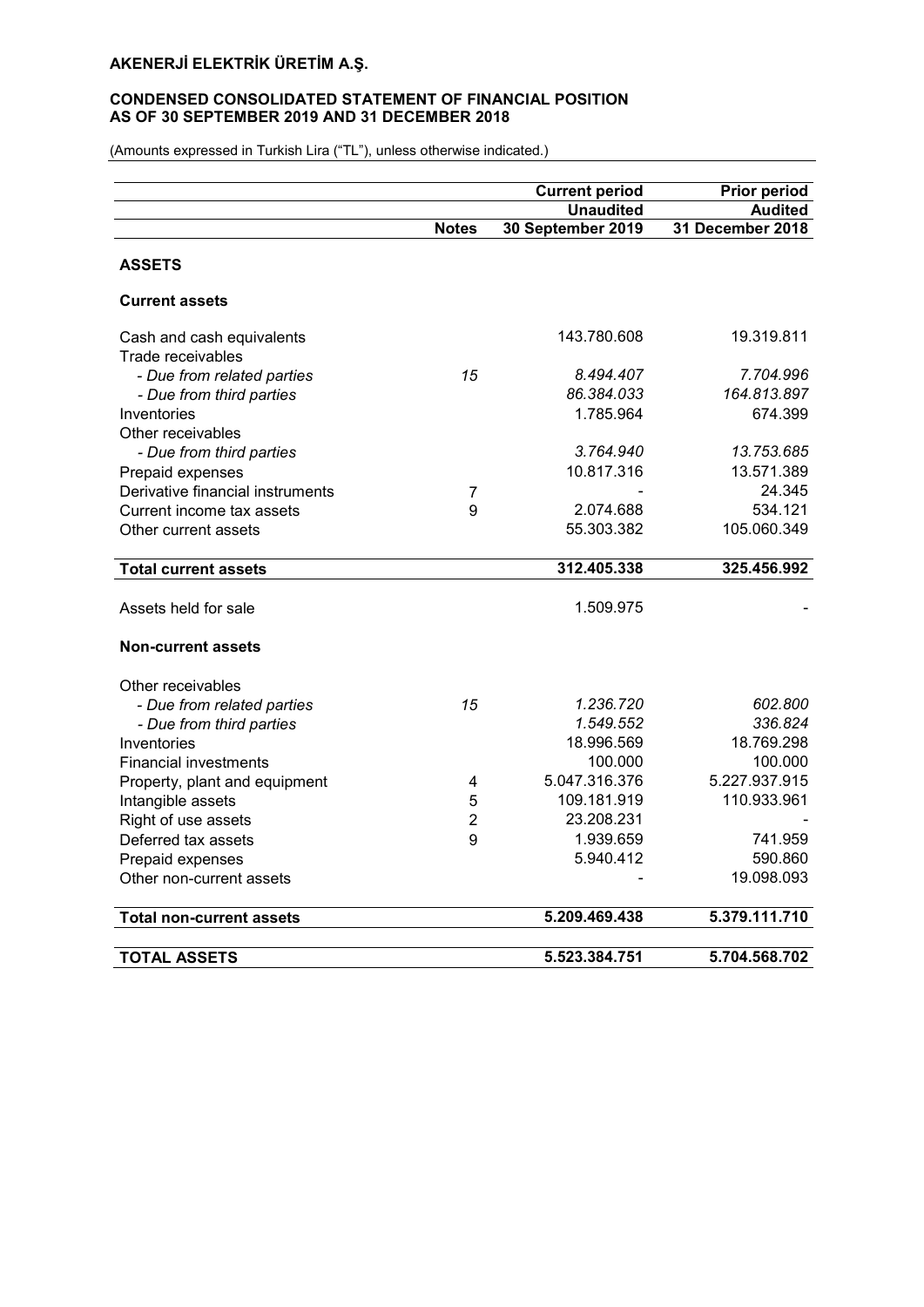**AKENERJİ ELEKTRİK ÜRETİM A.Ş.**

**CONDENSED CONSOLIDATED STATEMENT OF FINANCIAL POSITION AS OF 30 SEPTEMBER 2019 AND 31 DECEMBER 2018**

(Amounts expressed in Turkish Lira ("TL"), unless otherwise indicated.)

| | | Current period | Prior period |
|---|---|---|---|
| | | Unaudited | Audited |
| | **Notes** | **30 September 2019** | **31 December 2018** |
| **ASSETS** | | | |
| **Current assets** | | | |
| Cash and cash equivalents | | 143.780.608 | 19.319.811 |
| Trade receivables | | | |
| *- Due from related parties* | *15* | *8.494.407* | *7.704.996* |
| *- Due from third parties* | | *86.384.033* | *164.813.897* |
| Inventories | | 1.785.964 | 674.399 |
| Other receivables | | | |
| *- Due from third parties* | | *3.764.940* | *13.753.685* |
| Prepaid expenses | | 10.817.316 | 13.571.389 |
| Derivative financial instruments | 7 | - | 24.345 |
| Current income tax assets | 9 | 2.074.688 | 534.121 |
| Other current assets | | 55.303.382 | 105.060.349 |
| **Total current assets** | | **312.405.338** | **325.456.992** |
| Assets held for sale | | 1.509.975 | - |
| **Non-current assets** | | | |
| Other receivables | | | |
| *- Due from related parties* | *15* | *1.236.720* | *602.800* |
| *- Due from third parties* | | *1.549.552* | *336.824* |
| Inventories | | 18.996.569 | 18.769.298 |
| Financial investments | | 100.000 | 100.000 |
| Property, plant and equipment | 4 | 5.047.316.376 | 5.227.937.915 |
| Intangible assets | 5 | 109.181.919 | 110.933.961 |
| Right of use assets | 2 | 23.208.231 | - |
| Deferred tax assets | 9 | 1.939.659 | 741.959 |
| Prepaid expenses | | 5.940.412 | 590.860 |
| Other non-current assets | | - | 19.098.093 |
| **Total non-current assets** | | **5.209.469.438** | **5.379.111.710** |
| **TOTAL ASSETS** | | **5.523.384.751** | **5.704.568.702** |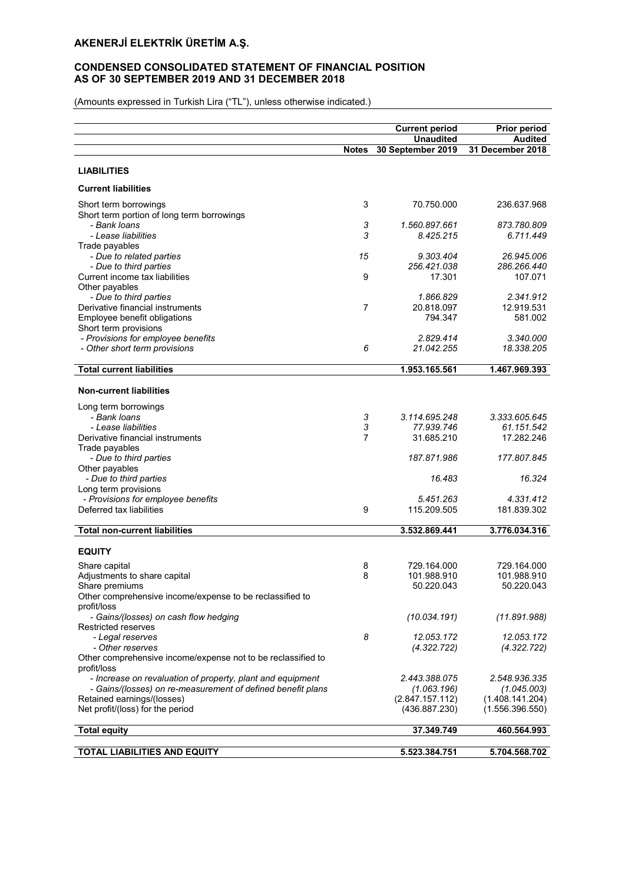# AKENERJİ ELEKTRİK ÜRETİM A.Ş.

## CONDENSED CONSOLIDATED STATEMENT OF FINANCIAL POSITION AS OF 30 SEPTEMBER 2019 AND 31 DECEMBER 2018

(Amounts expressed in Turkish Lira ("TL"), unless otherwise indicated.)

| | Notes | Current period Unaudited 30 September 2019 | Prior period Audited 31 December 2018 |
|---|---|---|---|
| **LIABILITIES** | | | |
| **Current liabilities** | | | |
| Short term borrowings | 3 | 70.750.000 | 236.637.968 |
| Short term portion of long term borrowings | | | |
| *- Bank loans* | *3* | *1.560.897.661* | *873.780.809* |
| *- Lease liabilities* | *3* | *8.425.215* | *6.711.449* |
| Trade payables | | | |
| *- Due to related parties* | *15* | *9.303.404* | *26.945.006* |
| *- Due to third parties* | | *256.421.038* | *286.266.440* |
| Current income tax liabilities | 9 | 17.301 | 107.071 |
| Other payables | | | |
| *- Due to third parties* | | *1.866.829* | *2.341.912* |
| Derivative financial instruments | 7 | 20.818.097 | 12.919.531 |
| Employee benefit obligations | | 794.347 | 581.002 |
| Short term provisions | | | |
| *- Provisions for employee benefits* | | *2.829.414* | *3.340.000* |
| *- Other short term provisions* | *6* | *21.042.255* | *18.338.205* |
| **Total current liabilities** | | **1.953.165.561** | **1.467.969.393** |
| **Non-current liabilities** | | | |
| Long term borrowings | | | |
| *- Bank loans* | *3* | *3.114.695.248* | *3.333.605.645* |
| *- Lease liabilities* | *3* | *77.939.746* | *61.151.542* |
| Derivative financial instruments | 7 | 31.685.210 | 17.282.246 |
| Trade payables | | | |
| *- Due to third parties* | | *187.871.986* | *177.807.845* |
| Other payables | | | |
| *- Due to third parties* | | *16.483* | *16.324* |
| Long term provisions | | | |
| *- Provisions for employee benefits* | | *5.451.263* | *4.331.412* |
| Deferred tax liabilities | 9 | 115.209.505 | 181.839.302 |
| **Total non-current liabilities** | | **3.532.869.441** | **3.776.034.316** |
| **EQUITY** | | | |
| Share capital | 8 | 729.164.000 | 729.164.000 |
| Adjustments to share capital | 8 | 101.988.910 | 101.988.910 |
| Share premiums | | 50.220.043 | 50.220.043 |
| Other comprehensive income/expense to be reclassified to profit/loss | | | |
| *- Gains/(losses) on cash flow hedging* | | *(10.034.191)* | *(11.891.988)* |
| Restricted reserves | | | |
| *- Legal reserves* | *8* | *12.053.172* | *12.053.172* |
| *- Other reserves* | | *(4.322.722)* | *(4.322.722)* |
| Other comprehensive income/expense not to be reclassified to profit/loss | | | |
| *- Increase on revaluation of property, plant and equipment* | | *2.443.388.075* | *2.548.936.335* |
| *- Gains/(losses) on re-measurement of defined benefit plans* | | *(1.063.196)* | *(1.045.003)* |
| Retained earnings/(losses) | | (2.847.157.112) | (1.408.141.204) |
| Net profit/(loss) for the period | | (436.887.230) | (1.556.396.550) |
| **Total equity** | | **37.349.749** | **460.564.993** |
| **TOTAL LIABILITIES AND EQUITY** | | **5.523.384.751** | **5.704.568.702** |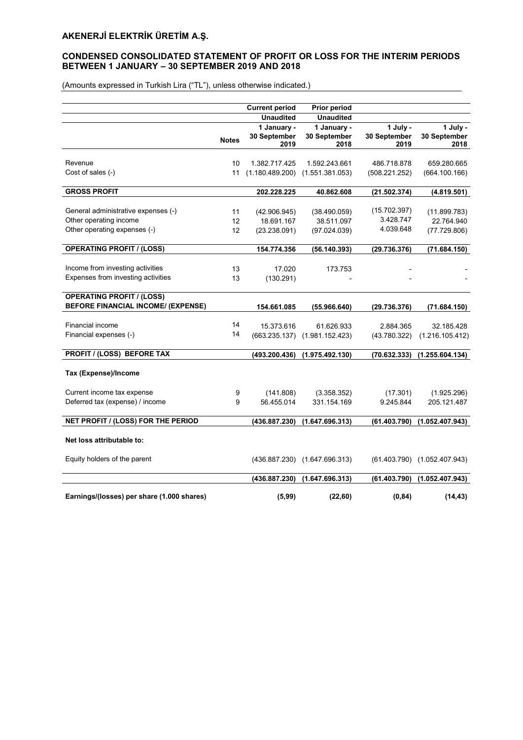# AKENERJİ ELEKTRİK ÜRETİM A.Ş.

## CONDENSED CONSOLIDATED STATEMENT OF PROFIT OR LOSS FOR THE INTERIM PERIODS BETWEEN 1 JANUARY – 30 SEPTEMBER 2019 AND 2018

(Amounts expressed in Turkish Lira ("TL"), unless otherwise indicated.)

| | Notes | Current period Unaudited 1 January - 30 September 2019 | Prior period Unaudited 1 January - 30 September 2018 | 1 July - 30 September 2019 | 1 July - 30 September 2018 |
|---|---|---|---|---|---|
| Revenue | 10 | 1.382.717.425 | 1.592.243.661 | 486.718.878 | 659.280.665 |
| Cost of sales (-) | 11 | (1.180.489.200) | (1.551.381.053) | (508.221.252) | (664.100.166) |
| **GROSS PROFIT** | | **202.228.225** | **40.862.608** | **(21.502.374)** | **(4.819.501)** |
| General administrative expenses (-) | 11 | (42.906.945) | (38.490.059) | (15.702.397) | (11.899.783) |
| Other operating income | 12 | 18.691.167 | 38.511.097 | 3.428.747 | 22.764.940 |
| Other operating expenses (-) | 12 | (23.238.091) | (97.024.039) | 4.039.648 | (77.729.806) |
| **OPERATING PROFIT / (LOSS)** | | **154.774.356** | **(56.140.393)** | **(29.736.376)** | **(71.684.150)** |
| Income from investing activities | 13 | 17.020 | 173.753 | - | - |
| Expenses from investing activities | 13 | (130.291) | - | - | - |
| **OPERATING PROFIT / (LOSS) BEFORE FINANCIAL INCOME/ (EXPENSE)** | | **154.661.085** | **(55.966.640)** | **(29.736.376)** | **(71.684.150)** |
| Financial income | 14 | 15.373.616 | 61.626.933 | 2.884.365 | 32.185.428 |
| Financial expenses (-) | 14 | (663.235.137) | (1.981.152.423) | (43.780.322) | (1.216.105.412) |
| **PROFIT / (LOSS) BEFORE TAX** | | **(493.200.436)** | **(1.975.492.130)** | **(70.632.333)** | **(1.255.604.134)** |
| **Tax (Expense)/Income** | | | | | |
| Current income tax expense | 9 | (141.808) | (3.358.352) | (17.301) | (1.925.296) |
| Deferred tax (expense) / income | 9 | 56.455.014 | 331.154.169 | 9.245.844 | 205.121.487 |
| **NET PROFIT / (LOSS) FOR THE PERIOD** | | **(436.887.230)** | **(1.647.696.313)** | **(61.403.790)** | **(1.052.407.943)** |
| **Net loss attributable to:** | | | | | |
| Equity holders of the parent | | (436.887.230) | (1.647.696.313) | (61.403.790) | (1.052.407.943) |
| | | **(436.887.230)** | **(1.647.696.313)** | **(61.403.790)** | **(1.052.407.943)** |
| **Earnings/(losses) per share (1.000 shares)** | | **(5,99)** | **(22,60)** | **(0,84)** | **(14,43)** |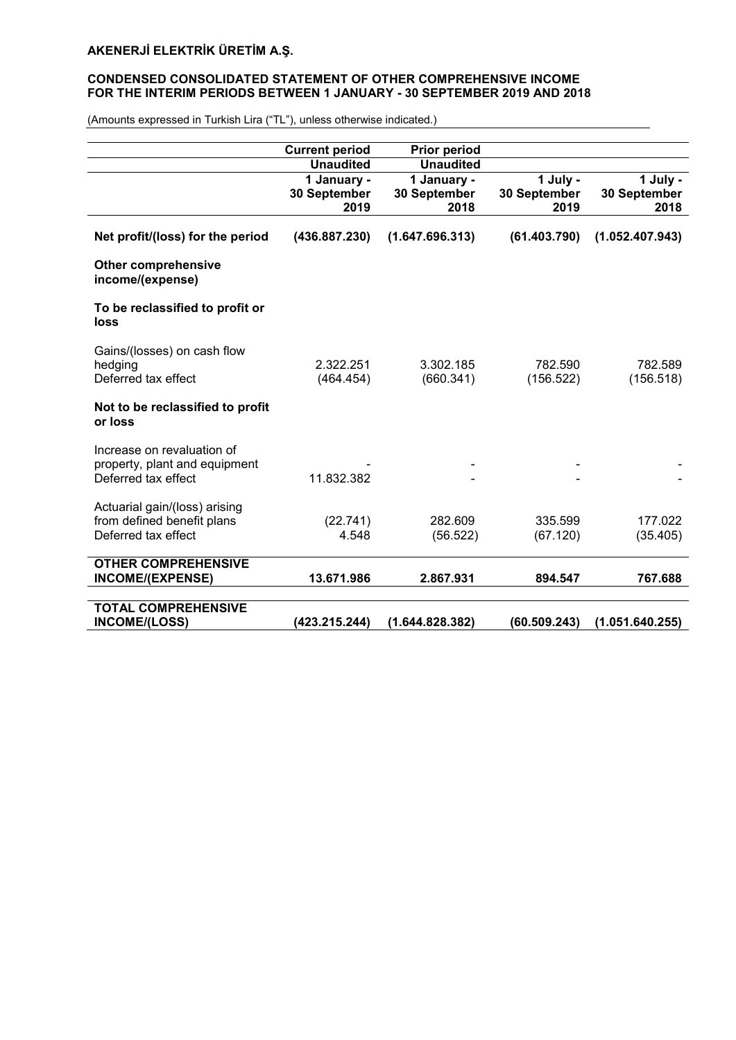# AKENERJİ ELEKTRİK ÜRETİM A.Ş.

## CONDENSED CONSOLIDATED STATEMENT OF OTHER COMPREHENSIVE INCOME FOR THE INTERIM PERIODS BETWEEN 1 JANUARY - 30 SEPTEMBER 2019 AND 2018

(Amounts expressed in Turkish Lira ("TL"), unless otherwise indicated.)

| | Current period | Prior period | | |
|---|---|---|---|---|
| | Unaudited | Unaudited | | |
| | 1 January - 30 September 2019 | 1 January - 30 September 2018 | 1 July - 30 September 2019 | 1 July - 30 September 2018 |
| **Net profit/(loss) for the period** | **(436.887.230)** | **(1.647.696.313)** | **(61.403.790)** | **(1.052.407.943)** |
| **Other comprehensive income/(expense)** | | | | |
| **To be reclassified to profit or loss** | | | | |
| Gains/(losses) on cash flow hedging | 2.322.251 | 3.302.185 | 782.590 | 782.589 |
| Deferred tax effect | (464.454) | (660.341) | (156.522) | (156.518) |
| **Not to be reclassified to profit or loss** | | | | |
| Increase on revaluation of property, plant and equipment | - | - | - | - |
| Deferred tax effect | 11.832.382 | - | - | - |
| Actuarial gain/(loss) arising from defined benefit plans | (22.741) | 282.609 | 335.599 | 177.022 |
| Deferred tax effect | 4.548 | (56.522) | (67.120) | (35.405) |
| **OTHER COMPREHENSIVE INCOME/(EXPENSE)** | **13.671.986** | **2.867.931** | **894.547** | **767.688** |
| **TOTAL COMPREHENSIVE INCOME/(LOSS)** | **(423.215.244)** | **(1.644.828.382)** | **(60.509.243)** | **(1.051.640.255)** |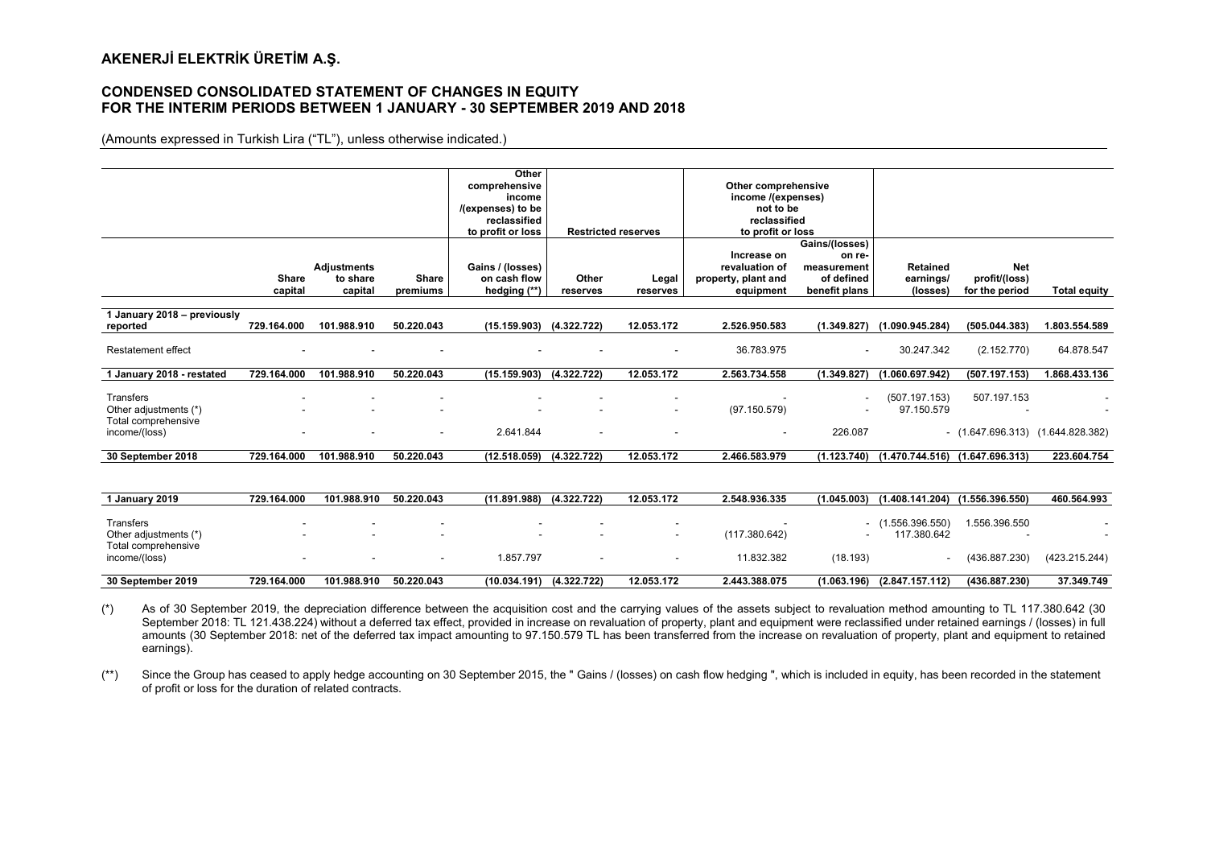# AKENERJİ ELEKTRİK ÜRETİM A.Ş.

## CONDENSED CONSOLIDATED STATEMENT OF CHANGES IN EQUITY FOR THE INTERIM PERIODS BETWEEN 1 JANUARY - 30 SEPTEMBER 2019 AND 2018

(Amounts expressed in Turkish Lira ("TL"), unless otherwise indicated.)

| | | | | Other comprehensive income /(expenses) to be reclassified to profit or loss | Restricted reserves | | Other comprehensive income /(expenses) not to be reclassified to profit or loss | | | | |
|---|---|---|---|---|---|---|---|---|---|---|---|
| | Share capital | Adjustments to share capital | Share premiums | Gains / (losses) on cash flow hedging (**) | Other reserves | Legal reserves | Increase on revaluation of property, plant and equipment | Gains/(losses) on re-measurement of defined benefit plans | Retained earnings/ (losses) | Net profit/(loss) for the period | Total equity |
| **1 January 2018 – previously reported** | 729.164.000 | 101.988.910 | 50.220.043 | (15.159.903) | (4.322.722) | 12.053.172 | 2.526.950.583 | (1.349.827) | (1.090.945.284) | (505.044.383) | 1.803.554.589 |
| Restatement effect | - | - | - | - | - | - | 36.783.975 | - | 30.247.342 | (2.152.770) | 64.878.547 |
| **1 January 2018 - restated** | 729.164.000 | 101.988.910 | 50.220.043 | (15.159.903) | (4.322.722) | 12.053.172 | 2.563.734.558 | (1.349.827) | (1.060.697.942) | (507.197.153) | 1.868.433.136 |
| Transfers | - | - | - | - | - | - | - | - | (507.197.153) | 507.197.153 | - |
| Other adjustments (*) | - | - | - | - | - | - | (97.150.579) | - | 97.150.579 | - | - |
| Total comprehensive income/(loss) | - | - | - | 2.641.844 | - | - | - | 226.087 | - | (1.647.696.313) | (1.644.828.382) |
| **30 September 2018** | 729.164.000 | 101.988.910 | 50.220.043 | (12.518.059) | (4.322.722) | 12.053.172 | 2.466.583.979 | (1.123.740) | (1.470.744.516) | (1.647.696.313) | 223.604.754 |
| | | | | | | | | | | | |
| **1 January 2019** | 729.164.000 | 101.988.910 | 50.220.043 | (11.891.988) | (4.322.722) | 12.053.172 | 2.548.936.335 | (1.045.003) | (1.408.141.204) | (1.556.396.550) | 460.564.993 |
| Transfers | - | - | - | - | - | - | - | - | (1.556.396.550) | 1.556.396.550 | - |
| Other adjustments (*) | - | - | - | - | - | - | (117.380.642) | - | 117.380.642 | - | - |
| Total comprehensive income/(loss) | - | - | - | 1.857.797 | - | - | 11.832.382 | (18.193) | - | (436.887.230) | (423.215.244) |
| **30 September 2019** | 729.164.000 | 101.988.910 | 50.220.043 | (10.034.191) | (4.322.722) | 12.053.172 | 2.443.388.075 | (1.063.196) | (2.847.157.112) | (436.887.230) | 37.349.749 |

(*) As of 30 September 2019, the depreciation difference between the acquisition cost and the carrying values of the assets subject to revaluation method amounting to TL 117.380.642 (30 September 2018: TL 121.438.224) without a deferred tax effect, provided in increase on revaluation of property, plant and equipment were reclassified under retained earnings / (losses) in full amounts (30 September 2018: net of the deferred tax impact amounting to 97.150.579 TL has been transferred from the increase on revaluation of property, plant and equipment to retained earnings).

(**) Since the Group has ceased to apply hedge accounting on 30 September 2015, the " Gains / (losses) on cash flow hedging ", which is included in equity, has been recorded in the statement of profit or loss for the duration of related contracts.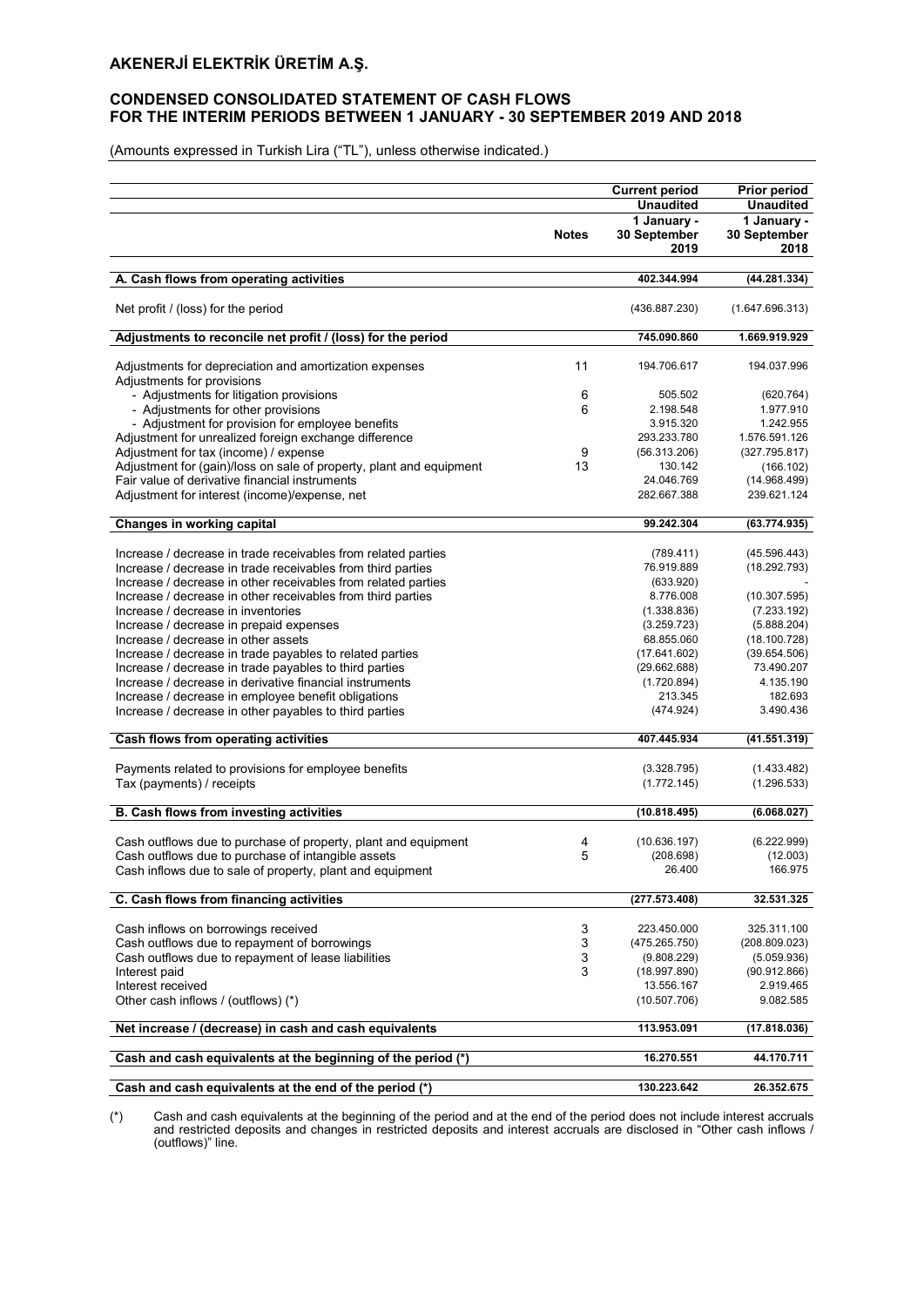# AKENERJİ ELEKTRİK ÜRETİM A.Ş.

## CONDENSED CONSOLIDATED STATEMENT OF CASH FLOWS FOR THE INTERIM PERIODS BETWEEN 1 JANUARY - 30 SEPTEMBER 2019 AND 2018

(Amounts expressed in Turkish Lira ("TL"), unless otherwise indicated.)

| | Notes | Current period Unaudited 1 January - 30 September 2019 | Prior period Unaudited 1 January - 30 September 2018 |
|---|---|---|---|
| **A. Cash flows from operating activities** | | **402.344.994** | **(44.281.334)** |
| Net profit / (loss) for the period | | (436.887.230) | (1.647.696.313) |
| **Adjustments to reconcile net profit / (loss) for the period** | | **745.090.860** | **1.669.919.929** |
| Adjustments for depreciation and amortization expenses | 11 | 194.706.617 | 194.037.996 |
| Adjustments for provisions | | | |
| - Adjustments for litigation provisions | 6 | 505.502 | (620.764) |
| - Adjustments for other provisions | 6 | 2.198.548 | 1.977.910 |
| - Adjustment for provision for employee benefits | | 3.915.320 | 1.242.955 |
| Adjustment for unrealized foreign exchange difference | | 293.233.780 | 1.576.591.126 |
| Adjustment for tax (income) / expense | 9 | (56.313.206) | (327.795.817) |
| Adjustment for (gain)/loss on sale of property, plant and equipment | 13 | 130.142 | (166.102) |
| Fair value of derivative financial instruments | | 24.046.769 | (14.968.499) |
| Adjustment for interest (income)/expense, net | | 282.667.388 | 239.621.124 |
| **Changes in working capital** | | **99.242.304** | **(63.774.935)** |
| Increase / decrease in trade receivables from related parties | | (789.411) | (45.596.443) |
| Increase / decrease in trade receivables from third parties | | 76.919.889 | (18.292.793) |
| Increase / decrease in other receivables from related parties | | (633.920) | - |
| Increase / decrease in other receivables from third parties | | 8.776.008 | (10.307.595) |
| Increase / decrease in inventories | | (1.338.836) | (7.233.192) |
| Increase / decrease in prepaid expenses | | (3.259.723) | (5.888.204) |
| Increase / decrease in other assets | | 68.855.060 | (18.100.728) |
| Increase / decrease in trade payables to related parties | | (17.641.602) | (39.654.506) |
| Increase / decrease in trade payables to third parties | | (29.662.688) | 73.490.207 |
| Increase / decrease in derivative financial instruments | | (1.720.894) | 4.135.190 |
| Increase / decrease in employee benefit obligations | | 213.345 | 182.693 |
| Increase / decrease in other payables to third parties | | (474.924) | 3.490.436 |
| **Cash flows from operating activities** | | **407.445.934** | **(41.551.319)** |
| Payments related to provisions for employee benefits | | (3.328.795) | (1.433.482) |
| Tax (payments) / receipts | | (1.772.145) | (1.296.533) |
| **B. Cash flows from investing activities** | | **(10.818.495)** | **(6.068.027)** |
| Cash outflows due to purchase of property, plant and equipment | 4 | (10.636.197) | (6.222.999) |
| Cash outflows due to purchase of intangible assets | 5 | (208.698) | (12.003) |
| Cash inflows due to sale of property, plant and equipment | | 26.400 | 166.975 |
| **C. Cash flows from financing activities** | | **(277.573.408)** | **32.531.325** |
| Cash inflows on borrowings received | 3 | 223.450.000 | 325.311.100 |
| Cash outflows due to repayment of borrowings | 3 | (475.265.750) | (208.809.023) |
| Cash outflows due to repayment of lease liabilities | 3 | (9.808.229) | (5.059.936) |
| Interest paid | 3 | (18.997.890) | (90.912.866) |
| Interest received | | 13.556.167 | 2.919.465 |
| Other cash inflows / (outflows) (*) | | (10.507.706) | 9.082.585 |
| **Net increase / (decrease) in cash and cash equivalents** | | **113.953.091** | **(17.818.036)** |
| **Cash and cash equivalents at the beginning of the period (*)** | | **16.270.551** | **44.170.711** |
| **Cash and cash equivalents at the end of the period (*)** | | **130.223.642** | **26.352.675** |

(*) Cash and cash equivalents at the beginning of the period and at the end of the period does not include interest accruals and restricted deposits and changes in restricted deposits and interest accruals are disclosed in "Other cash inflows / (outflows)" line.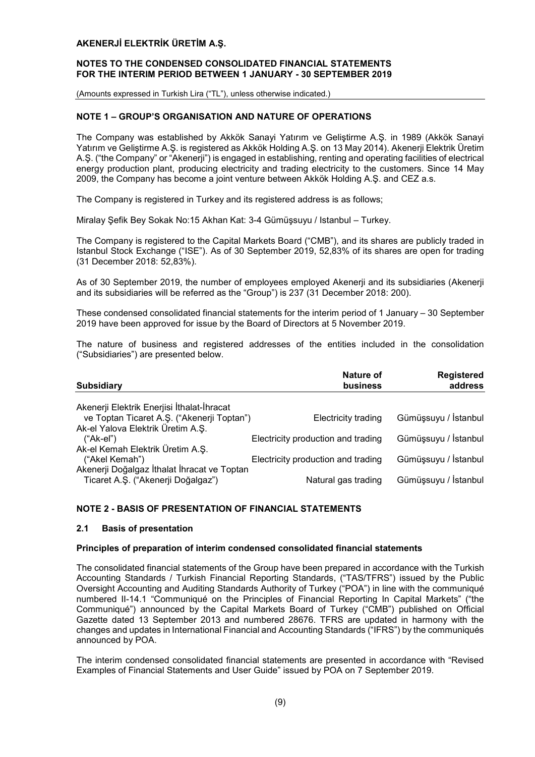## NOTE 1 – GROUP'S ORGANISATION AND NATURE OF OPERATIONS

The Company was established by Akkök Sanayi Yatırım ve Geliştirme A.Ş. in 1989 (Akkök Sanayi Yatırım ve Geliştirme A.Ş. is registered as Akkök Holding A.Ş. on 13 May 2014). Akenerji Elektrik Üretim A.Ş. ("the Company" or "Akenerji") is engaged in establishing, renting and operating facilities of electrical energy production plant, producing electricity and trading electricity to the customers. Since 14 May 2009, the Company has become a joint venture between Akkök Holding A.Ş. and CEZ a.s.

The Company is registered in Turkey and its registered address is as follows;

Miralay Şefik Bey Sokak No:15 Akhan Kat: 3-4 Gümüşsuyu / Istanbul – Turkey.

The Company is registered to the Capital Markets Board ("CMB"), and its shares are publicly traded in Istanbul Stock Exchange ("ISE"). As of 30 September 2019, 52,83% of its shares are open for trading (31 December 2018: 52,83%).

As of 30 September 2019, the number of employees employed Akenerji and its subsidiaries (Akenerji and its subsidiaries will be referred as the "Group") is 237 (31 December 2018: 200).

These condensed consolidated financial statements for the interim period of 1 January – 30 September 2019 have been approved for issue by the Board of Directors at 5 November 2019.

The nature of business and registered addresses of the entities included in the consolidation ("Subsidiaries") are presented below.

| Subsidiary | Nature of business | Registered address |
|---|---|---|
| Akenerji Elektrik Enerjisi İthalat-İhracat ve Toptan Ticaret A.Ş. ("Akenerji Toptan") | Electricity trading | Gümüşsuyu / İstanbul |
| Ak-el Yalova Elektrik Üretim A.Ş. ("Ak-el") | Electricity production and trading | Gümüşsuyu / İstanbul |
| Ak-el Kemah Elektrik Üretim A.Ş. ("Akel Kemah") | Electricity production and trading | Gümüşsuyu / İstanbul |
| Akenerji Doğalgaz İthalat İhracat ve Toptan Ticaret A.Ş. ("Akenerji Doğalgaz") | Natural gas trading | Gümüşsuyu / İstanbul |

## NOTE 2 - BASIS OF PRESENTATION OF FINANCIAL STATEMENTS

### 2.1 Basis of presentation

**Principles of preparation of interim condensed consolidated financial statements**

The consolidated financial statements of the Group have been prepared in accordance with the Turkish Accounting Standards / Turkish Financial Reporting Standards, ("TAS/TFRS") issued by the Public Oversight Accounting and Auditing Standards Authority of Turkey ("POA") in line with the communiqué numbered II-14.1 "Communiqué on the Principles of Financial Reporting In Capital Markets" ("the Communiqué") announced by the Capital Markets Board of Turkey ("CMB") published on Official Gazette dated 13 September 2013 and numbered 28676. TFRS are updated in harmony with the changes and updates in International Financial and Accounting Standards ("IFRS") by the communiqués announced by POA.

The interim condensed consolidated financial statements are presented in accordance with "Revised Examples of Financial Statements and User Guide" issued by POA on 7 September 2019.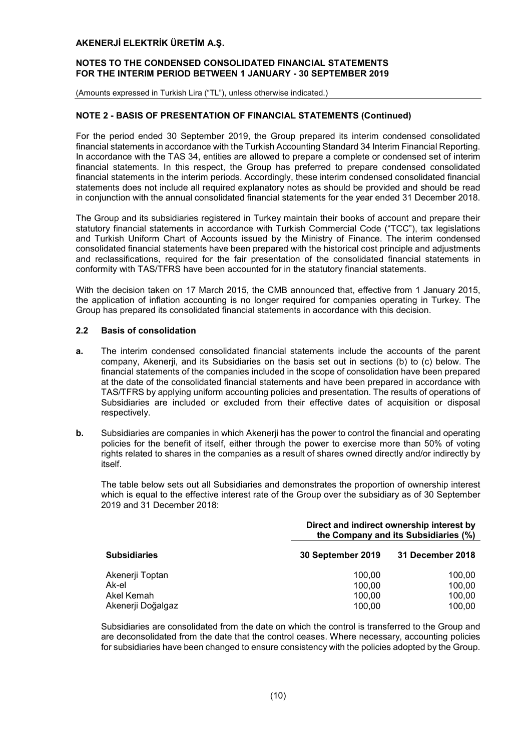## NOTE 2 - BASIS OF PRESENTATION OF FINANCIAL STATEMENTS (Continued)

For the period ended 30 September 2019, the Group prepared its interim condensed consolidated financial statements in accordance with the Turkish Accounting Standard 34 Interim Financial Reporting. In accordance with the TAS 34, entities are allowed to prepare a complete or condensed set of interim financial statements. In this respect, the Group has preferred to prepare condensed consolidated financial statements in the interim periods. Accordingly, these interim condensed consolidated financial statements does not include all required explanatory notes as should be provided and should be read in conjunction with the annual consolidated financial statements for the year ended 31 December 2018.

The Group and its subsidiaries registered in Turkey maintain their books of account and prepare their statutory financial statements in accordance with Turkish Commercial Code ("TCC"), tax legislations and Turkish Uniform Chart of Accounts issued by the Ministry of Finance. The interim condensed consolidated financial statements have been prepared with the historical cost principle and adjustments and reclassifications, required for the fair presentation of the consolidated financial statements in conformity with TAS/TFRS have been accounted for in the statutory financial statements.

With the decision taken on 17 March 2015, the CMB announced that, effective from 1 January 2015, the application of inflation accounting is no longer required for companies operating in Turkey. The Group has prepared its consolidated financial statements in accordance with this decision.

### 2.2 Basis of consolidation

**a.** The interim condensed consolidated financial statements include the accounts of the parent company, Akenerji, and its Subsidiaries on the basis set out in sections (b) to (c) below. The financial statements of the companies included in the scope of consolidation have been prepared at the date of the consolidated financial statements and have been prepared in accordance with TAS/TFRS by applying uniform accounting policies and presentation. The results of operations of Subsidiaries are included or excluded from their effective dates of acquisition or disposal respectively.

**b.** Subsidiaries are companies in which Akenerji has the power to control the financial and operating policies for the benefit of itself, either through the power to exercise more than 50% of voting rights related to shares in the companies as a result of shares owned directly and/or indirectly by itself.

The table below sets out all Subsidiaries and demonstrates the proportion of ownership interest which is equal to the effective interest rate of the Group over the subsidiary as of 30 September 2019 and 31 December 2018:

| | Direct and indirect ownership interest by the Company and its Subsidiaries (%) | |
|---|---|---|
| **Subsidiaries** | **30 September 2019** | **31 December 2018** |
| Akenerji Toptan | 100,00 | 100,00 |
| Ak-el | 100,00 | 100,00 |
| Akel Kemah | 100,00 | 100,00 |
| Akenerji Doğalgaz | 100,00 | 100,00 |

Subsidiaries are consolidated from the date on which the control is transferred to the Group and are deconsolidated from the date that the control ceases. Where necessary, accounting policies for subsidiaries have been changed to ensure consistency with the policies adopted by the Group.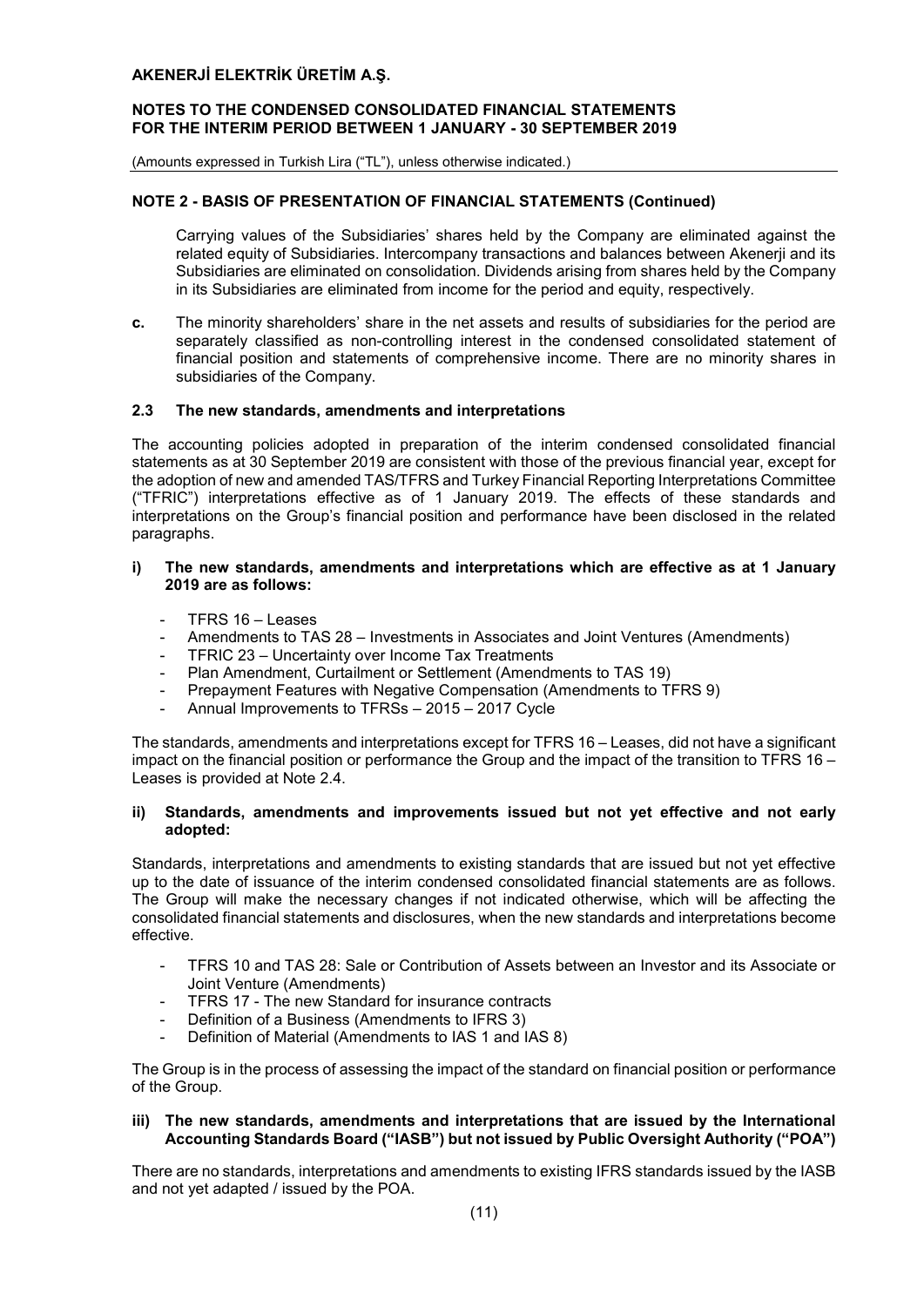## NOTE 2 - BASIS OF PRESENTATION OF FINANCIAL STATEMENTS (Continued)

Carrying values of the Subsidiaries' shares held by the Company are eliminated against the related equity of Subsidiaries. Intercompany transactions and balances between Akenerji and its Subsidiaries are eliminated on consolidation. Dividends arising from shares held by the Company in its Subsidiaries are eliminated from income for the period and equity, respectively.

**c.** The minority shareholders' share in the net assets and results of subsidiaries for the period are separately classified as non-controlling interest in the condensed consolidated statement of financial position and statements of comprehensive income. There are no minority shares in subsidiaries of the Company.

### 2.3 The new standards, amendments and interpretations

The accounting policies adopted in preparation of the interim condensed consolidated financial statements as at 30 September 2019 are consistent with those of the previous financial year, except for the adoption of new and amended TAS/TFRS and Turkey Financial Reporting Interpretations Committee ("TFRIC") interpretations effective as of 1 January 2019. The effects of these standards and interpretations on the Group's financial position and performance have been disclosed in the related paragraphs.

**i) The new standards, amendments and interpretations which are effective as at 1 January 2019 are as follows:**

- TFRS 16 – Leases
- Amendments to TAS 28 – Investments in Associates and Joint Ventures (Amendments)
- TFRIC 23 – Uncertainty over Income Tax Treatments
- Plan Amendment, Curtailment or Settlement (Amendments to TAS 19)
- Prepayment Features with Negative Compensation (Amendments to TFRS 9)
- Annual Improvements to TFRSs – 2015 – 2017 Cycle

The standards, amendments and interpretations except for TFRS 16 – Leases, did not have a significant impact on the financial position or performance the Group and the impact of the transition to TFRS 16 – Leases is provided at Note 2.4.

**ii) Standards, amendments and improvements issued but not yet effective and not early adopted:**

Standards, interpretations and amendments to existing standards that are issued but not yet effective up to the date of issuance of the interim condensed consolidated financial statements are as follows. The Group will make the necessary changes if not indicated otherwise, which will be affecting the consolidated financial statements and disclosures, when the new standards and interpretations become effective.

- TFRS 10 and TAS 28: Sale or Contribution of Assets between an Investor and its Associate or Joint Venture (Amendments)
- TFRS 17 - The new Standard for insurance contracts
- Definition of a Business (Amendments to IFRS 3)
- Definition of Material (Amendments to IAS 1 and IAS 8)

The Group is in the process of assessing the impact of the standard on financial position or performance of the Group.

**iii) The new standards, amendments and interpretations that are issued by the International Accounting Standards Board ("IASB") but not issued by Public Oversight Authority ("POA")**

There are no standards, interpretations and amendments to existing IFRS standards issued by the IASB and not yet adapted / issued by the POA.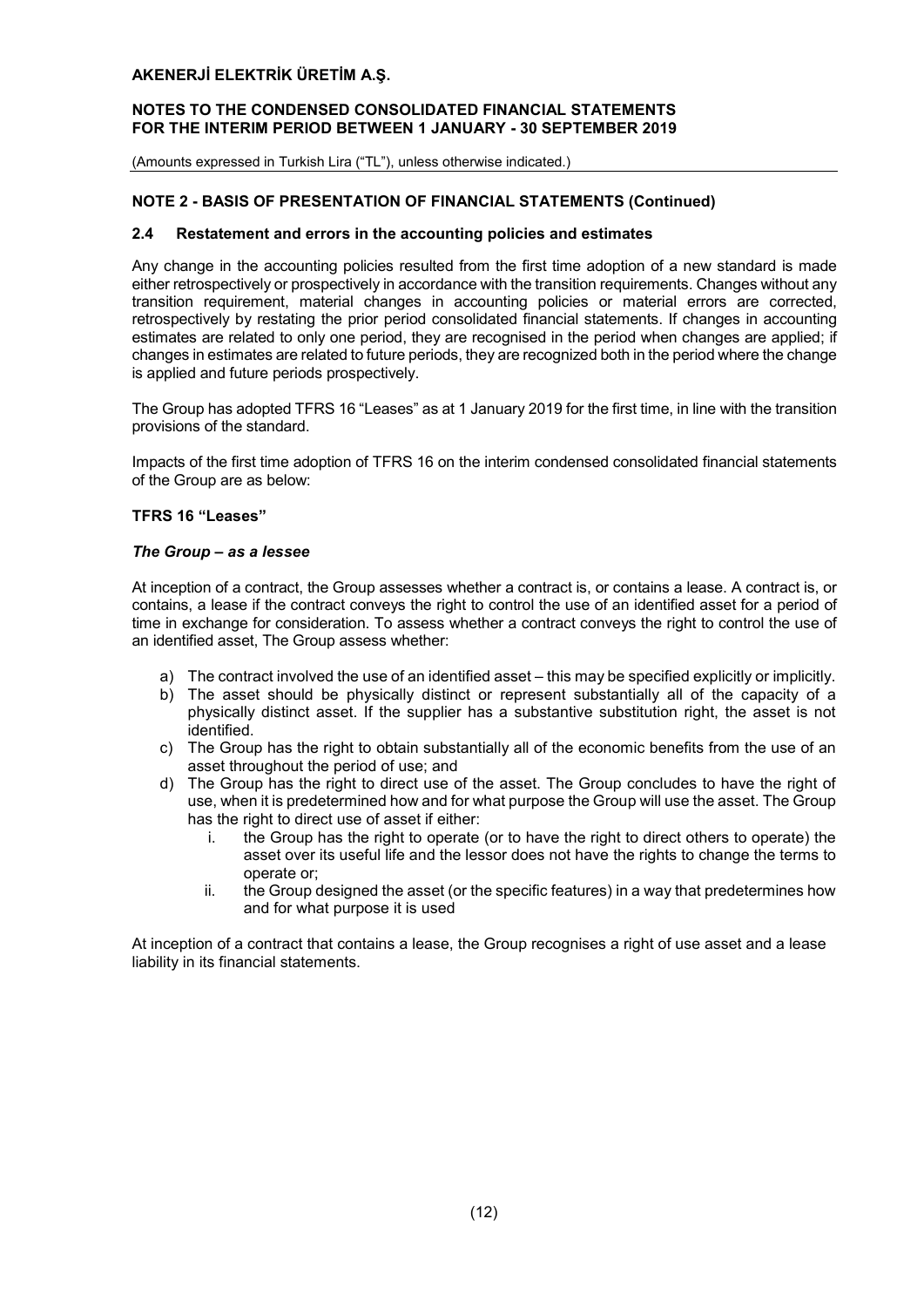## NOTE 2 - BASIS OF PRESENTATION OF FINANCIAL STATEMENTS (Continued)

### 2.4 Restatement and errors in the accounting policies and estimates

Any change in the accounting policies resulted from the first time adoption of a new standard is made either retrospectively or prospectively in accordance with the transition requirements. Changes without any transition requirement, material changes in accounting policies or material errors are corrected, retrospectively by restating the prior period consolidated financial statements. If changes in accounting estimates are related to only one period, they are recognised in the period when changes are applied; if changes in estimates are related to future periods, they are recognized both in the period where the change is applied and future periods prospectively.

The Group has adopted TFRS 16 "Leases" as at 1 January 2019 for the first time, in line with the transition provisions of the standard.

Impacts of the first time adoption of TFRS 16 on the interim condensed consolidated financial statements of the Group are as below:

**TFRS 16 "Leases"**

***The Group – as a lessee***

At inception of a contract, the Group assesses whether a contract is, or contains a lease. A contract is, or contains, a lease if the contract conveys the right to control the use of an identified asset for a period of time in exchange for consideration. To assess whether a contract conveys the right to control the use of an identified asset, The Group assess whether:

a) The contract involved the use of an identified asset – this may be specified explicitly or implicitly.
b) The asset should be physically distinct or represent substantially all of the capacity of a physically distinct asset. If the supplier has a substantive substitution right, the asset is not identified.
c) The Group has the right to obtain substantially all of the economic benefits from the use of an asset throughout the period of use; and
d) The Group has the right to direct use of the asset. The Group concludes to have the right of use, when it is predetermined how and for what purpose the Group will use the asset. The Group has the right to direct use of asset if either:
    i. the Group has the right to operate (or to have the right to direct others to operate) the asset over its useful life and the lessor does not have the rights to change the terms to operate or;
    ii. the Group designed the asset (or the specific features) in a way that predetermines how and for what purpose it is used

At inception of a contract that contains a lease, the Group recognises a right of use asset and a lease liability in its financial statements.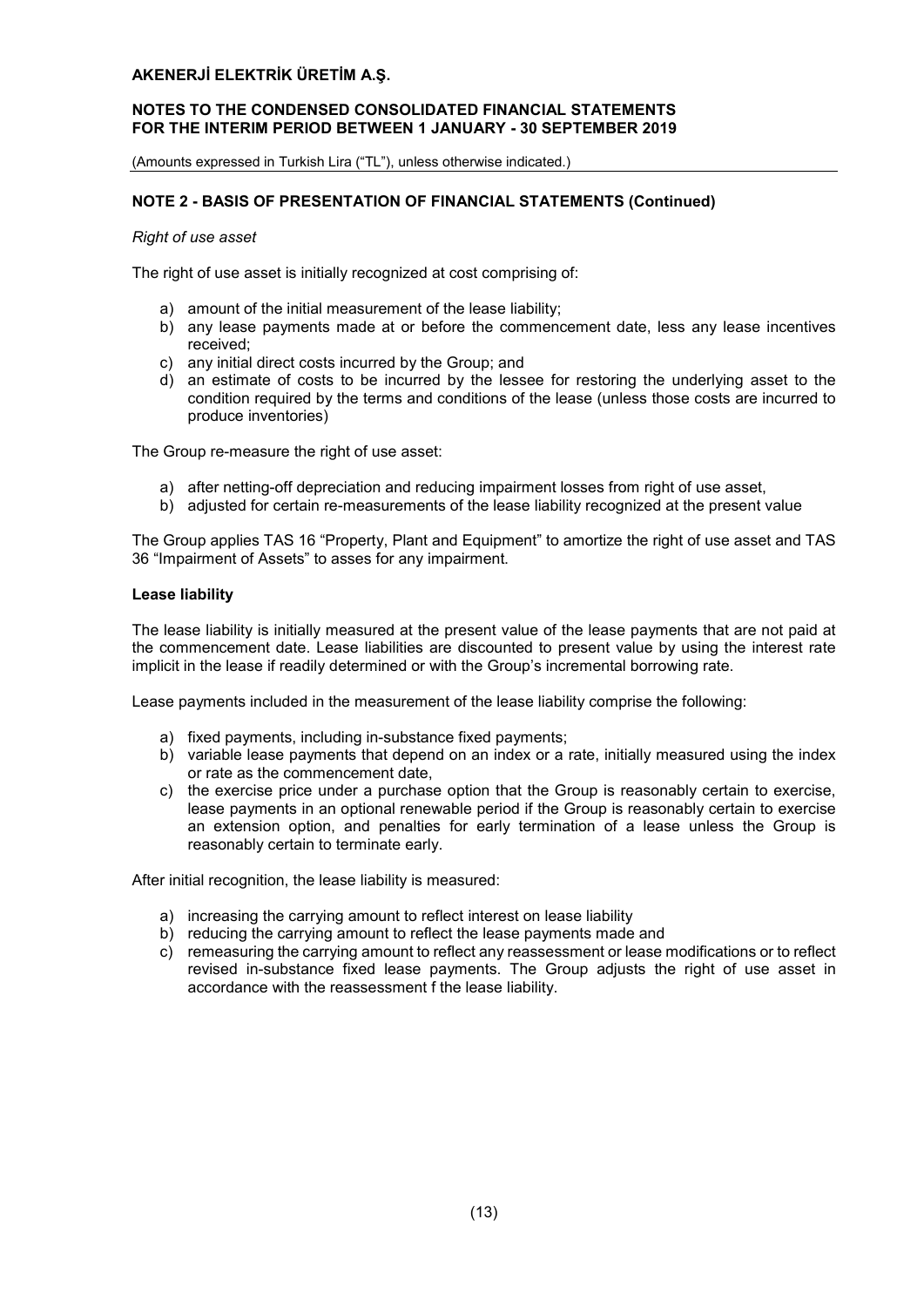## NOTE 2 - BASIS OF PRESENTATION OF FINANCIAL STATEMENTS (Continued)

*Right of use asset*

The right of use asset is initially recognized at cost comprising of:

a) amount of the initial measurement of the lease liability;
b) any lease payments made at or before the commencement date, less any lease incentives received;
c) any initial direct costs incurred by the Group; and
d) an estimate of costs to be incurred by the lessee for restoring the underlying asset to the condition required by the terms and conditions of the lease (unless those costs are incurred to produce inventories)

The Group re-measure the right of use asset:

a) after netting-off depreciation and reducing impairment losses from right of use asset,
b) adjusted for certain re-measurements of the lease liability recognized at the present value

The Group applies TAS 16 "Property, Plant and Equipment" to amortize the right of use asset and TAS 36 "Impairment of Assets" to asses for any impairment.

**Lease liability**

The lease liability is initially measured at the present value of the lease payments that are not paid at the commencement date. Lease liabilities are discounted to present value by using the interest rate implicit in the lease if readily determined or with the Group's incremental borrowing rate.

Lease payments included in the measurement of the lease liability comprise the following:

a) fixed payments, including in-substance fixed payments;
b) variable lease payments that depend on an index or a rate, initially measured using the index or rate as the commencement date,
c) the exercise price under a purchase option that the Group is reasonably certain to exercise, lease payments in an optional renewable period if the Group is reasonably certain to exercise an extension option, and penalties for early termination of a lease unless the Group is reasonably certain to terminate early.

After initial recognition, the lease liability is measured:

a) increasing the carrying amount to reflect interest on lease liability
b) reducing the carrying amount to reflect the lease payments made and
c) remeasuring the carrying amount to reflect any reassessment or lease modifications or to reflect revised in-substance fixed lease payments. The Group adjusts the right of use asset in accordance with the reassessment f the lease liability.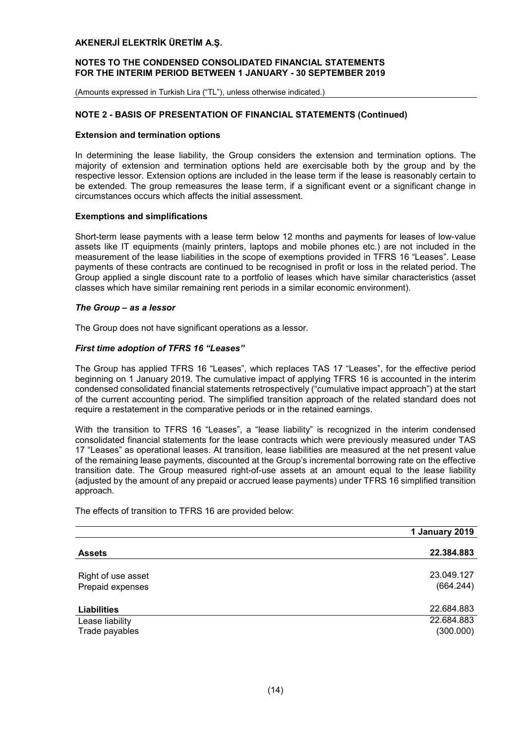## NOTE 2 - BASIS OF PRESENTATION OF FINANCIAL STATEMENTS (Continued)

**Extension and termination options**

In determining the lease liability, the Group considers the extension and termination options. The majority of extension and termination options held are exercisable both by the group and by the respective lessor. Extension options are included in the lease term if the lease is reasonably certain to be extended. The group remeasures the lease term, if a significant event or a significant change in circumstances occurs which affects the initial assessment.

**Exemptions and simplifications**

Short-term lease payments with a lease term below 12 months and payments for leases of low-value assets like IT equipments (mainly printers, laptops and mobile phones etc.) are not included in the measurement of the lease liabilities in the scope of exemptions provided in TFRS 16 "Leases". Lease payments of these contracts are continued to be recognised in profit or loss in the related period. The Group applied a single discount rate to a portfolio of leases which have similar characteristics (asset classes which have similar remaining rent periods in a similar economic environment).

***The Group – as a lessor***

The Group does not have significant operations as a lessor.

***First time adoption of TFRS 16 "Leases"***

The Group has applied TFRS 16 "Leases", which replaces TAS 17 "Leases", for the effective period beginning on 1 January 2019. The cumulative impact of applying TFRS 16 is accounted in the interim condensed consolidated financial statements retrospectively ("cumulative impact approach") at the start of the current accounting period. The simplified transition approach of the related standard does not require a restatement in the comparative periods or in the retained earnings.

With the transition to TFRS 16 "Leases", a "lease liability" is recognized in the interim condensed consolidated financial statements for the lease contracts which were previously measured under TAS 17 "Leases" as operational leases. At transition, lease liabilities are measured at the net present value of the remaining lease payments, discounted at the Group's incremental borrowing rate on the effective transition date. The Group measured right-of-use assets at an amount equal to the lease liability (adjusted by the amount of any prepaid or accrued lease payments) under TFRS 16 simplified transition approach.

The effects of transition to TFRS 16 are provided below:

| | **1 January 2019** |
|---|---|
| **Assets** | **22.384.883** |
| Right of use asset | 23.049.127 |
| Prepaid expenses | (664.244) |
| **Liabilities** | 22.684.883 |
| Lease liability | 22.684.883 |
| Trade payables | (300.000) |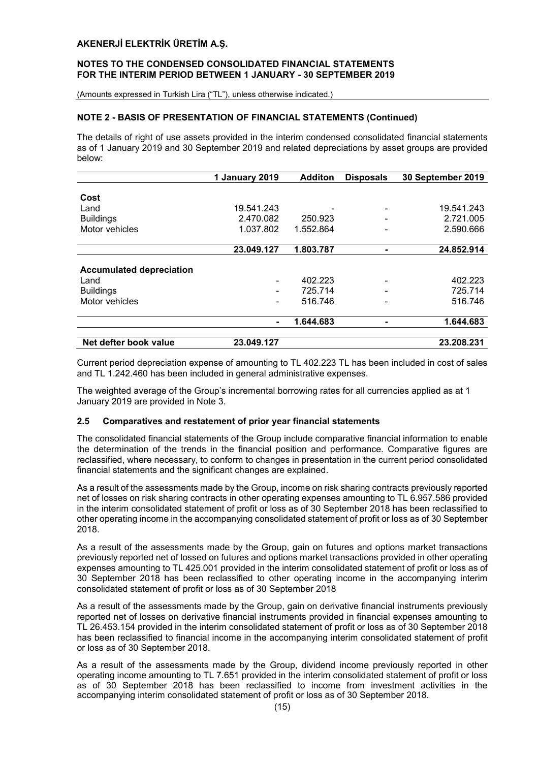## NOTE 2 - BASIS OF PRESENTATION OF FINANCIAL STATEMENTS (Continued)

The details of right of use assets provided in the interim condensed consolidated financial statements as of 1 January 2019 and 30 September 2019 and related depreciations by asset groups are provided below:

| | 1 January 2019 | Additon | Disposals | 30 September 2019 |
|---|---|---|---|---|
| **Cost** | | | | |
| Land | 19.541.243 | - | - | 19.541.243 |
| Buildings | 2.470.082 | 250.923 | - | 2.721.005 |
| Motor vehicles | 1.037.802 | 1.552.864 | - | 2.590.666 |
| | **23.049.127** | **1.803.787** | **-** | **24.852.914** |
| **Accumulated depreciation** | | | | |
| Land | - | 402.223 | - | 402.223 |
| Buildings | - | 725.714 | - | 725.714 |
| Motor vehicles | - | 516.746 | - | 516.746 |
| | **-** | **1.644.683** | **-** | **1.644.683** |
| **Net defter book value** | **23.049.127** | | | **23.208.231** |

Current period depreciation expense of amounting to TL 402.223 TL has been included in cost of sales and TL 1.242.460 has been included in general administrative expenses.

The weighted average of the Group's incremental borrowing rates for all currencies applied as at 1 January 2019 are provided in Note 3.

### 2.5 Comparatives and restatement of prior year financial statements

The consolidated financial statements of the Group include comparative financial information to enable the determination of the trends in the financial position and performance. Comparative figures are reclassified, where necessary, to conform to changes in presentation in the current period consolidated financial statements and the significant changes are explained.

As a result of the assessments made by the Group, income on risk sharing contracts previously reported net of losses on risk sharing contracts in other operating expenses amounting to TL 6.957.586 provided in the interim consolidated statement of profit or loss as of 30 September 2018 has been reclassified to other operating income in the accompanying consolidated statement of profit or loss as of 30 September 2018.

As a result of the assessments made by the Group, gain on futures and options market transactions previously reported net of lossed on futures and options market transactions provided in other operating expenses amounting to TL 425.001 provided in the interim consolidated statement of profit or loss as of 30 September 2018 has been reclassified to other operating income in the accompanying interim consolidated statement of profit or loss as of 30 September 2018

As a result of the assessments made by the Group, gain on derivative financial instruments previously reported net of losses on derivative financial instruments provided in financial expenses amounting to TL 26.453.154 provided in the interim consolidated statement of profit or loss as of 30 September 2018 has been reclassified to financial income in the accompanying interim consolidated statement of profit or loss as of 30 September 2018.

As a result of the assessments made by the Group, dividend income previously reported in other operating income amounting to TL 7.651 provided in the interim consolidated statement of profit or loss as of 30 September 2018 has been reclassified to income from investment activities in the accompanying interim consolidated statement of profit or loss as of 30 September 2018.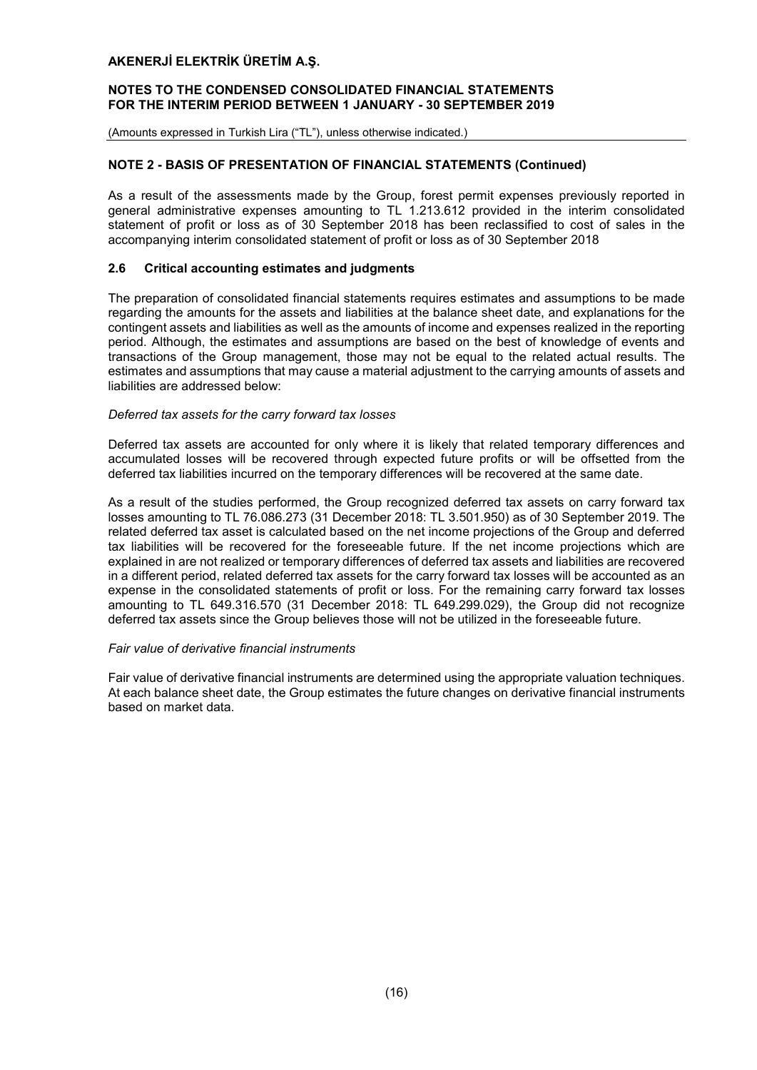## NOTE 2 - BASIS OF PRESENTATION OF FINANCIAL STATEMENTS (Continued)

As a result of the assessments made by the Group, forest permit expenses previously reported in general administrative expenses amounting to TL 1.213.612 provided in the interim consolidated statement of profit or loss as of 30 September 2018 has been reclassified to cost of sales in the accompanying interim consolidated statement of profit or loss as of 30 September 2018

### 2.6 Critical accounting estimates and judgments

The preparation of consolidated financial statements requires estimates and assumptions to be made regarding the amounts for the assets and liabilities at the balance sheet date, and explanations for the contingent assets and liabilities as well as the amounts of income and expenses realized in the reporting period. Although, the estimates and assumptions are based on the best of knowledge of events and transactions of the Group management, those may not be equal to the related actual results. The estimates and assumptions that may cause a material adjustment to the carrying amounts of assets and liabilities are addressed below:

*Deferred tax assets for the carry forward tax losses*

Deferred tax assets are accounted for only where it is likely that related temporary differences and accumulated losses will be recovered through expected future profits or will be offsetted from the deferred tax liabilities incurred on the temporary differences will be recovered at the same date.

As a result of the studies performed, the Group recognized deferred tax assets on carry forward tax losses amounting to TL 76.086.273 (31 December 2018: TL 3.501.950) as of 30 September 2019. The related deferred tax asset is calculated based on the net income projections of the Group and deferred tax liabilities will be recovered for the foreseeable future. If the net income projections which are explained in are not realized or temporary differences of deferred tax assets and liabilities are recovered in a different period, related deferred tax assets for the carry forward tax losses will be accounted as an expense in the consolidated statements of profit or loss. For the remaining carry forward tax losses amounting to TL 649.316.570 (31 December 2018: TL 649.299.029), the Group did not recognize deferred tax assets since the Group believes those will not be utilized in the foreseeable future.

*Fair value of derivative financial instruments*

Fair value of derivative financial instruments are determined using the appropriate valuation techniques. At each balance sheet date, the Group estimates the future changes on derivative financial instruments based on market data.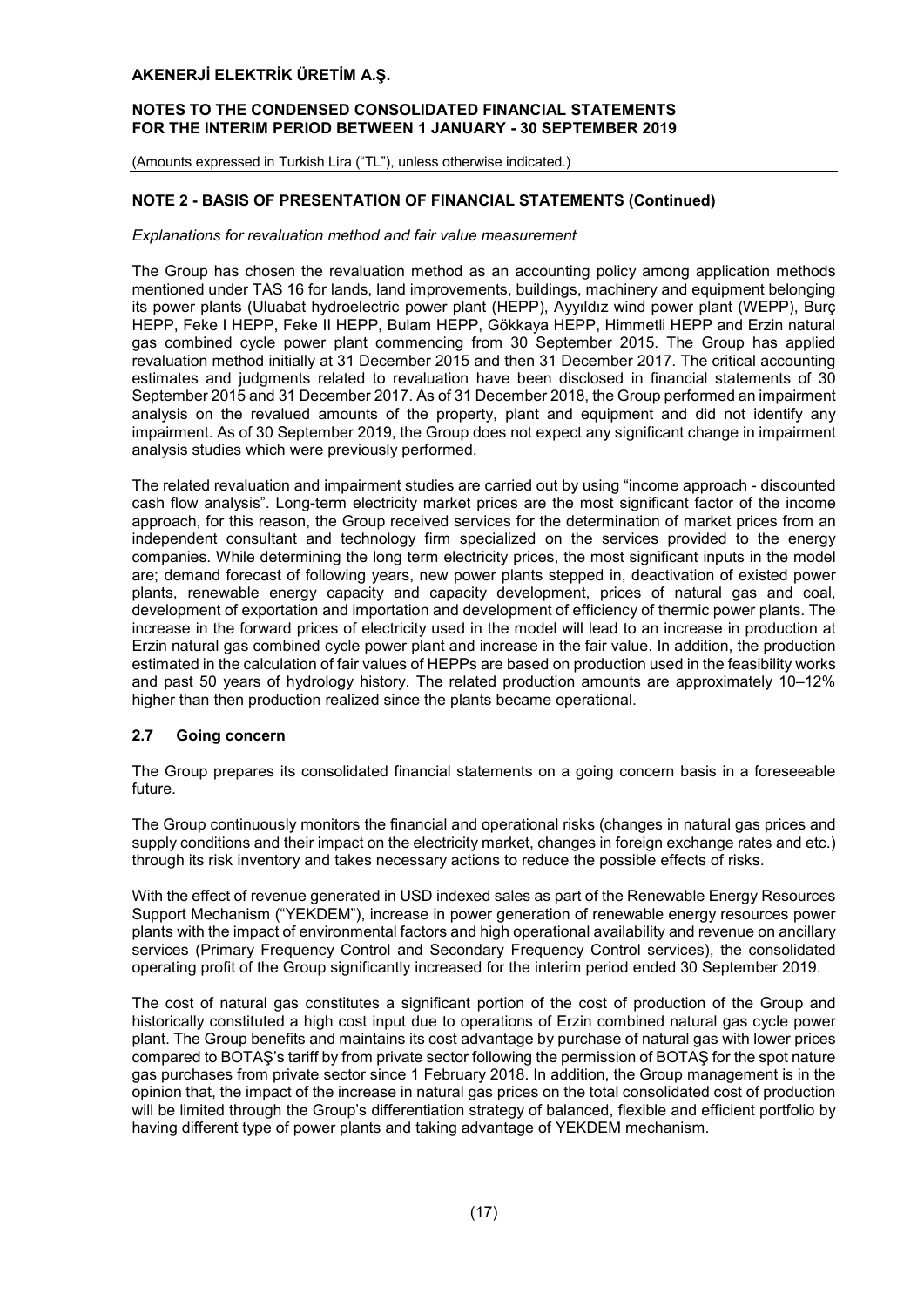## NOTE 2 - BASIS OF PRESENTATION OF FINANCIAL STATEMENTS (Continued)

*Explanations for revaluation method and fair value measurement*

The Group has chosen the revaluation method as an accounting policy among application methods mentioned under TAS 16 for lands, land improvements, buildings, machinery and equipment belonging its power plants (Uluabat hydroelectric power plant (HEPP), Ayyıldız wind power plant (WEPP), Burç HEPP, Feke I HEPP, Feke II HEPP, Bulam HEPP, Gökkaya HEPP, Himmetli HEPP and Erzin natural gas combined cycle power plant commencing from 30 September 2015. The Group has applied revaluation method initially at 31 December 2015 and then 31 December 2017. The critical accounting estimates and judgments related to revaluation have been disclosed in financial statements of 30 September 2015 and 31 December 2017. As of 31 December 2018, the Group performed an impairment analysis on the revalued amounts of the property, plant and equipment and did not identify any impairment. As of 30 September 2019, the Group does not expect any significant change in impairment analysis studies which were previously performed.

The related revaluation and impairment studies are carried out by using "income approach - discounted cash flow analysis". Long-term electricity market prices are the most significant factor of the income approach, for this reason, the Group received services for the determination of market prices from an independent consultant and technology firm specialized on the services provided to the energy companies. While determining the long term electricity prices, the most significant inputs in the model are; demand forecast of following years, new power plants stepped in, deactivation of existed power plants, renewable energy capacity and capacity development, prices of natural gas and coal, development of exportation and importation and development of efficiency of thermic power plants. The increase in the forward prices of electricity used in the model will lead to an increase in production at Erzin natural gas combined cycle power plant and increase in the fair value. In addition, the production estimated in the calculation of fair values of HEPPs are based on production used in the feasibility works and past 50 years of hydrology history. The related production amounts are approximately 10–12% higher than then production realized since the plants became operational.

### 2.7 Going concern

The Group prepares its consolidated financial statements on a going concern basis in a foreseeable future.

The Group continuously monitors the financial and operational risks (changes in natural gas prices and supply conditions and their impact on the electricity market, changes in foreign exchange rates and etc.) through its risk inventory and takes necessary actions to reduce the possible effects of risks.

With the effect of revenue generated in USD indexed sales as part of the Renewable Energy Resources Support Mechanism ("YEKDEM"), increase in power generation of renewable energy resources power plants with the impact of environmental factors and high operational availability and revenue on ancillary services (Primary Frequency Control and Secondary Frequency Control services), the consolidated operating profit of the Group significantly increased for the interim period ended 30 September 2019.

The cost of natural gas constitutes a significant portion of the cost of production of the Group and historically constituted a high cost input due to operations of Erzin combined natural gas cycle power plant. The Group benefits and maintains its cost advantage by purchase of natural gas with lower prices compared to BOTAŞ's tariff by from private sector following the permission of BOTAŞ for the spot nature gas purchases from private sector since 1 February 2018. In addition, the Group management is in the opinion that, the impact of the increase in natural gas prices on the total consolidated cost of production will be limited through the Group's differentiation strategy of balanced, flexible and efficient portfolio by having different type of power plants and taking advantage of YEKDEM mechanism.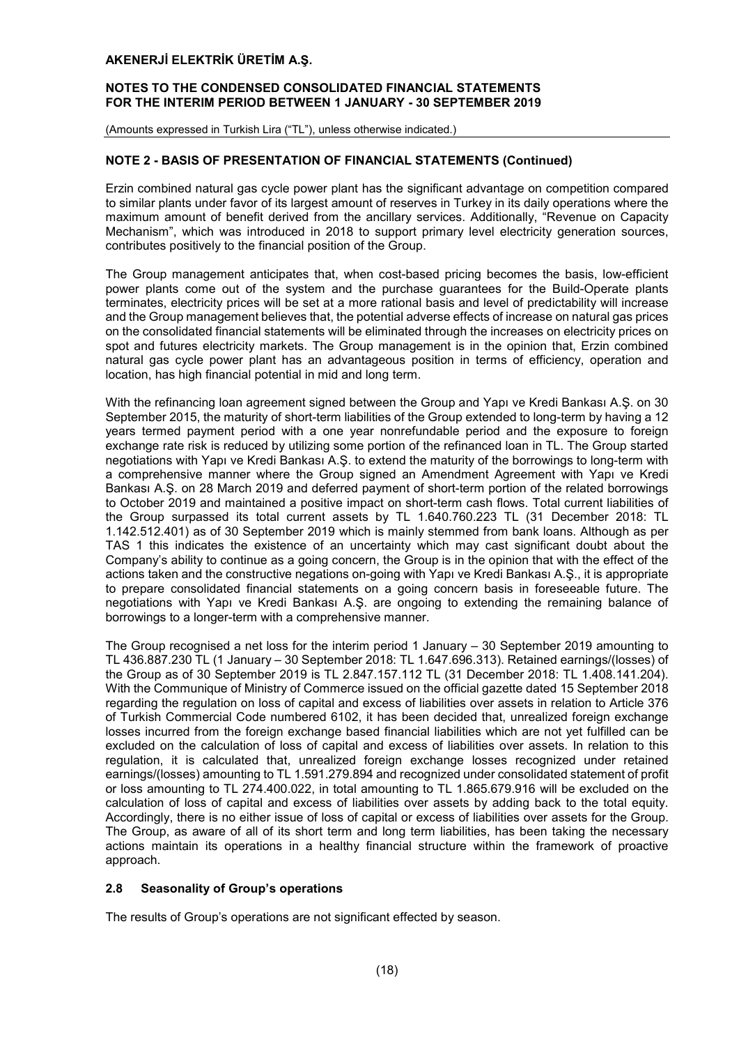## NOTE 2 - BASIS OF PRESENTATION OF FINANCIAL STATEMENTS (Continued)

Erzin combined natural gas cycle power plant has the significant advantage on competition compared to similar plants under favor of its largest amount of reserves in Turkey in its daily operations where the maximum amount of benefit derived from the ancillary services. Additionally, "Revenue on Capacity Mechanism", which was introduced in 2018 to support primary level electricity generation sources, contributes positively to the financial position of the Group.

The Group management anticipates that, when cost-based pricing becomes the basis, low-efficient power plants come out of the system and the purchase guarantees for the Build-Operate plants terminates, electricity prices will be set at a more rational basis and level of predictability will increase and the Group management believes that, the potential adverse effects of increase on natural gas prices on the consolidated financial statements will be eliminated through the increases on electricity prices on spot and futures electricity markets. The Group management is in the opinion that, Erzin combined natural gas cycle power plant has an advantageous position in terms of efficiency, operation and location, has high financial potential in mid and long term.

With the refinancing loan agreement signed between the Group and Yapı ve Kredi Bankası A.Ş. on 30 September 2015, the maturity of short-term liabilities of the Group extended to long-term by having a 12 years termed payment period with a one year nonrefundable period and the exposure to foreign exchange rate risk is reduced by utilizing some portion of the refinanced loan in TL. The Group started negotiations with Yapı ve Kredi Bankası A.Ş. to extend the maturity of the borrowings to long-term with a comprehensive manner where the Group signed an Amendment Agreement with Yapı ve Kredi Bankası A.Ş. on 28 March 2019 and deferred payment of short-term portion of the related borrowings to October 2019 and maintained a positive impact on short-term cash flows. Total current liabilities of the Group surpassed its total current assets by TL 1.640.760.223 TL (31 December 2018: TL 1.142.512.401) as of 30 September 2019 which is mainly stemmed from bank loans. Although as per TAS 1 this indicates the existence of an uncertainty which may cast significant doubt about the Company's ability to continue as a going concern, the Group is in the opinion that with the effect of the actions taken and the constructive negations on-going with Yapı ve Kredi Bankası A.Ş., it is appropriate to prepare consolidated financial statements on a going concern basis in foreseeable future. The negotiations with Yapı ve Kredi Bankası A.Ş. are ongoing to extending the remaining balance of borrowings to a longer-term with a comprehensive manner.

The Group recognised a net loss for the interim period 1 January – 30 September 2019 amounting to TL 436.887.230 TL (1 January – 30 September 2018: TL 1.647.696.313). Retained earnings/(losses) of the Group as of 30 September 2019 is TL 2.847.157.112 TL (31 December 2018: TL 1.408.141.204). With the Communique of Ministry of Commerce issued on the official gazette dated 15 September 2018 regarding the regulation on loss of capital and excess of liabilities over assets in relation to Article 376 of Turkish Commercial Code numbered 6102, it has been decided that, unrealized foreign exchange losses incurred from the foreign exchange based financial liabilities which are not yet fulfilled can be excluded on the calculation of loss of capital and excess of liabilities over assets. In relation to this regulation, it is calculated that, unrealized foreign exchange losses recognized under retained earnings/(losses) amounting to TL 1.591.279.894 and recognized under consolidated statement of profit or loss amounting to TL 274.400.022, in total amounting to TL 1.865.679.916 will be excluded on the calculation of loss of capital and excess of liabilities over assets by adding back to the total equity. Accordingly, there is no either issue of loss of capital or excess of liabilities over assets for the Group. The Group, as aware of all of its short term and long term liabilities, has been taking the necessary actions maintain its operations in a healthy financial structure within the framework of proactive approach.

### 2.8 Seasonality of Group's operations

The results of Group's operations are not significant effected by season.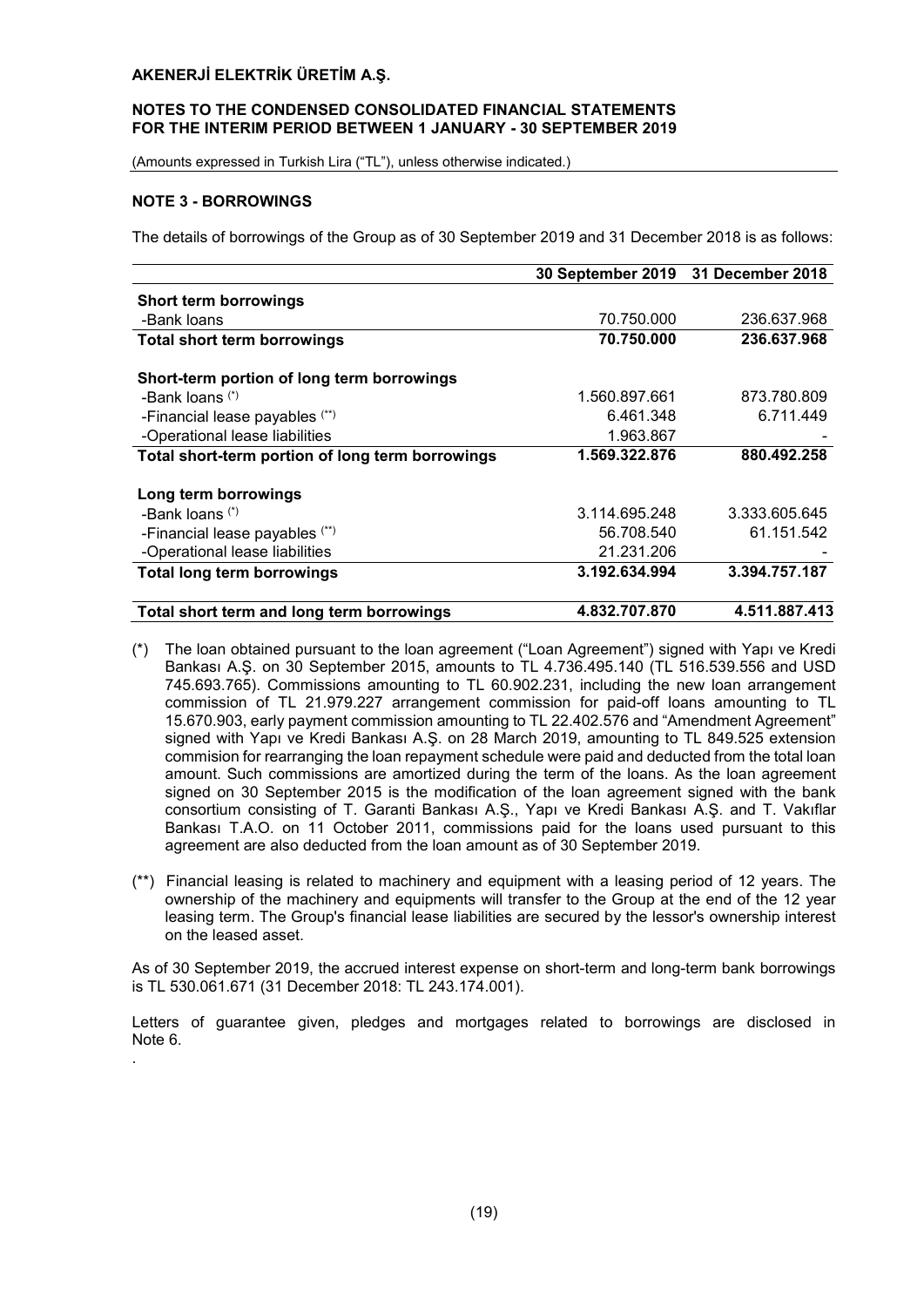## NOTE 3 - BORROWINGS

The details of borrowings of the Group as of 30 September 2019 and 31 December 2018 is as follows:

| | 30 September 2019 | 31 December 2018 |
|---|---|---|
| **Short term borrowings** | | |
| -Bank loans | 70.750.000 | 236.637.968 |
| **Total short term borrowings** | **70.750.000** | **236.637.968** |
| | | |
| **Short-term portion of long term borrowings** | | |
| -Bank loans (*) | 1.560.897.661 | 873.780.809 |
| -Financial lease payables (**) | 6.461.348 | 6.711.449 |
| -Operational lease liabilities | 1.963.867 | - |
| **Total short-term portion of long term borrowings** | **1.569.322.876** | **880.492.258** |
| | | |
| **Long term borrowings** | | |
| -Bank loans (*) | 3.114.695.248 | 3.333.605.645 |
| -Financial lease payables (**) | 56.708.540 | 61.151.542 |
| -Operational lease liabilities | 21.231.206 | - |
| **Total long term borrowings** | **3.192.634.994** | **3.394.757.187** |
| | | |
| **Total short term and long term borrowings** | **4.832.707.870** | **4.511.887.413** |

(*) The loan obtained pursuant to the loan agreement ("Loan Agreement") signed with Yapı ve Kredi Bankası A.Ş. on 30 September 2015, amounts to TL 4.736.495.140 (TL 516.539.556 and USD 745.693.765). Commissions amounting to TL 60.902.231, including the new loan arrangement commission of TL 21.979.227 arrangement commission for paid-off loans amounting to TL 15.670.903, early payment commission amounting to TL 22.402.576 and "Amendment Agreement" signed with Yapı ve Kredi Bankası A.Ş. on 28 March 2019, amounting to TL 849.525 extension commision for rearranging the loan repayment schedule were paid and deducted from the total loan amount. Such commissions are amortized during the term of the loans. As the loan agreement signed on 30 September 2015 is the modification of the loan agreement signed with the bank consortium consisting of T. Garanti Bankası A.Ş., Yapı ve Kredi Bankası A.Ş. and T. Vakıflar Bankası T.A.O. on 11 October 2011, commissions paid for the loans used pursuant to this agreement are also deducted from the loan amount as of 30 September 2019.

(**) Financial leasing is related to machinery and equipment with a leasing period of 12 years. The ownership of the machinery and equipments will transfer to the Group at the end of the 12 year leasing term. The Group's financial lease liabilities are secured by the lessor's ownership interest on the leased asset.

As of 30 September 2019, the accrued interest expense on short-term and long-term bank borrowings is TL 530.061.671 (31 December 2018: TL 243.174.001).

Letters of guarantee given, pledges and mortgages related to borrowings are disclosed in Note 6.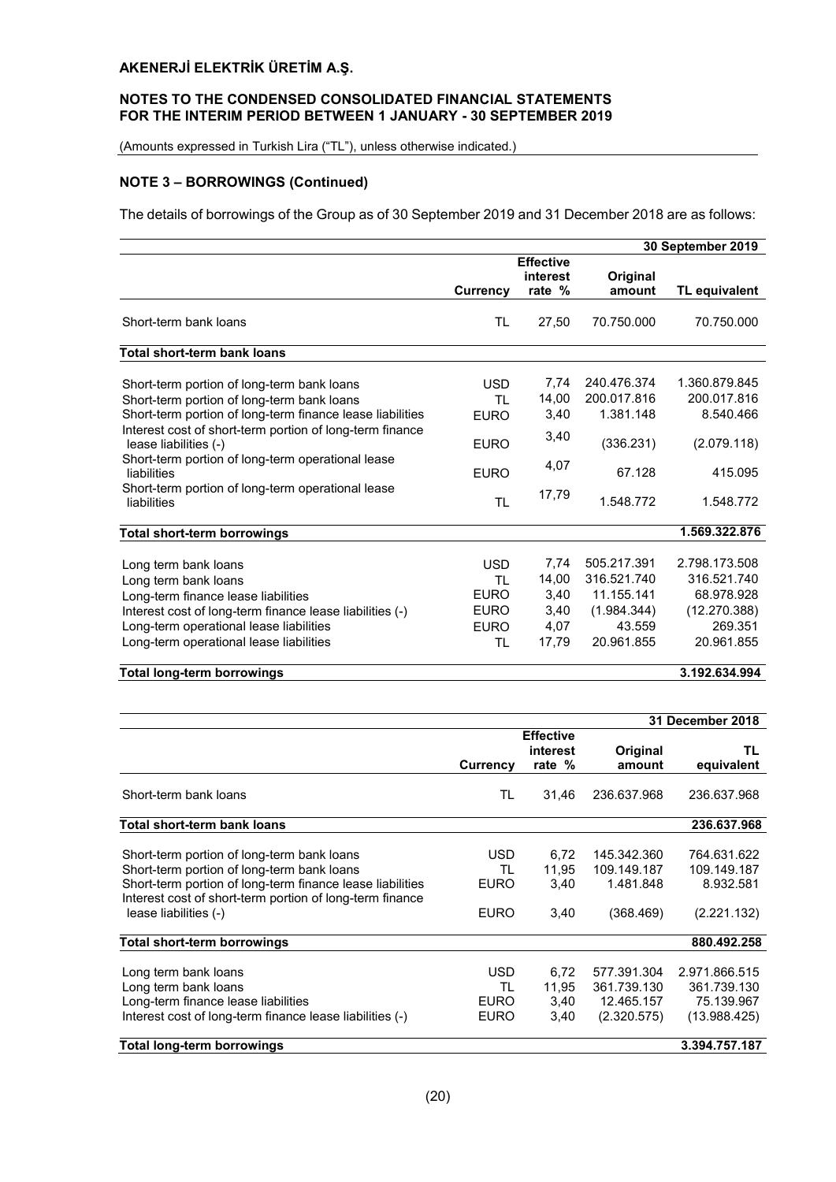## NOTE 3 – BORROWINGS (Continued)

The details of borrowings of the Group as of 30 September 2019 and 31 December 2018 are as follows:

| | | | | 30 September 2019 |
|---|---|---|---|---|
| | **Currency** | **Effective interest rate %** | **Original amount** | **TL equivalent** |
| Short-term bank loans | TL | 27,50 | 70.750.000 | 70.750.000 |
| **Total short-term bank loans** | | | | |
| Short-term portion of long-term bank loans | USD | 7,74 | 240.476.374 | 1.360.879.845 |
| Short-term portion of long-term bank loans | TL | 14,00 | 200.017.816 | 200.017.816 |
| Short-term portion of long-term finance lease liabilities | EURO | 3,40 | 1.381.148 | 8.540.466 |
| Interest cost of short-term portion of long-term finance lease liabilities (-) | EURO | 3,40 | (336.231) | (2.079.118) |
| Short-term portion of long-term operational lease liabilities | EURO | 4,07 | 67.128 | 415.095 |
| Short-term portion of long-term operational lease liabilities | TL | 17,79 | 1.548.772 | 1.548.772 |
| **Total short-term borrowings** | | | | **1.569.322.876** |
| Long term bank loans | USD | 7,74 | 505.217.391 | 2.798.173.508 |
| Long term bank loans | TL | 14,00 | 316.521.740 | 316.521.740 |
| Long-term finance lease liabilities | EURO | 3,40 | 11.155.141 | 68.978.928 |
| Interest cost of long-term finance lease liabilities (-) | EURO | 3,40 | (1.984.344) | (12.270.388) |
| Long-term operational lease liabilities | EURO | 4,07 | 43.559 | 269.351 |
| Long-term operational lease liabilities | TL | 17,79 | 20.961.855 | 20.961.855 |
| **Total long-term borrowings** | | | | **3.192.634.994** |

| | | | | 31 December 2018 |
|---|---|---|---|---|
| | **Currency** | **Effective interest rate %** | **Original amount** | **TL equivalent** |
| Short-term bank loans | TL | 31,46 | 236.637.968 | 236.637.968 |
| **Total short-term bank loans** | | | | **236.637.968** |
| Short-term portion of long-term bank loans | USD | 6,72 | 145.342.360 | 764.631.622 |
| Short-term portion of long-term bank loans | TL | 11,95 | 109.149.187 | 109.149.187 |
| Short-term portion of long-term finance lease liabilities | EURO | 3,40 | 1.481.848 | 8.932.581 |
| Interest cost of short-term portion of long-term finance lease liabilities (-) | EURO | 3,40 | (368.469) | (2.221.132) |
| **Total short-term borrowings** | | | | **880.492.258** |
| Long term bank loans | USD | 6,72 | 577.391.304 | 2.971.866.515 |
| Long term bank loans | TL | 11,95 | 361.739.130 | 361.739.130 |
| Long-term finance lease liabilities | EURO | 3,40 | 12.465.157 | 75.139.967 |
| Interest cost of long-term finance lease liabilities (-) | EURO | 3,40 | (2.320.575) | (13.988.425) |
| **Total long-term borrowings** | | | | **3.394.757.187** |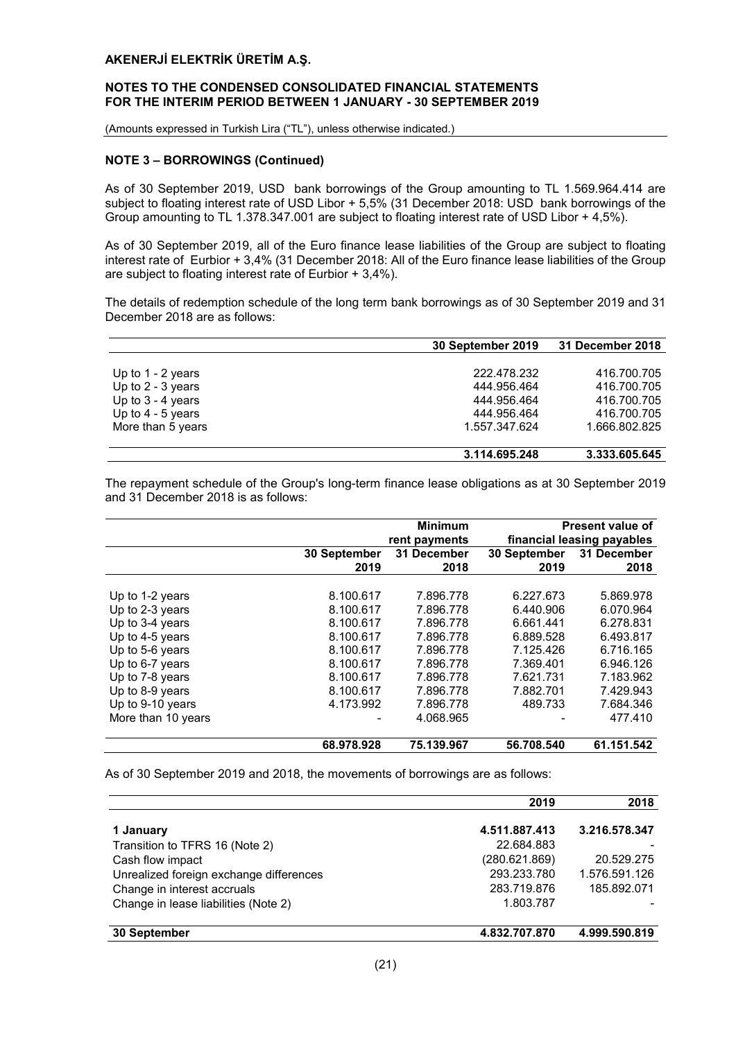**NOTE 3 – BORROWINGS (Continued)**

As of 30 September 2019, USD bank borrowings of the Group amounting to TL 1.569.964.414 are subject to floating interest rate of USD Libor + 5,5% (31 December 2018: USD bank borrowings of the Group amounting to TL 1.378.347.001 are subject to floating interest rate of USD Libor + 4,5%).

As of 30 September 2019, all of the Euro finance lease liabilities of the Group are subject to floating interest rate of Eurbior + 3,4% (31 December 2018: All of the Euro finance lease liabilities of the Group are subject to floating interest rate of Eurbior + 3,4%).

The details of redemption schedule of the long term bank borrowings as of 30 September 2019 and 31 December 2018 are as follows:

| | 30 September 2019 | 31 December 2018 |
|---|---|---|
| Up to 1 - 2 years | 222.478.232 | 416.700.705 |
| Up to 2 - 3 years | 444.956.464 | 416.700.705 |
| Up to 3 - 4 years | 444.956.464 | 416.700.705 |
| Up to 4 - 5 years | 444.956.464 | 416.700.705 |
| More than 5 years | 1.557.347.624 | 1.666.802.825 |
| | **3.114.695.248** | **3.333.605.645** |

The repayment schedule of the Group's long-term finance lease obligations as at 30 September 2019 and 31 December 2018 is as follows:

| | Minimum rent payments | | Present value of financial leasing payables | |
|---|---|---|---|---|
| | 30 September 2019 | 31 December 2018 | 30 September 2019 | 31 December 2018 |
| Up to 1-2 years | 8.100.617 | 7.896.778 | 6.227.673 | 5.869.978 |
| Up to 2-3 years | 8.100.617 | 7.896.778 | 6.440.906 | 6.070.964 |
| Up to 3-4 years | 8.100.617 | 7.896.778 | 6.661.441 | 6.278.831 |
| Up to 4-5 years | 8.100.617 | 7.896.778 | 6.889.528 | 6.493.817 |
| Up to 5-6 years | 8.100.617 | 7.896.778 | 7.125.426 | 6.716.165 |
| Up to 6-7 years | 8.100.617 | 7.896.778 | 7.369.401 | 6.946.126 |
| Up to 7-8 years | 8.100.617 | 7.896.778 | 7.621.731 | 7.183.962 |
| Up to 8-9 years | 8.100.617 | 7.896.778 | 7.882.701 | 7.429.943 |
| Up to 9-10 years | 4.173.992 | 7.896.778 | 489.733 | 7.684.346 |
| More than 10 years | - | 4.068.965 | - | 477.410 |
| | **68.978.928** | **75.139.967** | **56.708.540** | **61.151.542** |

As of 30 September 2019 and 2018, the movements of borrowings are as follows:

| | 2019 | 2018 |
|---|---|---|
| **1 January** | **4.511.887.413** | **3.216.578.347** |
| Transition to TFRS 16 (Note 2) | 22.684.883 | - |
| Cash flow impact | (280.621.869) | 20.529.275 |
| Unrealized foreign exchange differences | 293.233.780 | 1.576.591.126 |
| Change in interest accruals | 283.719.876 | 185.892.071 |
| Change in lease liabilities (Note 2) | 1.803.787 | - |
| **30 September** | **4.832.707.870** | **4.999.590.819** |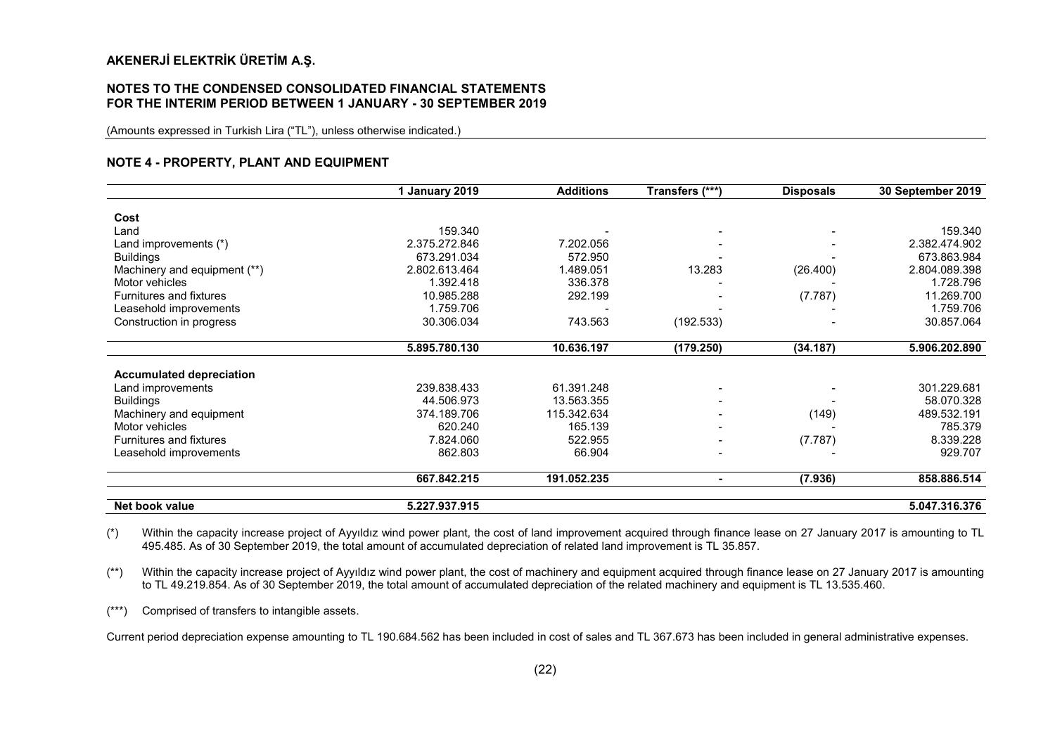**AKENERJİ ELEKTRİK ÜRETİM A.Ş.**

**NOTES TO THE CONDENSED CONSOLIDATED FINANCIAL STATEMENTS FOR THE INTERIM PERIOD BETWEEN 1 JANUARY - 30 SEPTEMBER 2019**

(Amounts expressed in Turkish Lira ("TL"), unless otherwise indicated.)

## NOTE 4 - PROPERTY, PLANT AND EQUIPMENT

| | 1 January 2019 | Additions | Transfers (***) | Disposals | 30 September 2019 |
|---|---|---|---|---|---|
| **Cost** | | | | | |
| Land | 159.340 | - | - | - | 159.340 |
| Land improvements (*) | 2.375.272.846 | 7.202.056 | - | - | 2.382.474.902 |
| Buildings | 673.291.034 | 572.950 | - | - | 673.863.984 |
| Machinery and equipment (**) | 2.802.613.464 | 1.489.051 | 13.283 | (26.400) | 2.804.089.398 |
| Motor vehicles | 1.392.418 | 336.378 | - | - | 1.728.796 |
| Furnitures and fixtures | 10.985.288 | 292.199 | - | (7.787) | 11.269.700 |
| Leasehold improvements | 1.759.706 | - | - | - | 1.759.706 |
| Construction in progress | 30.306.034 | 743.563 | (192.533) | - | 30.857.064 |
| | **5.895.780.130** | **10.636.197** | **(179.250)** | **(34.187)** | **5.906.202.890** |
| **Accumulated depreciation** | | | | | |
| Land improvements | 239.838.433 | 61.391.248 | - | - | 301.229.681 |
| Buildings | 44.506.973 | 13.563.355 | - | - | 58.070.328 |
| Machinery and equipment | 374.189.706 | 115.342.634 | - | (149) | 489.532.191 |
| Motor vehicles | 620.240 | 165.139 | - | - | 785.379 |
| Furnitures and fixtures | 7.824.060 | 522.955 | - | (7.787) | 8.339.228 |
| Leasehold improvements | 862.803 | 66.904 | - | - | 929.707 |
| | **667.842.215** | **191.052.235** | **-** | **(7.936)** | **858.886.514** |
| **Net book value** | **5.227.937.915** | | | | **5.047.316.376** |

(*) Within the capacity increase project of Ayyıldız wind power plant, the cost of land improvement acquired through finance lease on 27 January 2017 is amounting to TL 495.485. As of 30 September 2019, the total amount of accumulated depreciation of related land improvement is TL 35.857.

(**) Within the capacity increase project of Ayyıldız wind power plant, the cost of machinery and equipment acquired through finance lease on 27 January 2017 is amounting to TL 49.219.854. As of 30 September 2019, the total amount of accumulated depreciation of the related machinery and equipment is TL 13.535.460.

(***) Comprised of transfers to intangible assets.

Current period depreciation expense amounting to TL 190.684.562 has been included in cost of sales and TL 367.673 has been included in general administrative expenses.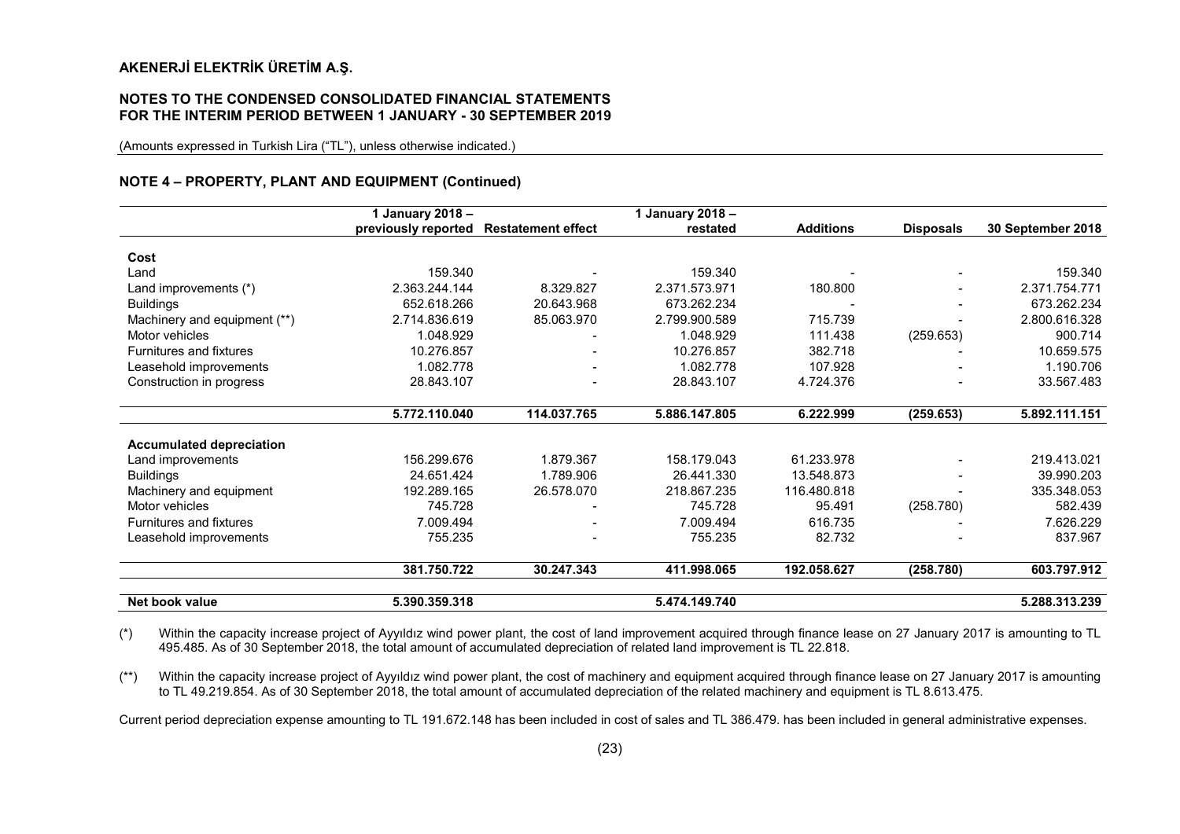# AKENERJİ ELEKTRİK ÜRETİM A.Ş.

## NOTES TO THE CONDENSED CONSOLIDATED FINANCIAL STATEMENTS FOR THE INTERIM PERIOD BETWEEN 1 JANUARY - 30 SEPTEMBER 2019

(Amounts expressed in Turkish Lira ("TL"), unless otherwise indicated.)

### NOTE 4 – PROPERTY, PLANT AND EQUIPMENT (Continued)

| | 1 January 2018 – previously reported | Restatement effect | 1 January 2018 – restated | Additions | Disposals | 30 September 2018 |
|---|---|---|---|---|---|---|
| **Cost** | | | | | | |
| Land | 159.340 | - | 159.340 | - | - | 159.340 |
| Land improvements (*) | 2.363.244.144 | 8.329.827 | 2.371.573.971 | 180.800 | - | 2.371.754.771 |
| Buildings | 652.618.266 | 20.643.968 | 673.262.234 | - | - | 673.262.234 |
| Machinery and equipment (**) | 2.714.836.619 | 85.063.970 | 2.799.900.589 | 715.739 | - | 2.800.616.328 |
| Motor vehicles | 1.048.929 | - | 1.048.929 | 111.438 | (259.653) | 900.714 |
| Furnitures and fixtures | 10.276.857 | - | 10.276.857 | 382.718 | - | 10.659.575 |
| Leasehold improvements | 1.082.778 | - | 1.082.778 | 107.928 | - | 1.190.706 |
| Construction in progress | 28.843.107 | - | 28.843.107 | 4.724.376 | - | 33.567.483 |
| | **5.772.110.040** | **114.037.765** | **5.886.147.805** | **6.222.999** | **(259.653)** | **5.892.111.151** |
| **Accumulated depreciation** | | | | | | |
| Land improvements | 156.299.676 | 1.879.367 | 158.179.043 | 61.233.978 | - | 219.413.021 |
| Buildings | 24.651.424 | 1.789.906 | 26.441.330 | 13.548.873 | - | 39.990.203 |
| Machinery and equipment | 192.289.165 | 26.578.070 | 218.867.235 | 116.480.818 | - | 335.348.053 |
| Motor vehicles | 745.728 | - | 745.728 | 95.491 | (258.780) | 582.439 |
| Furnitures and fixtures | 7.009.494 | - | 7.009.494 | 616.735 | - | 7.626.229 |
| Leasehold improvements | 755.235 | - | 755.235 | 82.732 | - | 837.967 |
| | **381.750.722** | **30.247.343** | **411.998.065** | **192.058.627** | **(258.780)** | **603.797.912** |
| **Net book value** | **5.390.359.318** | | **5.474.149.740** | | | **5.288.313.239** |

(*) Within the capacity increase project of Ayyıldız wind power plant, the cost of land improvement acquired through finance lease on 27 January 2017 is amounting to TL 495.485. As of 30 September 2018, the total amount of accumulated depreciation of related land improvement is TL 22.818.

(**) Within the capacity increase project of Ayyıldız wind power plant, the cost of machinery and equipment acquired through finance lease on 27 January 2017 is amounting to TL 49.219.854. As of 30 September 2018, the total amount of accumulated depreciation of the related machinery and equipment is TL 8.613.475.

Current period depreciation expense amounting to TL 191.672.148 has been included in cost of sales and TL 386.479. has been included in general administrative expenses.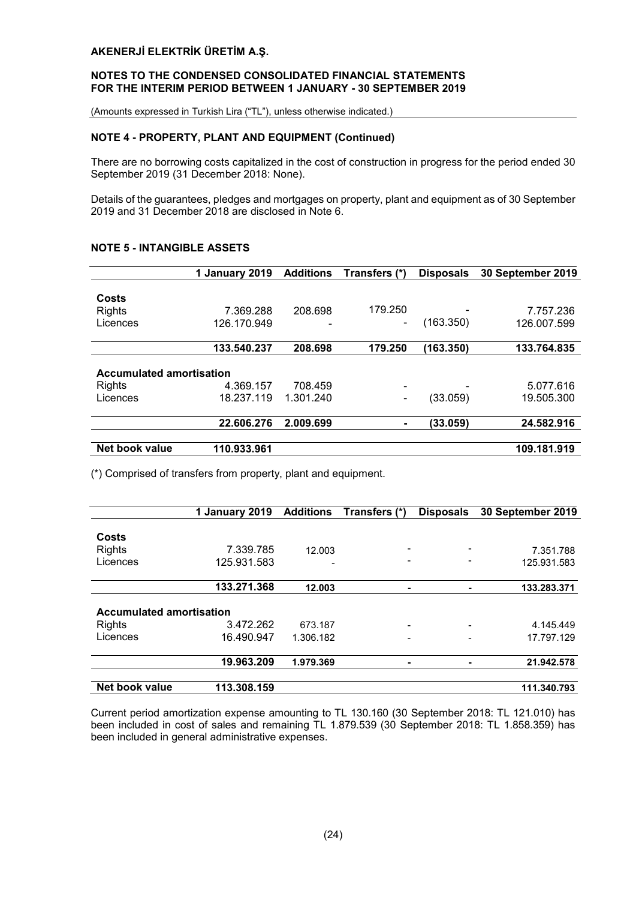## NOTE 4 - PROPERTY, PLANT AND EQUIPMENT (Continued)

There are no borrowing costs capitalized in the cost of construction in progress for the period ended 30 September 2019 (31 December 2018: None).

Details of the guarantees, pledges and mortgages on property, plant and equipment as of 30 September 2019 and 31 December 2018 are disclosed in Note 6.

## NOTE 5 - INTANGIBLE ASSETS

| | 1 January 2019 | Additions | Transfers (*) | Disposals | 30 September 2019 |
|---|---|---|---|---|---|
| **Costs** | | | | | |
| Rights | 7.369.288 | 208.698 | 179.250 | - | 7.757.236 |
| Licences | 126.170.949 | - | - | (163.350) | 126.007.599 |
| | **133.540.237** | **208.698** | **179.250** | **(163.350)** | **133.764.835** |
| **Accumulated amortisation** | | | | | |
| Rights | 4.369.157 | 708.459 | - | - | 5.077.616 |
| Licences | 18.237.119 | 1.301.240 | - | (33.059) | 19.505.300 |
| | **22.606.276** | **2.009.699** | **-** | **(33.059)** | **24.582.916** |
| **Net book value** | **110.933.961** | | | | **109.181.919** |

(*) Comprised of transfers from property, plant and equipment.

| | 1 January 2019 | Additions | Transfers (*) | Disposals | 30 September 2019 |
|---|---|---|---|---|---|
| **Costs** | | | | | |
| Rights | 7.339.785 | 12.003 | - | - | 7.351.788 |
| Licences | 125.931.583 | - | - | - | 125.931.583 |
| | **133.271.368** | **12.003** | **-** | **-** | **133.283.371** |
| **Accumulated amortisation** | | | | | |
| Rights | 3.472.262 | 673.187 | - | - | 4.145.449 |
| Licences | 16.490.947 | 1.306.182 | - | - | 17.797.129 |
| | **19.963.209** | **1.979.369** | **-** | **-** | **21.942.578** |
| **Net book value** | **113.308.159** | | | | **111.340.793** |

Current period amortization expense amounting to TL 130.160 (30 September 2018: TL 121.010) has been included in cost of sales and remaining TL 1.879.539 (30 September 2018: TL 1.858.359) has been included in general administrative expenses.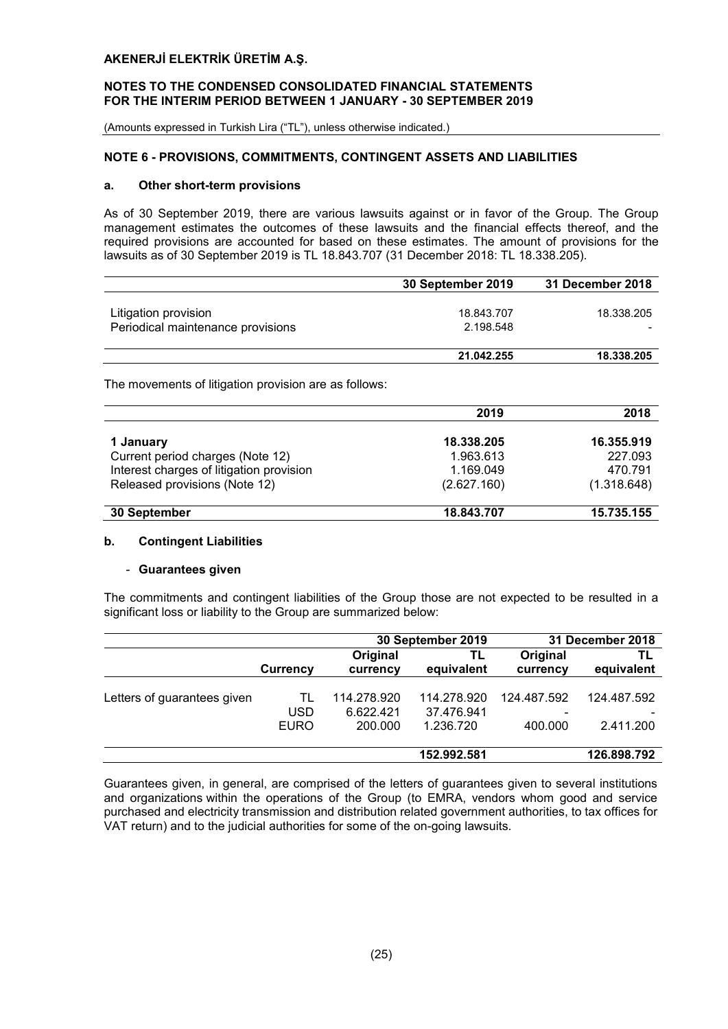## NOTE 6 - PROVISIONS, COMMITMENTS, CONTINGENT ASSETS AND LIABILITIES

### a. Other short-term provisions

As of 30 September 2019, there are various lawsuits against or in favor of the Group. The Group management estimates the outcomes of these lawsuits and the financial effects thereof, and the required provisions are accounted for based on these estimates. The amount of provisions for the lawsuits as of 30 September 2019 is TL 18.843.707 (31 December 2018: TL 18.338.205).

| | 30 September 2019 | 31 December 2018 |
|---|---|---|
| Litigation provision | 18.843.707 | 18.338.205 |
| Periodical maintenance provisions | 2.198.548 | - |
| | **21.042.255** | **18.338.205** |

The movements of litigation provision are as follows:

| | 2019 | 2018 |
|---|---|---|
| **1 January** | **18.338.205** | **16.355.919** |
| Current period charges (Note 12) | 1.963.613 | 227.093 |
| Interest charges of litigation provision | 1.169.049 | 470.791 |
| Released provisions (Note 12) | (2.627.160) | (1.318.648) |
| **30 September** | **18.843.707** | **15.735.155** |

### b. Contingent Liabilities

- **Guarantees given**

The commitments and contingent liabilities of the Group those are not expected to be resulted in a significant loss or liability to the Group are summarized below:

| | | 30 September 2019 | | 31 December 2018 | |
|---|---|---|---|---|---|
| | Currency | Original currency | TL equivalent | Original currency | TL equivalent |
| Letters of guarantees given | TL | 114.278.920 | 114.278.920 | 124.487.592 | 124.487.592 |
| | USD | 6.622.421 | 37.476.941 | - | - |
| | EURO | 200.000 | 1.236.720 | 400.000 | 2.411.200 |
| | | | **152.992.581** | | **126.898.792** |

Guarantees given, in general, are comprised of the letters of guarantees given to several institutions and organizations within the operations of the Group (to EMRA, vendors whom good and service purchased and electricity transmission and distribution related government authorities, to tax offices for VAT return) and to the judicial authorities for some of the on-going lawsuits.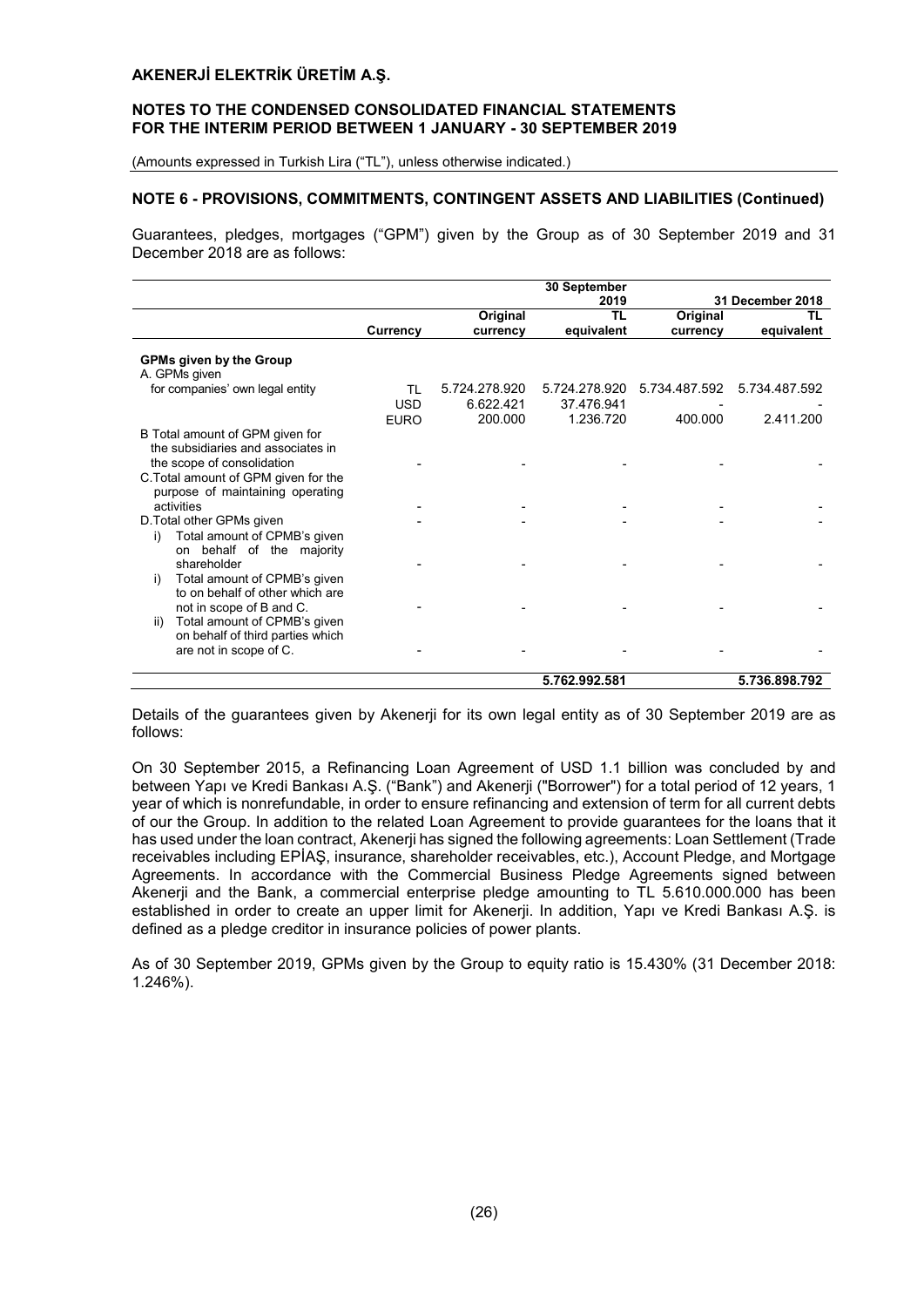## NOTE 6 - PROVISIONS, COMMITMENTS, CONTINGENT ASSETS AND LIABILITIES (Continued)

Guarantees, pledges, mortgages ("GPM") given by the Group as of 30 September 2019 and 31 December 2018 are as follows:

| | | 30 September 2019 | | 31 December 2018 | |
|---|---|---|---|---|---|
| | Currency | Original currency | TL equivalent | Original currency | TL equivalent |
| **GPMs given by the Group** | | | | | |
| A. GPMs given for companies' own legal entity | TL | 5.724.278.920 | 5.724.278.920 | 5.734.487.592 | 5.734.487.592 |
| | USD | 6.622.421 | 37.476.941 | - | - |
| | EURO | 200.000 | 1.236.720 | 400.000 | 2.411.200 |
| B Total amount of GPM given for the subsidiaries and associates in the scope of consolidation | - | - | - | - | - |
| C.Total amount of GPM given for the purpose of maintaining operating activities | - | - | - | - | - |
| D.Total other GPMs given | - | - | - | - | - |
| i) Total amount of CPMB's given on behalf of the majority shareholder | - | - | - | - | - |
| i) Total amount of CPMB's given to on behalf of other which are not in scope of B and C. | - | - | - | - | - |
| ii) Total amount of CPMB's given on behalf of third parties which are not in scope of C. | - | - | - | - | - |
| | | | **5.762.992.581** | | **5.736.898.792** |

Details of the guarantees given by Akenerji for its own legal entity as of 30 September 2019 are as follows:

On 30 September 2015, a Refinancing Loan Agreement of USD 1.1 billion was concluded by and between Yapı ve Kredi Bankası A.Ş. ("Bank") and Akenerji ("Borrower") for a total period of 12 years, 1 year of which is nonrefundable, in order to ensure refinancing and extension of term for all current debts of our the Group. In addition to the related Loan Agreement to provide guarantees for the loans that it has used under the loan contract, Akenerji has signed the following agreements: Loan Settlement (Trade receivables including EPİAŞ, insurance, shareholder receivables, etc.), Account Pledge, and Mortgage Agreements. In accordance with the Commercial Business Pledge Agreements signed between Akenerji and the Bank, a commercial enterprise pledge amounting to TL 5.610.000.000 has been established in order to create an upper limit for Akenerji. In addition, Yapı ve Kredi Bankası A.Ş. is defined as a pledge creditor in insurance policies of power plants.

As of 30 September 2019, GPMs given by the Group to equity ratio is 15.430% (31 December 2018: 1.246%).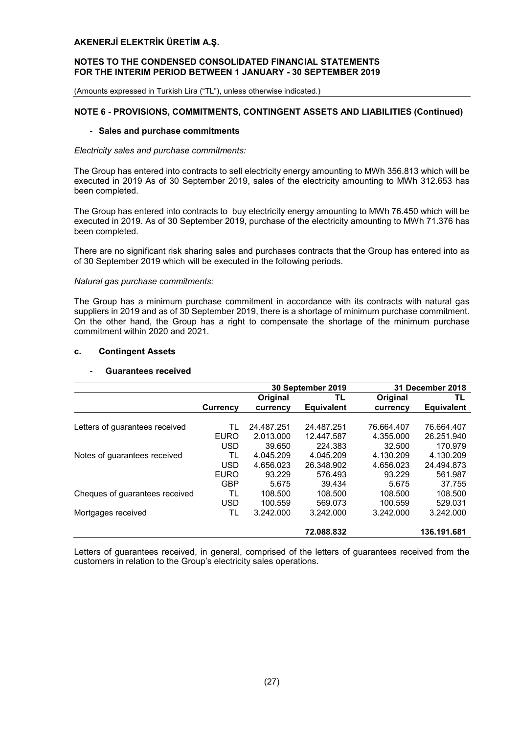## NOTE 6 - PROVISIONS, COMMITMENTS, CONTINGENT ASSETS AND LIABILITIES (Continued)

- **Sales and purchase commitments**

*Electricity sales and purchase commitments:*

The Group has entered into contracts to sell electricity energy amounting to MWh 356.813 which will be executed in 2019 As of 30 September 2019, sales of the electricity amounting to MWh 312.653 has been completed.

The Group has entered into contracts to buy electricity energy amounting to MWh 76.450 which will be executed in 2019. As of 30 September 2019, purchase of the electricity amounting to MWh 71.376 has been completed.

There are no significant risk sharing sales and purchases contracts that the Group has entered into as of 30 September 2019 which will be executed in the following periods.

*Natural gas purchase commitments:*

The Group has a minimum purchase commitment in accordance with its contracts with natural gas suppliers in 2019 and as of 30 September 2019, there is a shortage of minimum purchase commitment. On the other hand, the Group has a right to compensate the shortage of the minimum purchase commitment within 2020 and 2021.

### c. Contingent Assets

- **Guarantees received**

| | | 30 September 2019 | | 31 December 2018 | |
|---|---|---|---|---|---|
| | **Currency** | **Original currency** | **TL Equivalent** | **Original currency** | **TL Equivalent** |
| Letters of guarantees received | TL | 24.487.251 | 24.487.251 | 76.664.407 | 76.664.407 |
| | EURO | 2.013.000 | 12.447.587 | 4.355.000 | 26.251.940 |
| | USD | 39.650 | 224.383 | 32.500 | 170.979 |
| Notes of guarantees received | TL | 4.045.209 | 4.045.209 | 4.130.209 | 4.130.209 |
| | USD | 4.656.023 | 26.348.902 | 4.656.023 | 24.494.873 |
| | EURO | 93.229 | 576.493 | 93.229 | 561.987 |
| | GBP | 5.675 | 39.434 | 5.675 | 37.755 |
| Cheques of guarantees received | TL | 108.500 | 108.500 | 108.500 | 108.500 |
| | USD | 100.559 | 569.073 | 100.559 | 529.031 |
| Mortgages received | TL | 3.242.000 | 3.242.000 | 3.242.000 | 3.242.000 |
| | | | **72.088.832** | | **136.191.681** |

Letters of guarantees received, in general, comprised of the letters of guarantees received from the customers in relation to the Group's electricity sales operations.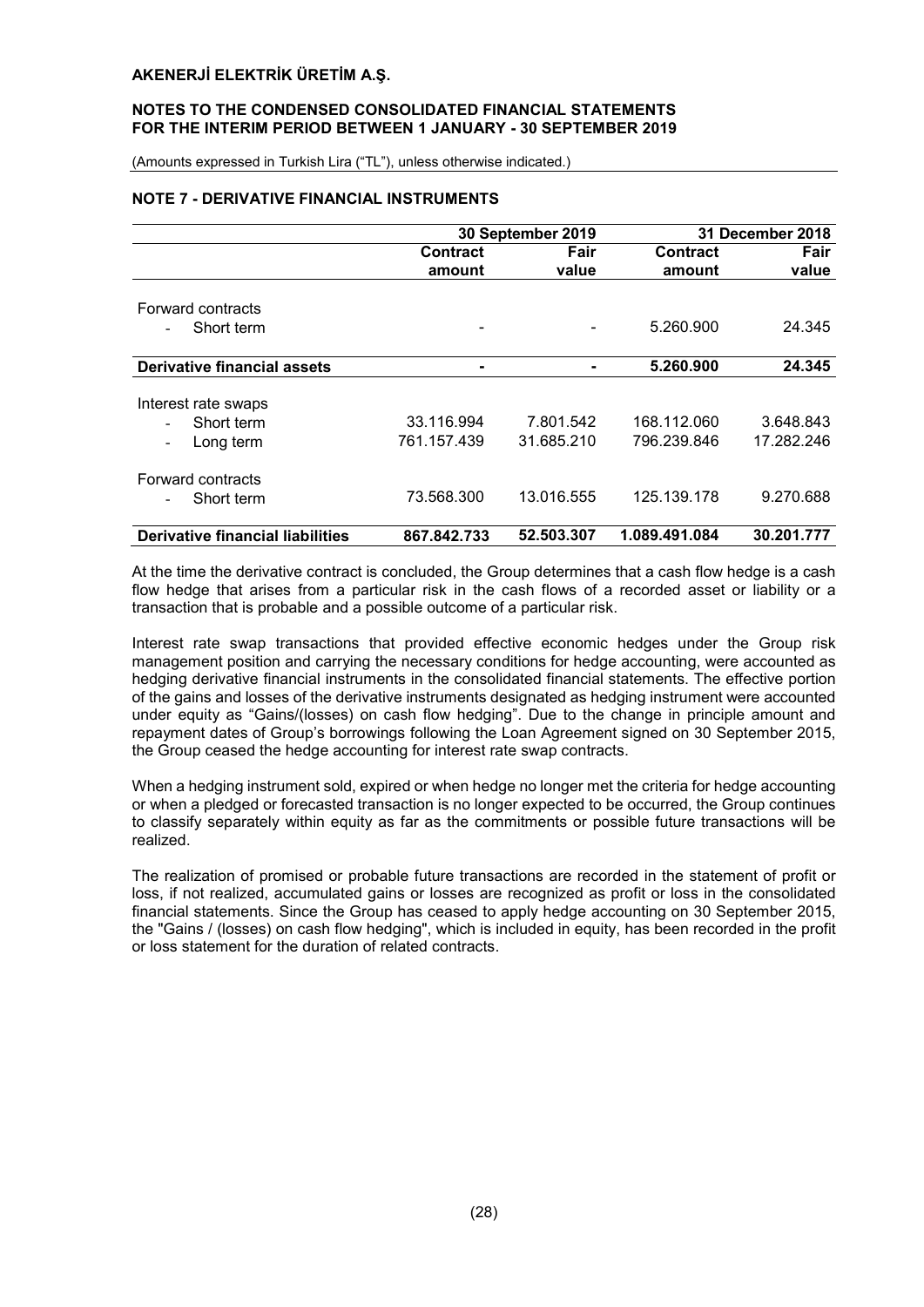## NOTE 7 - DERIVATIVE FINANCIAL INSTRUMENTS

| | 30 September 2019 | | 31 December 2018 | |
|---|---|---|---|---|
| | Contract amount | Fair value | Contract amount | Fair value |
| Forward contracts | | | | |
| - Short term | - | - | 5.260.900 | 24.345 |
| **Derivative financial assets** | **-** | **-** | **5.260.900** | **24.345** |
| Interest rate swaps | | | | |
| - Short term | 33.116.994 | 7.801.542 | 168.112.060 | 3.648.843 |
| - Long term | 761.157.439 | 31.685.210 | 796.239.846 | 17.282.246 |
| Forward contracts | | | | |
| - Short term | 73.568.300 | 13.016.555 | 125.139.178 | 9.270.688 |
| **Derivative financial liabilities** | **867.842.733** | **52.503.307** | **1.089.491.084** | **30.201.777** |

At the time the derivative contract is concluded, the Group determines that a cash flow hedge is a cash flow hedge that arises from a particular risk in the cash flows of a recorded asset or liability or a transaction that is probable and a possible outcome of a particular risk.

Interest rate swap transactions that provided effective economic hedges under the Group risk management position and carrying the necessary conditions for hedge accounting, were accounted as hedging derivative financial instruments in the consolidated financial statements. The effective portion of the gains and losses of the derivative instruments designated as hedging instrument were accounted under equity as "Gains/(losses) on cash flow hedging". Due to the change in principle amount and repayment dates of Group's borrowings following the Loan Agreement signed on 30 September 2015, the Group ceased the hedge accounting for interest rate swap contracts.

When a hedging instrument sold, expired or when hedge no longer met the criteria for hedge accounting or when a pledged or forecasted transaction is no longer expected to be occurred, the Group continues to classify separately within equity as far as the commitments or possible future transactions will be realized.

The realization of promised or probable future transactions are recorded in the statement of profit or loss, if not realized, accumulated gains or losses are recognized as profit or loss in the consolidated financial statements. Since the Group has ceased to apply hedge accounting on 30 September 2015, the "Gains / (losses) on cash flow hedging", which is included in equity, has been recorded in the profit or loss statement for the duration of related contracts.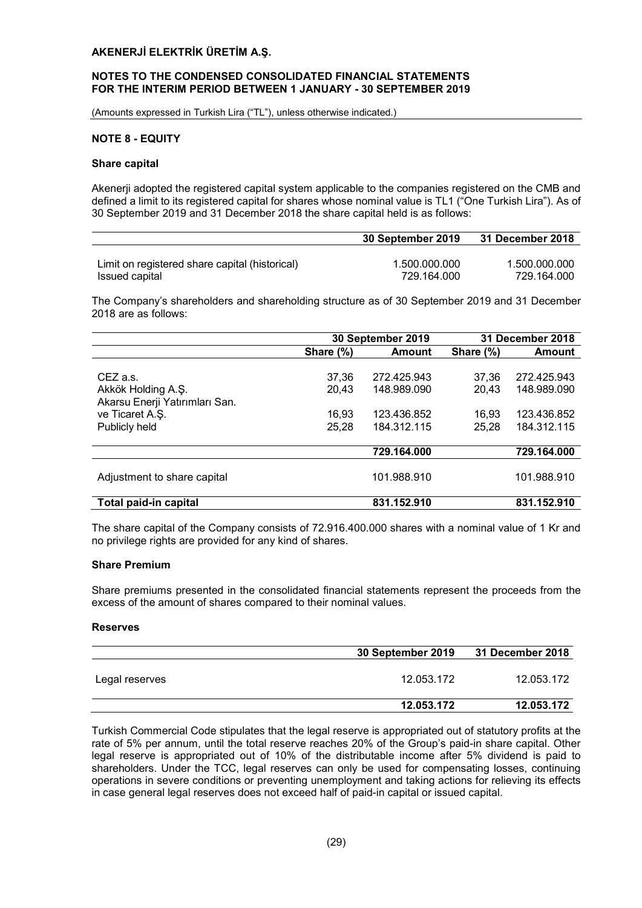## NOTE 8 - EQUITY

### Share capital

Akenerji adopted the registered capital system applicable to the companies registered on the CMB and defined a limit to its registered capital for shares whose nominal value is TL1 ("One Turkish Lira"). As of 30 September 2019 and 31 December 2018 the share capital held is as follows:

| | 30 September 2019 | 31 December 2018 |
|---|---|---|
| Limit on registered share capital (historical) | 1.500.000.000 | 1.500.000.000 |
| Issued capital | 729.164.000 | 729.164.000 |

The Company's shareholders and shareholding structure as of 30 September 2019 and 31 December 2018 are as follows:

| | 30 September 2019 | | 31 December 2018 | |
|---|---|---|---|---|
| | Share (%) | Amount | Share (%) | Amount |
| CEZ a.s. | 37,36 | 272.425.943 | 37,36 | 272.425.943 |
| Akkök Holding A.Ş. | 20,43 | 148.989.090 | 20,43 | 148.989.090 |
| Akarsu Enerji Yatırımları San. ve Ticaret A.Ş. | 16,93 | 123.436.852 | 16,93 | 123.436.852 |
| Publicly held | 25,28 | 184.312.115 | 25,28 | 184.312.115 |
| | | 729.164.000 | | 729.164.000 |
| Adjustment to share capital | | 101.988.910 | | 101.988.910 |
| **Total paid-in capital** | | **831.152.910** | | **831.152.910** |

The share capital of the Company consists of 72.916.400.000 shares with a nominal value of 1 Kr and no privilege rights are provided for any kind of shares.

### Share Premium

Share premiums presented in the consolidated financial statements represent the proceeds from the excess of the amount of shares compared to their nominal values.

### Reserves

| | 30 September 2019 | 31 December 2018 |
|---|---|---|
| Legal reserves | 12.053.172 | 12.053.172 |
| | **12.053.172** | **12.053.172** |

Turkish Commercial Code stipulates that the legal reserve is appropriated out of statutory profits at the rate of 5% per annum, until the total reserve reaches 20% of the Group's paid-in share capital. Other legal reserve is appropriated out of 10% of the distributable income after 5% dividend is paid to shareholders. Under the TCC, legal reserves can only be used for compensating losses, continuing operations in severe conditions or preventing unemployment and taking actions for relieving its effects in case general legal reserves does not exceed half of paid-in capital or issued capital.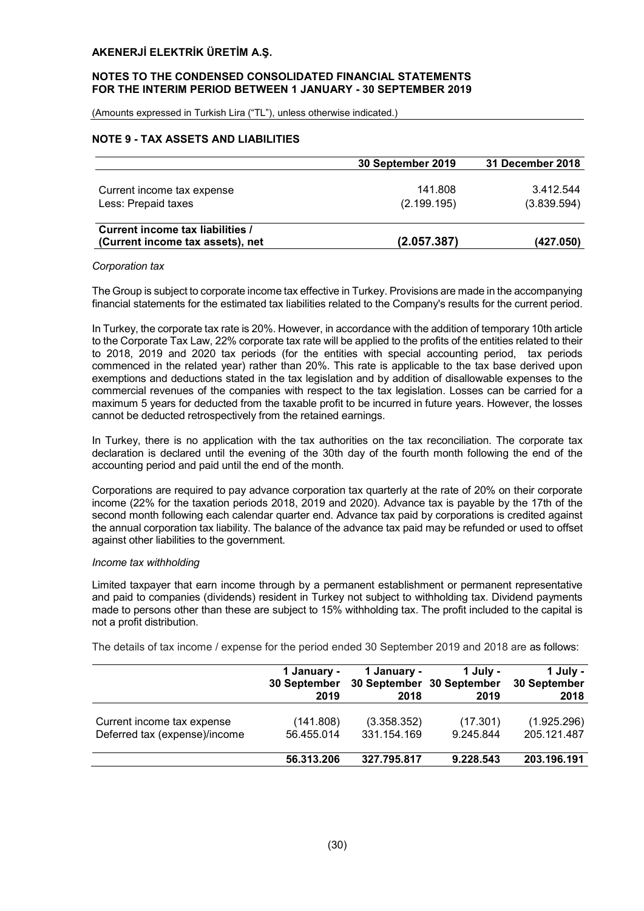## NOTE 9 - TAX ASSETS AND LIABILITIES

| | 30 September 2019 | 31 December 2018 |
|---|---|---|
| Current income tax expense | 141.808 | 3.412.544 |
| Less: Prepaid taxes | (2.199.195) | (3.839.594) |
| **Current income tax liabilities / (Current income tax assets), net** | **(2.057.387)** | **(427.050)** |

*Corporation tax*

The Group is subject to corporate income tax effective in Turkey. Provisions are made in the accompanying financial statements for the estimated tax liabilities related to the Company's results for the current period.

In Turkey, the corporate tax rate is 20%. However, in accordance with the addition of temporary 10th article to the Corporate Tax Law, 22% corporate tax rate will be applied to the profits of the entities related to their to 2018, 2019 and 2020 tax periods (for the entities with special accounting period, tax periods commenced in the related year) rather than 20%. This rate is applicable to the tax base derived upon exemptions and deductions stated in the tax legislation and by addition of disallowable expenses to the commercial revenues of the companies with respect to the tax legislation. Losses can be carried for a maximum 5 years for deducted from the taxable profit to be incurred in future years. However, the losses cannot be deducted retrospectively from the retained earnings.

In Turkey, there is no application with the tax authorities on the tax reconciliation. The corporate tax declaration is declared until the evening of the 30th day of the fourth month following the end of the accounting period and paid until the end of the month.

Corporations are required to pay advance corporation tax quarterly at the rate of 20% on their corporate income (22% for the taxation periods 2018, 2019 and 2020). Advance tax is payable by the 17th of the second month following each calendar quarter end. Advance tax paid by corporations is credited against the annual corporation tax liability. The balance of the advance tax paid may be refunded or used to offset against other liabilities to the government.

*Income tax withholding*

Limited taxpayer that earn income through by a permanent establishment or permanent representative and paid to companies (dividends) resident in Turkey not subject to withholding tax. Dividend payments made to persons other than these are subject to 15% withholding tax. The profit included to the capital is not a profit distribution.

The details of tax income / expense for the period ended 30 September 2019 and 2018 are as follows:

| | 1 January - 30 September 2019 | 1 January - 30 September 2018 | 1 July - 30 September 2019 | 1 July - 30 September 2018 |
|---|---|---|---|---|
| Current income tax expense | (141.808) | (3.358.352) | (17.301) | (1.925.296) |
| Deferred tax (expense)/income | 56.455.014 | 331.154.169 | 9.245.844 | 205.121.487 |
| | **56.313.206** | **327.795.817** | **9.228.543** | **203.196.191** |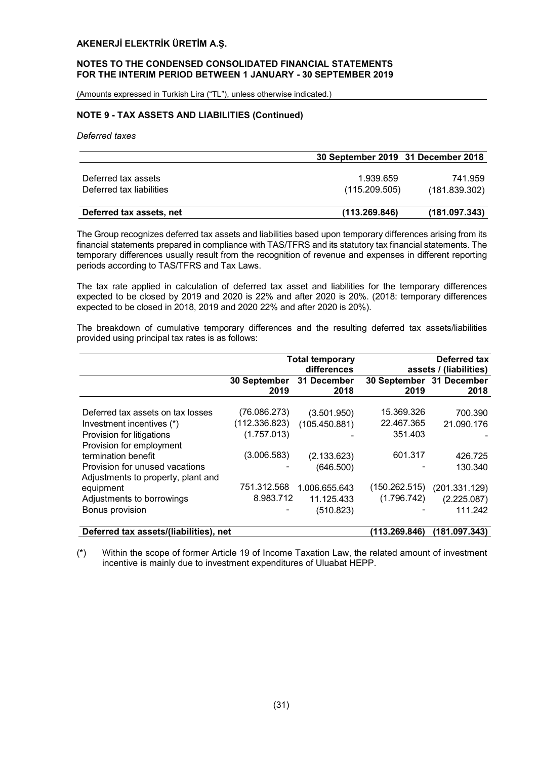## NOTE 9 - TAX ASSETS AND LIABILITIES (Continued)

*Deferred taxes*

| | 30 September 2019 | 31 December 2018 |
|---|---|---|
| Deferred tax assets | 1.939.659 | 741.959 |
| Deferred tax liabilities | (115.209.505) | (181.839.302) |
| **Deferred tax assets, net** | **(113.269.846)** | **(181.097.343)** |

The Group recognizes deferred tax assets and liabilities based upon temporary differences arising from its financial statements prepared in compliance with TAS/TFRS and its statutory tax financial statements. The temporary differences usually result from the recognition of revenue and expenses in different reporting periods according to TAS/TFRS and Tax Laws.

The tax rate applied in calculation of deferred tax asset and liabilities for the temporary differences expected to be closed by 2019 and 2020 is 22% and after 2020 is 20%. (2018: temporary differences expected to be closed in 2018, 2019 and 2020 22% and after 2020 is 20%).

The breakdown of cumulative temporary differences and the resulting deferred tax assets/liabilities provided using principal tax rates is as follows:

| | Total temporary differences | | Deferred tax assets / (liabilities) | |
|---|---|---|---|---|
| | 30 September 2019 | 31 December 2018 | 30 September 2019 | 31 December 2018 |
| Deferred tax assets on tax losses | (76.086.273) | (3.501.950) | 15.369.326 | 700.390 |
| Investment incentives (*) | (112.336.823) | (105.450.881) | 22.467.365 | 21.090.176 |
| Provision for litigations | (1.757.013) | - | 351.403 | - |
| Provision for employment termination benefit | (3.006.583) | (2.133.623) | 601.317 | 426.725 |
| Provision for unused vacations | - | (646.500) | - | 130.340 |
| Adjustments to property, plant and equipment | 751.312.568 | 1.006.655.643 | (150.262.515) | (201.331.129) |
| Adjustments to borrowings | 8.983.712 | 11.125.433 | (1.796.742) | (2.225.087) |
| Bonus provision | - | (510.823) | - | 111.242 |
| **Deferred tax assets/(liabilities), net** | | | **(113.269.846)** | **(181.097.343)** |

(*) Within the scope of former Article 19 of Income Taxation Law, the related amount of investment incentive is mainly due to investment expenditures of Uluabat HEPP.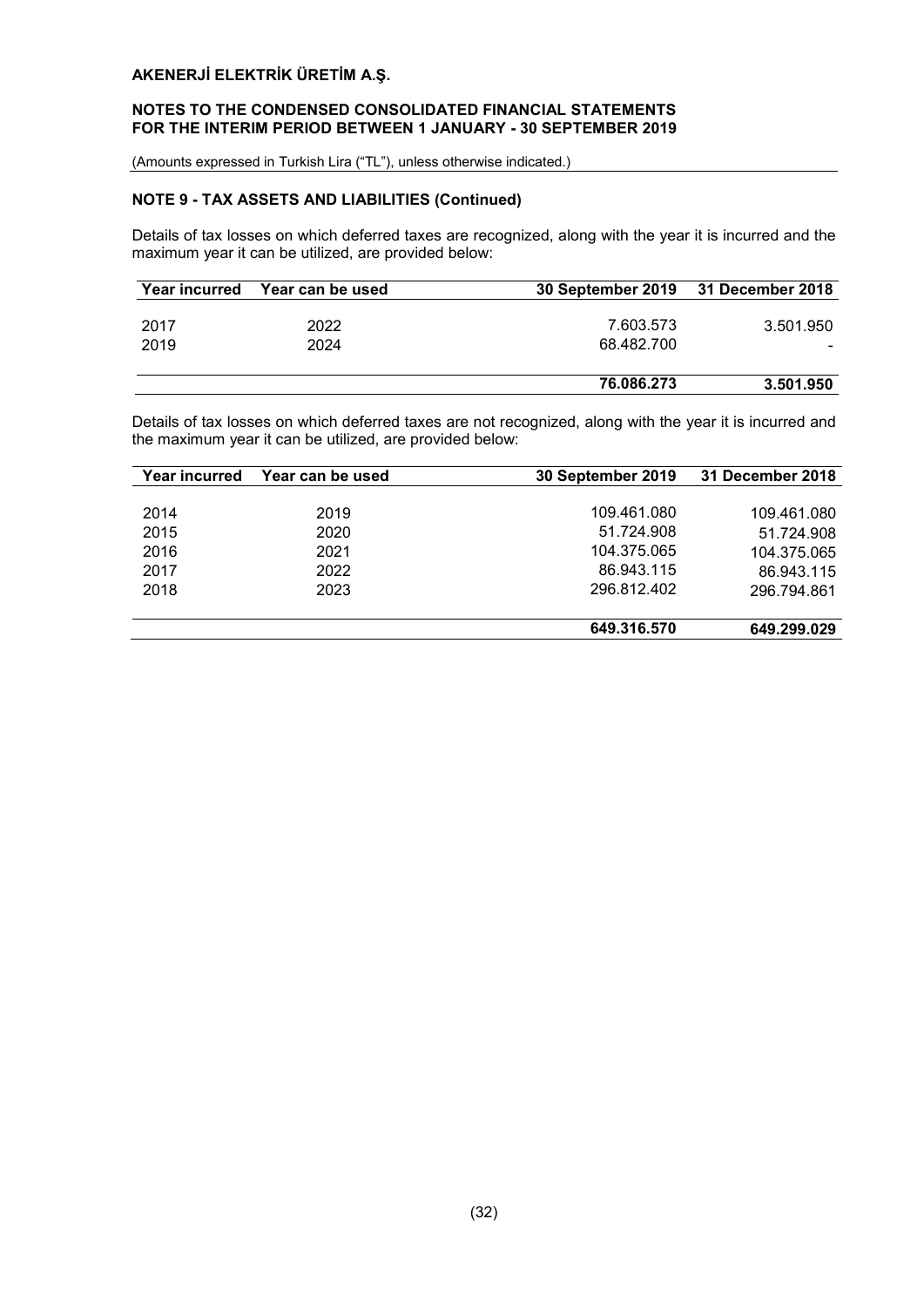# AKENERJİ ELEKTRİK ÜRETİM A.Ş.

## NOTES TO THE CONDENSED CONSOLIDATED FINANCIAL STATEMENTS FOR THE INTERIM PERIOD BETWEEN 1 JANUARY - 30 SEPTEMBER 2019

(Amounts expressed in Turkish Lira ("TL"), unless otherwise indicated.)

### NOTE 9 - TAX ASSETS AND LIABILITIES (Continued)

Details of tax losses on which deferred taxes are recognized, along with the year it is incurred and the maximum year it can be utilized, are provided below:

| Year incurred | Year can be used | 30 September 2019 | 31 December 2018 |
|---|---|---|---|
| 2017 | 2022 | 7.603.573 | 3.501.950 |
| 2019 | 2024 | 68.482.700 | - |
| | | **76.086.273** | **3.501.950** |

Details of tax losses on which deferred taxes are not recognized, along with the year it is incurred and the maximum year it can be utilized, are provided below:

| Year incurred | Year can be used | 30 September 2019 | 31 December 2018 |
|---|---|---|---|
| 2014 | 2019 | 109.461.080 | 109.461.080 |
| 2015 | 2020 | 51.724.908 | 51.724.908 |
| 2016 | 2021 | 104.375.065 | 104.375.065 |
| 2017 | 2022 | 86.943.115 | 86.943.115 |
| 2018 | 2023 | 296.812.402 | 296.794.861 |
| | | **649.316.570** | **649.299.029** |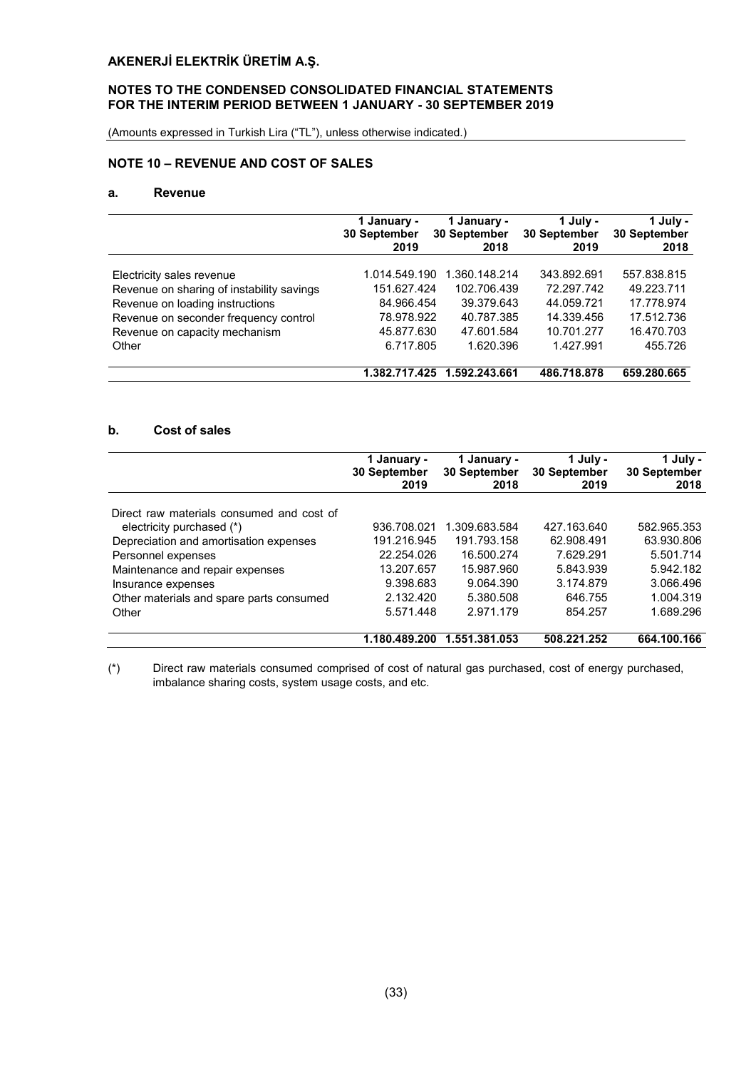## NOTE 10 – REVENUE AND COST OF SALES

### a. Revenue

| | 1 January - 30 September 2019 | 1 January - 30 September 2018 | 1 July - 30 September 2019 | 1 July - 30 September 2018 |
|---|---|---|---|---|
| Electricity sales revenue | 1.014.549.190 | 1.360.148.214 | 343.892.691 | 557.838.815 |
| Revenue on sharing of instability savings | 151.627.424 | 102.706.439 | 72.297.742 | 49.223.711 |
| Revenue on loading instructions | 84.966.454 | 39.379.643 | 44.059.721 | 17.778.974 |
| Revenue on seconder frequency control | 78.978.922 | 40.787.385 | 14.339.456 | 17.512.736 |
| Revenue on capacity mechanism | 45.877.630 | 47.601.584 | 10.701.277 | 16.470.703 |
| Other | 6.717.805 | 1.620.396 | 1.427.991 | 455.726 |
| | **1.382.717.425** | **1.592.243.661** | **486.718.878** | **659.280.665** |

### b. Cost of sales

| | 1 January - 30 September 2019 | 1 January - 30 September 2018 | 1 July - 30 September 2019 | 1 July - 30 September 2018 |
|---|---|---|---|---|
| Direct raw materials consumed and cost of electricity purchased (*) | 936.708.021 | 1.309.683.584 | 427.163.640 | 582.965.353 |
| Depreciation and amortisation expenses | 191.216.945 | 191.793.158 | 62.908.491 | 63.930.806 |
| Personnel expenses | 22.254.026 | 16.500.274 | 7.629.291 | 5.501.714 |
| Maintenance and repair expenses | 13.207.657 | 15.987.960 | 5.843.939 | 5.942.182 |
| Insurance expenses | 9.398.683 | 9.064.390 | 3.174.879 | 3.066.496 |
| Other materials and spare parts consumed | 2.132.420 | 5.380.508 | 646.755 | 1.004.319 |
| Other | 5.571.448 | 2.971.179 | 854.257 | 1.689.296 |
| | **1.180.489.200** | **1.551.381.053** | **508.221.252** | **664.100.166** |

(*) Direct raw materials consumed comprised of cost of natural gas purchased, cost of energy purchased, imbalance sharing costs, system usage costs, and etc.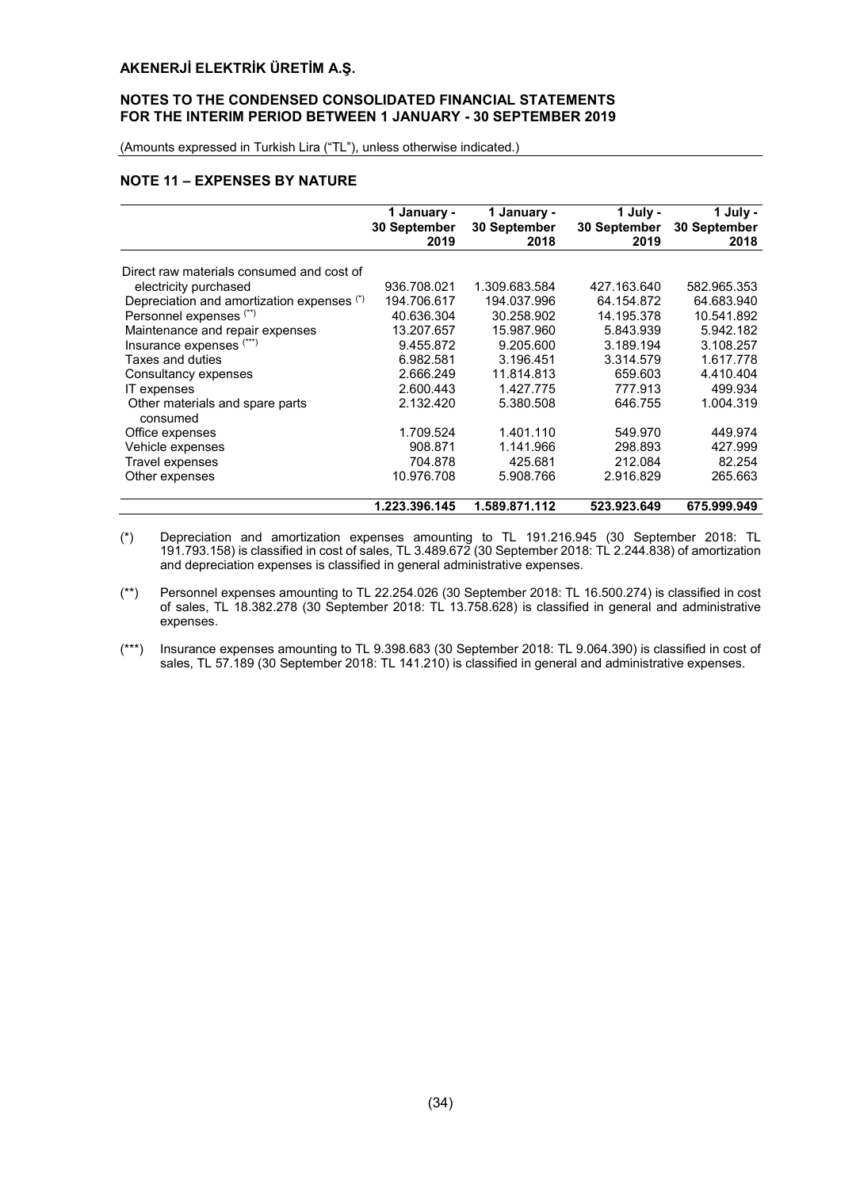## NOTE 11 – EXPENSES BY NATURE

| | 1 January - 30 September 2019 | 1 January - 30 September 2018 | 1 July - 30 September 2019 | 1 July - 30 September 2018 |
|---|---|---|---|---|
| Direct raw materials consumed and cost of electricity purchased | 936.708.021 | 1.309.683.584 | 427.163.640 | 582.965.353 |
| Depreciation and amortization expenses (*) | 194.706.617 | 194.037.996 | 64.154.872 | 64.683.940 |
| Personnel expenses (**) | 40.636.304 | 30.258.902 | 14.195.378 | 10.541.892 |
| Maintenance and repair expenses | 13.207.657 | 15.987.960 | 5.843.939 | 5.942.182 |
| Insurance expenses (***) | 9.455.872 | 9.205.600 | 3.189.194 | 3.108.257 |
| Taxes and duties | 6.982.581 | 3.196.451 | 3.314.579 | 1.617.778 |
| Consultancy expenses | 2.666.249 | 11.814.813 | 659.603 | 4.410.404 |
| IT expenses | 2.600.443 | 1.427.775 | 777.913 | 499.934 |
| Other materials and spare parts consumed | 2.132.420 | 5.380.508 | 646.755 | 1.004.319 |
| Office expenses | 1.709.524 | 1.401.110 | 549.970 | 449.974 |
| Vehicle expenses | 908.871 | 1.141.966 | 298.893 | 427.999 |
| Travel expenses | 704.878 | 425.681 | 212.084 | 82.254 |
| Other expenses | 10.976.708 | 5.908.766 | 2.916.829 | 265.663 |
| | **1.223.396.145** | **1.589.871.112** | **523.923.649** | **675.999.949** |

(*) Depreciation and amortization expenses amounting to TL 191.216.945 (30 September 2018: TL 191.793.158) is classified in cost of sales, TL 3.489.672 (30 September 2018: TL 2.244.838) of amortization and depreciation expenses is classified in general administrative expenses.

(**) Personnel expenses amounting to TL 22.254.026 (30 September 2018: TL 16.500.274) is classified in cost of sales, TL 18.382.278 (30 September 2018: TL 13.758.628) is classified in general and administrative expenses.

(***) Insurance expenses amounting to TL 9.398.683 (30 September 2018: TL 9.064.390) is classified in cost of sales, TL 57.189 (30 September 2018: TL 141.210) is classified in general and administrative expenses.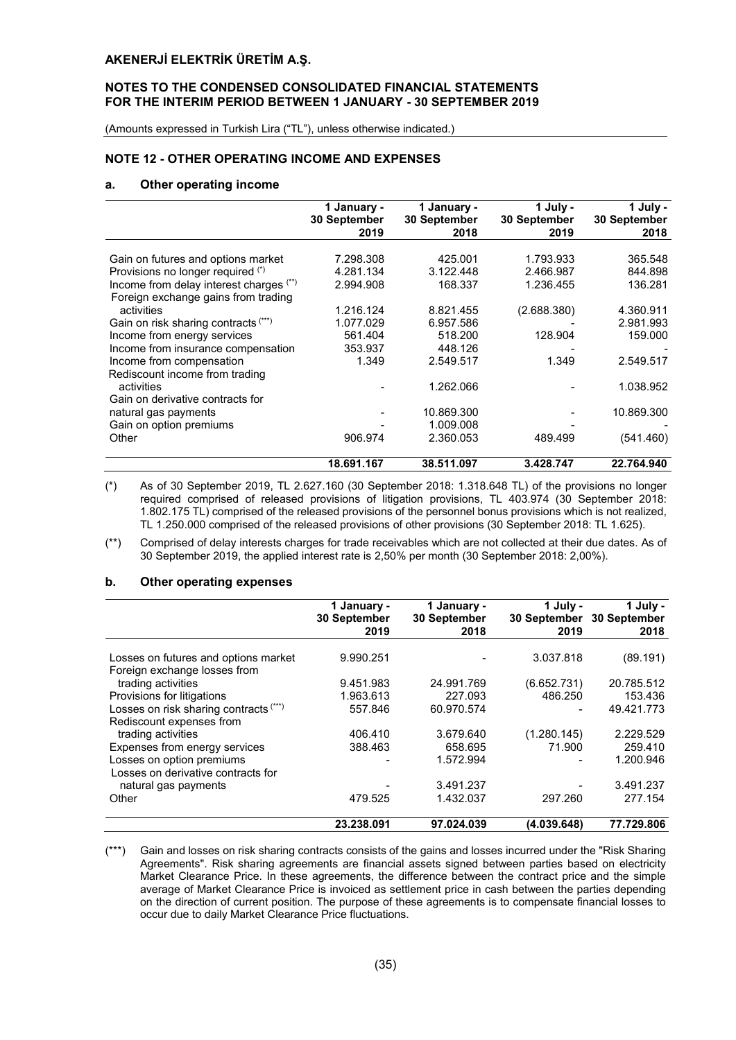# AKENERJİ ELEKTRİK ÜRETİM A.Ş.

**NOTES TO THE CONDENSED CONSOLIDATED FINANCIAL STATEMENTS FOR THE INTERIM PERIOD BETWEEN 1 JANUARY - 30 SEPTEMBER 2019**

(Amounts expressed in Turkish Lira ("TL"), unless otherwise indicated.)

## NOTE 12 - OTHER OPERATING INCOME AND EXPENSES

### a. Other operating income

| | 1 January - 30 September 2019 | 1 January - 30 September 2018 | 1 July - 30 September 2019 | 1 July - 30 September 2018 |
|---|---|---|---|---|
| Gain on futures and options market | 7.298.308 | 425.001 | 1.793.933 | 365.548 |
| Provisions no longer required (*) | 4.281.134 | 3.122.448 | 2.466.987 | 844.898 |
| Income from delay interest charges (**) | 2.994.908 | 168.337 | 1.236.455 | 136.281 |
| Foreign exchange gains from trading activities | 1.216.124 | 8.821.455 | (2.688.380) | 4.360.911 |
| Gain on risk sharing contracts (***) | 1.077.029 | 6.957.586 | - | 2.981.993 |
| Income from energy services | 561.404 | 518.200 | 128.904 | 159.000 |
| Income from insurance compensation | 353.937 | 448.126 | - | - |
| Income from compensation | 1.349 | 2.549.517 | 1.349 | 2.549.517 |
| Rediscount income from trading activities | - | 1.262.066 | - | 1.038.952 |
| Gain on derivative contracts for natural gas payments | - | 10.869.300 | - | 10.869.300 |
| Gain on option premiums | - | 1.009.008 | - | - |
| Other | 906.974 | 2.360.053 | 489.499 | (541.460) |
| | **18.691.167** | **38.511.097** | **3.428.747** | **22.764.940** |

(*) As of 30 September 2019, TL 2.627.160 (30 September 2018: 1.318.648 TL) of the provisions no longer required comprised of released provisions of litigation provisions, TL 403.974 (30 September 2018: 1.802.175 TL) comprised of the released provisions of the personnel bonus provisions which is not realized, TL 1.250.000 comprised of the released provisions of other provisions (30 September 2018: TL 1.625).

(**) Comprised of delay interests charges for trade receivables which are not collected at their due dates. As of 30 September 2019, the applied interest rate is 2,50% per month (30 September 2018: 2,00%).

### b. Other operating expenses

| | 1 January - 30 September 2019 | 1 January - 30 September 2018 | 1 July - 30 September 2019 | 1 July - 30 September 2018 |
|---|---|---|---|---|
| Losses on futures and options market | 9.990.251 | - | 3.037.818 | (89.191) |
| Foreign exchange losses from trading activities | 9.451.983 | 24.991.769 | (6.652.731) | 20.785.512 |
| Provisions for litigations | 1.963.613 | 227.093 | 486.250 | 153.436 |
| Losses on risk sharing contracts (***) | 557.846 | 60.970.574 | - | 49.421.773 |
| Rediscount expenses from trading activities | 406.410 | 3.679.640 | (1.280.145) | 2.229.529 |
| Expenses from energy services | 388.463 | 658.695 | 71.900 | 259.410 |
| Losses on option premiums | - | 1.572.994 | - | 1.200.946 |
| Losses on derivative contracts for natural gas payments | - | 3.491.237 | - | 3.491.237 |
| Other | 479.525 | 1.432.037 | 297.260 | 277.154 |
| | **23.238.091** | **97.024.039** | **(4.039.648)** | **77.729.806** |

(***) Gain and losses on risk sharing contracts consists of the gains and losses incurred under the "Risk Sharing Agreements". Risk sharing agreements are financial assets signed between parties based on electricity Market Clearance Price. In these agreements, the difference between the contract price and the simple average of Market Clearance Price is invoiced as settlement price in cash between the parties depending on the direction of current position. The purpose of these agreements is to compensate financial losses to occur due to daily Market Clearance Price fluctuations.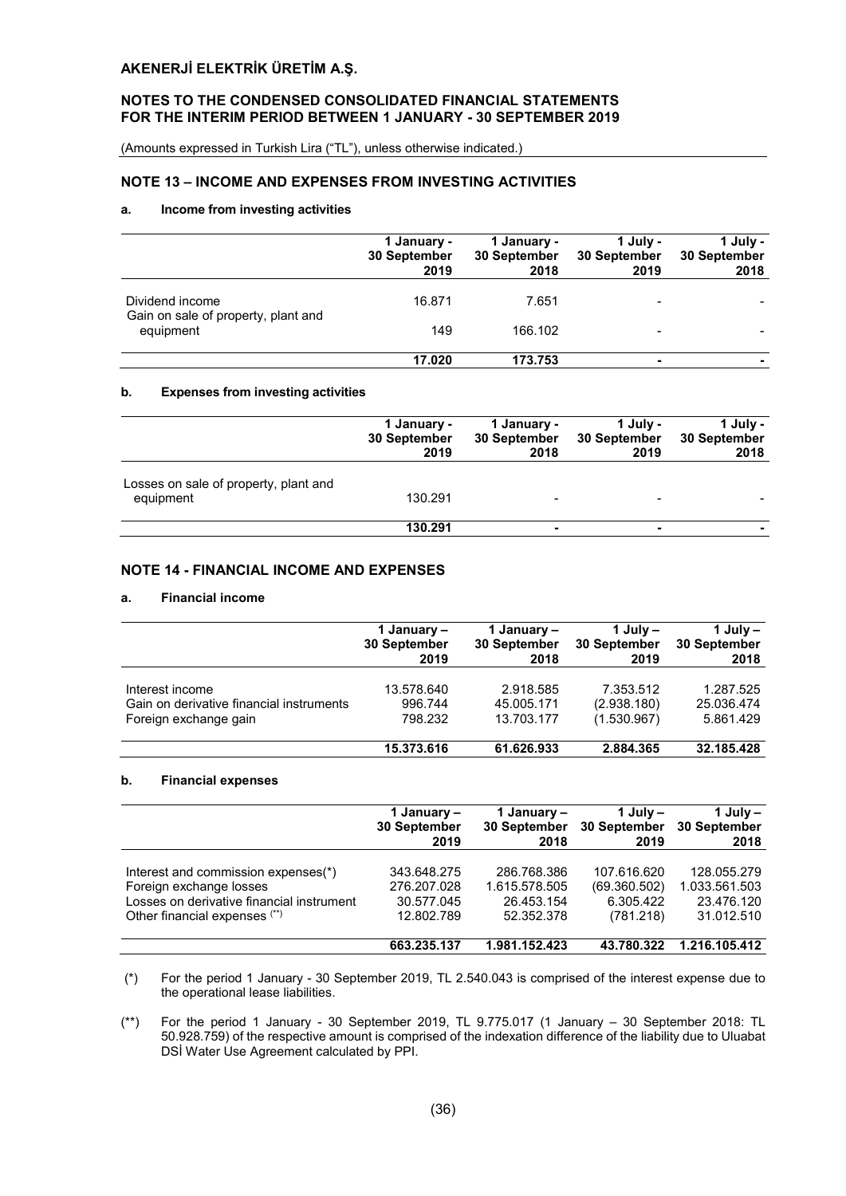## NOTE 13 – INCOME AND EXPENSES FROM INVESTING ACTIVITIES

### a. Income from investing activities

| | 1 January - 30 September 2019 | 1 January - 30 September 2018 | 1 July - 30 September 2019 | 1 July - 30 September 2018 |
|---|---|---|---|---|
| Dividend income | 16.871 | 7.651 | - | - |
| Gain on sale of property, plant and equipment | 149 | 166.102 | - | - |
| | **17.020** | **173.753** | **-** | **-** |

### b. Expenses from investing activities

| | 1 January - 30 September 2019 | 1 January - 30 September 2018 | 1 July - 30 September 2019 | 1 July - 30 September 2018 |
|---|---|---|---|---|
| Losses on sale of property, plant and equipment | 130.291 | - | - | - |
| | **130.291** | **-** | **-** | **-** |

## NOTE 14 - FINANCIAL INCOME AND EXPENSES

### a. Financial income

| | 1 January – 30 September 2019 | 1 January – 30 September 2018 | 1 July – 30 September 2019 | 1 July – 30 September 2018 |
|---|---|---|---|---|
| Interest income | 13.578.640 | 2.918.585 | 7.353.512 | 1.287.525 |
| Gain on derivative financial instruments | 996.744 | 45.005.171 | (2.938.180) | 25.036.474 |
| Foreign exchange gain | 798.232 | 13.703.177 | (1.530.967) | 5.861.429 |
| | **15.373.616** | **61.626.933** | **2.884.365** | **32.185.428** |

### b. Financial expenses

| | 1 January – 30 September 2019 | 1 January – 30 September 2018 | 1 July – 30 September 2019 | 1 July – 30 September 2018 |
|---|---|---|---|---|
| Interest and commission expenses(*) | 343.648.275 | 286.768.386 | 107.616.620 | 128.055.279 |
| Foreign exchange losses | 276.207.028 | 1.615.578.505 | (69.360.502) | 1.033.561.503 |
| Losses on derivative financial instrument | 30.577.045 | 26.453.154 | 6.305.422 | 23.476.120 |
| Other financial expenses (**) | 12.802.789 | 52.352.378 | (781.218) | 31.012.510 |
| | **663.235.137** | **1.981.152.423** | **43.780.322** | **1.216.105.412** |

(*) For the period 1 January - 30 September 2019, TL 2.540.043 is comprised of the interest expense due to the operational lease liabilities.

(**) For the period 1 January - 30 September 2019, TL 9.775.017 (1 January – 30 September 2018: TL 50.928.759) of the respective amount is comprised of the indexation difference of the liability due to Uluabat DSİ Water Use Agreement calculated by PPI.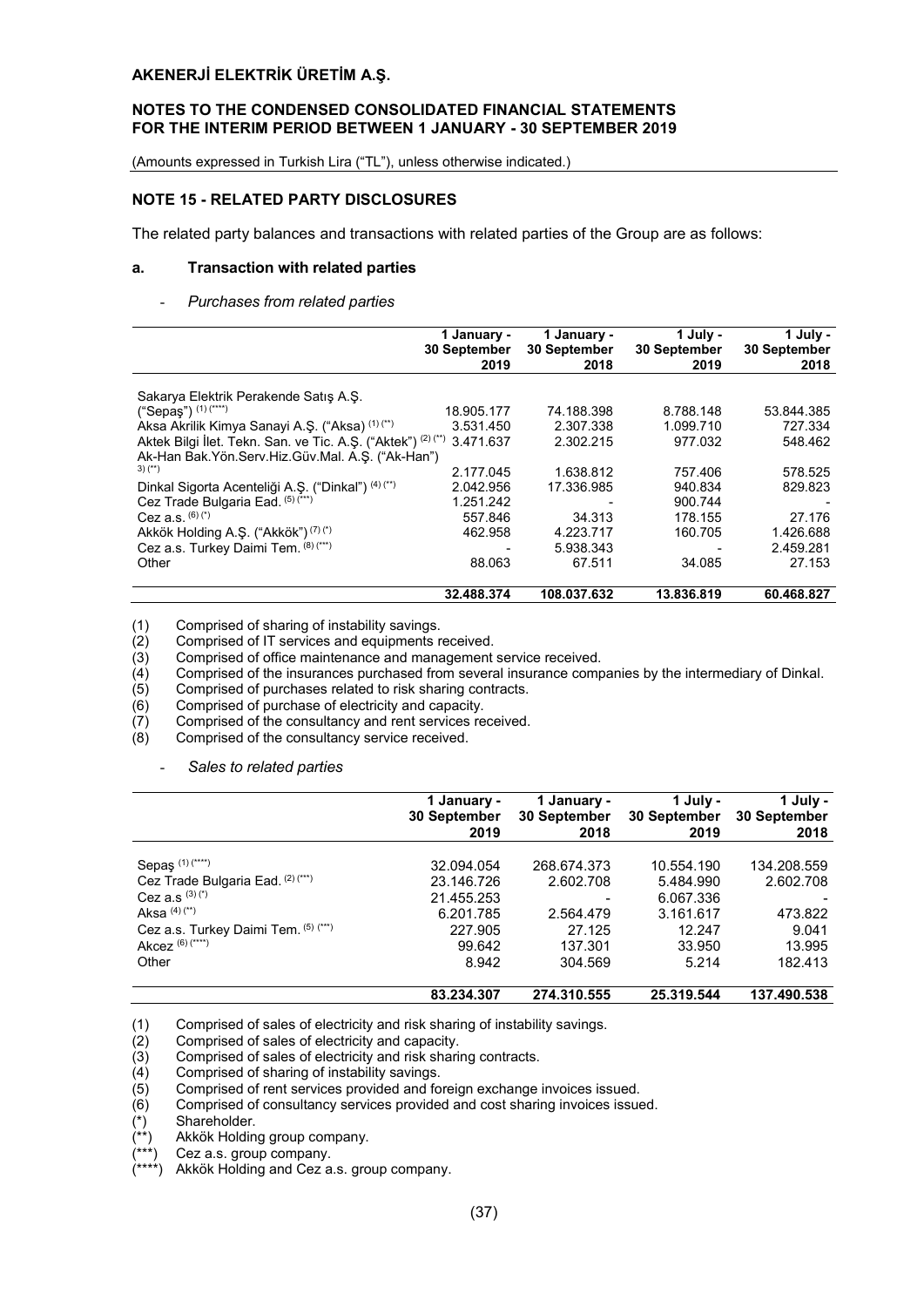## NOTE 15 - RELATED PARTY DISCLOSURES

The related party balances and transactions with related parties of the Group are as follows:

### a. Transaction with related parties

- *Purchases from related parties*

| | 1 January - 30 September 2019 | 1 January - 30 September 2018 | 1 July - 30 September 2019 | 1 July - 30 September 2018 |
|---|---|---|---|---|
| Sakarya Elektrik Perakende Satış A.Ş. ("Sepaş") (1) (****) | 18.905.177 | 74.188.398 | 8.788.148 | 53.844.385 |
| Aksa Akrilik Kimya Sanayi A.Ş. ("Aksa") (1) (**) | 3.531.450 | 2.307.338 | 1.099.710 | 727.334 |
| Aktek Bilgi İlet. Tekn. San. ve Tic. A.Ş. ("Aktek") (2) (**) | 3.471.637 | 2.302.215 | 977.032 | 548.462 |
| Ak-Han Bak.Yön.Serv.Hiz.Güv.Mal. A.Ş. ("Ak-Han") (3) (**) | 2.177.045 | 1.638.812 | 757.406 | 578.525 |
| Dinkal Sigorta Acenteliği A.Ş. ("Dinkal") (4) (**) | 2.042.956 | 17.336.985 | 940.834 | 829.823 |
| Cez Trade Bulgaria Ead. (5) (***) | 1.251.242 | - | 900.744 | - |
| Cez a.s. (6) (*) | 557.846 | 34.313 | 178.155 | 27.176 |
| Akkök Holding A.Ş. ("Akkök") (7) (*) | 462.958 | 4.223.717 | 160.705 | 1.426.688 |
| Cez a.s. Turkey Daimi Tem. (8) (***) | - | 5.938.343 | - | 2.459.281 |
| Other | 88.063 | 67.511 | 34.085 | 27.153 |
| | **32.488.374** | **108.037.632** | **13.836.819** | **60.468.827** |

(1) Comprised of sharing of instability savings.
(2) Comprised of IT services and equipments received.
(3) Comprised of office maintenance and management service received.
(4) Comprised of the insurances purchased from several insurance companies by the intermediary of Dinkal.
(5) Comprised of purchases related to risk sharing contracts.
(6) Comprised of purchase of electricity and capacity.
(7) Comprised of the consultancy and rent services received.
(8) Comprised of the consultancy service received.

- *Sales to related parties*

| | 1 January - 30 September 2019 | 1 January - 30 September 2018 | 1 July - 30 September 2019 | 1 July - 30 September 2018 |
|---|---|---|---|---|
| Sepaş (1) (****) | 32.094.054 | 268.674.373 | 10.554.190 | 134.208.559 |
| Cez Trade Bulgaria Ead. (2) (***) | 23.146.726 | 2.602.708 | 5.484.990 | 2.602.708 |
| Cez a.s (3) (*) | 21.455.253 | - | 6.067.336 | - |
| Aksa (4) (**) | 6.201.785 | 2.564.479 | 3.161.617 | 473.822 |
| Cez a.s. Turkey Daimi Tem. (5) (***) | 227.905 | 27.125 | 12.247 | 9.041 |
| Akcez (6) (****) | 99.642 | 137.301 | 33.950 | 13.995 |
| Other | 8.942 | 304.569 | 5.214 | 182.413 |
| | **83.234.307** | **274.310.555** | **25.319.544** | **137.490.538** |

(1) Comprised of sales of electricity and risk sharing of instability savings.
(2) Comprised of sales of electricity and capacity.
(3) Comprised of sales of electricity and risk sharing contracts.
(4) Comprised of sharing of instability savings.
(5) Comprised of rent services provided and foreign exchange invoices issued.
(6) Comprised of consultancy services provided and cost sharing invoices issued.
(*) Shareholder.
(**) Akkök Holding group company.
(***) Cez a.s. group company.
(****) Akkök Holding and Cez a.s. group company.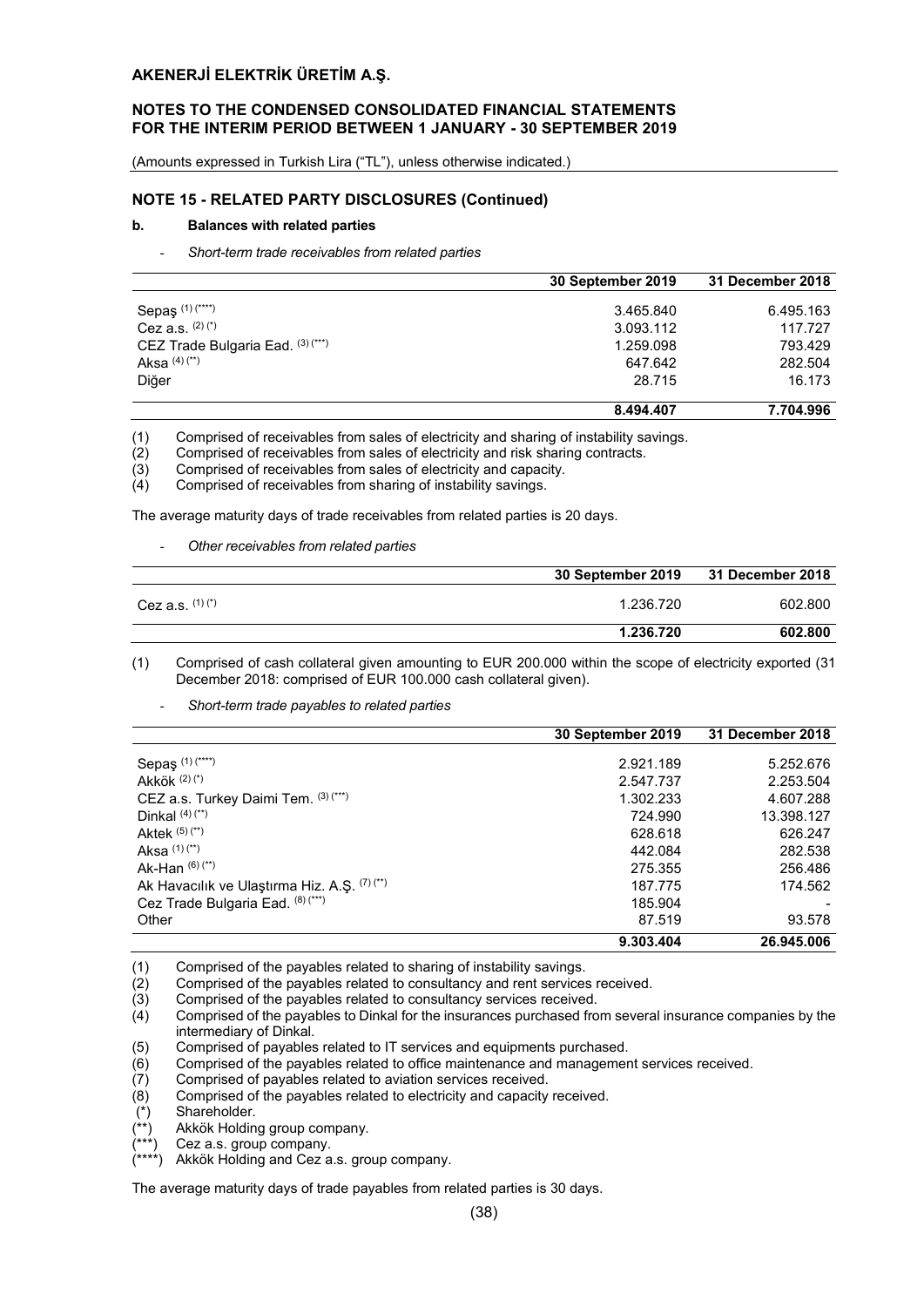# AKENERJİ ELEKTRİK ÜRETİM A.Ş.

## NOTES TO THE CONDENSED CONSOLIDATED FINANCIAL STATEMENTS FOR THE INTERIM PERIOD BETWEEN 1 JANUARY - 30 SEPTEMBER 2019

(Amounts expressed in Turkish Lira ("TL"), unless otherwise indicated.)

### NOTE 15 - RELATED PARTY DISCLOSURES (Continued)

#### b. Balances with related parties

- *Short-term trade receivables from related parties*

| | 30 September 2019 | 31 December 2018 |
|---|---|---|
| Sepaş (1) (****) | 3.465.840 | 6.495.163 |
| Cez a.s. (2) (*) | 3.093.112 | 117.727 |
| CEZ Trade Bulgaria Ead. (3) (***) | 1.259.098 | 793.429 |
| Aksa (4) (**) | 647.642 | 282.504 |
| Diğer | 28.715 | 16.173 |
| | **8.494.407** | **7.704.996** |

(1) Comprised of receivables from sales of electricity and sharing of instability savings.
(2) Comprised of receivables from sales of electricity and risk sharing contracts.
(3) Comprised of receivables from sales of electricity and capacity.
(4) Comprised of receivables from sharing of instability savings.

The average maturity days of trade receivables from related parties is 20 days.

- *Other receivables from related parties*

| | 30 September 2019 | 31 December 2018 |
|---|---|---|
| Cez a.s. (1) (*) | 1.236.720 | 602.800 |
| | **1.236.720** | **602.800** |

(1) Comprised of cash collateral given amounting to EUR 200.000 within the scope of electricity exported (31 December 2018: comprised of EUR 100.000 cash collateral given).

- *Short-term trade payables to related parties*

| | 30 September 2019 | 31 December 2018 |
|---|---|---|
| Sepaş (1) (****) | 2.921.189 | 5.252.676 |
| Akkök (2) (*) | 2.547.737 | 2.253.504 |
| CEZ a.s. Turkey Daimi Tem. (3) (***) | 1.302.233 | 4.607.288 |
| Dinkal (4) (**) | 724.990 | 13.398.127 |
| Aktek (5) (**) | 628.618 | 626.247 |
| Aksa (1) (**) | 442.084 | 282.538 |
| Ak-Han (6) (**) | 275.355 | 256.486 |
| Ak Havacılık ve Ulaştırma Hiz. A.Ş. (7) (**) | 187.775 | 174.562 |
| Cez Trade Bulgaria Ead. (8) (***) | 185.904 | - |
| Other | 87.519 | 93.578 |
| | **9.303.404** | **26.945.006** |

(1) Comprised of the payables related to sharing of instability savings.
(2) Comprised of the payables related to consultancy and rent services received.
(3) Comprised of the payables related to consultancy services received.
(4) Comprised of the payables to Dinkal for the insurances purchased from several insurance companies by the intermediary of Dinkal.
(5) Comprised of payables related to IT services and equipments purchased.
(6) Comprised of the payables related to office maintenance and management services received.
(7) Comprised of payables related to aviation services received.
(8) Comprised of the payables related to electricity and capacity received.
(*) Shareholder.
(**) Akkök Holding group company.
(***) Cez a.s. group company.
(****) Akkök Holding and Cez a.s. group company.

The average maturity days of trade payables from related parties is 30 days.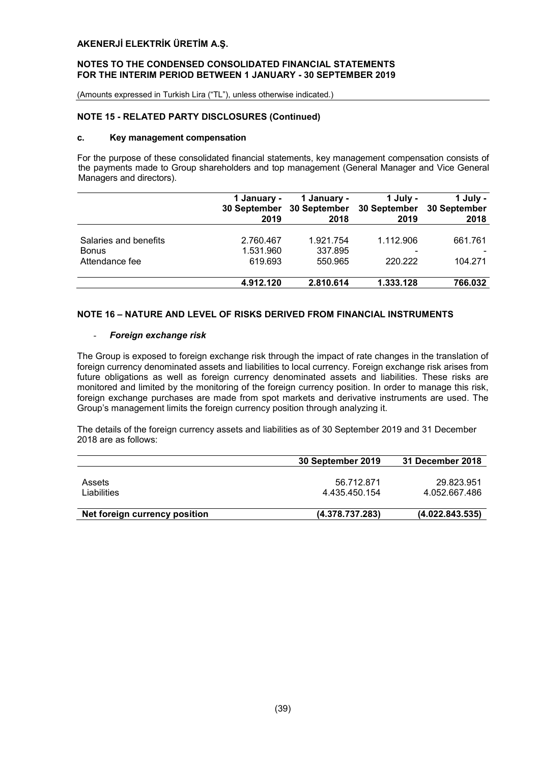## NOTE 15 - RELATED PARTY DISCLOSURES (Continued)

### c. Key management compensation

For the purpose of these consolidated financial statements, key management compensation consists of the payments made to Group shareholders and top management (General Manager and Vice General Managers and directors).

| | 1 January - 30 September 2019 | 1 January - 30 September 2018 | 1 July - 30 September 2019 | 1 July - 30 September 2018 |
|---|---|---|---|---|
| Salaries and benefits | 2.760.467 | 1.921.754 | 1.112.906 | 661.761 |
| Bonus | 1.531.960 | 337.895 | - | - |
| Attendance fee | 619.693 | 550.965 | 220.222 | 104.271 |
| | **4.912.120** | **2.810.614** | **1.333.128** | **766.032** |

## NOTE 16 – NATURE AND LEVEL OF RISKS DERIVED FROM FINANCIAL INSTRUMENTS

- ***Foreign exchange risk***

The Group is exposed to foreign exchange risk through the impact of rate changes in the translation of foreign currency denominated assets and liabilities to local currency. Foreign exchange risk arises from future obligations as well as foreign currency denominated assets and liabilities. These risks are monitored and limited by the monitoring of the foreign currency position. In order to manage this risk, foreign exchange purchases are made from spot markets and derivative instruments are used. The Group's management limits the foreign currency position through analyzing it.

The details of the foreign currency assets and liabilities as of 30 September 2019 and 31 December 2018 are as follows:

| | 30 September 2019 | 31 December 2018 |
|---|---|---|
| Assets | 56.712.871 | 29.823.951 |
| Liabilities | 4.435.450.154 | 4.052.667.486 |
| **Net foreign currency position** | **(4.378.737.283)** | **(4.022.843.535)** |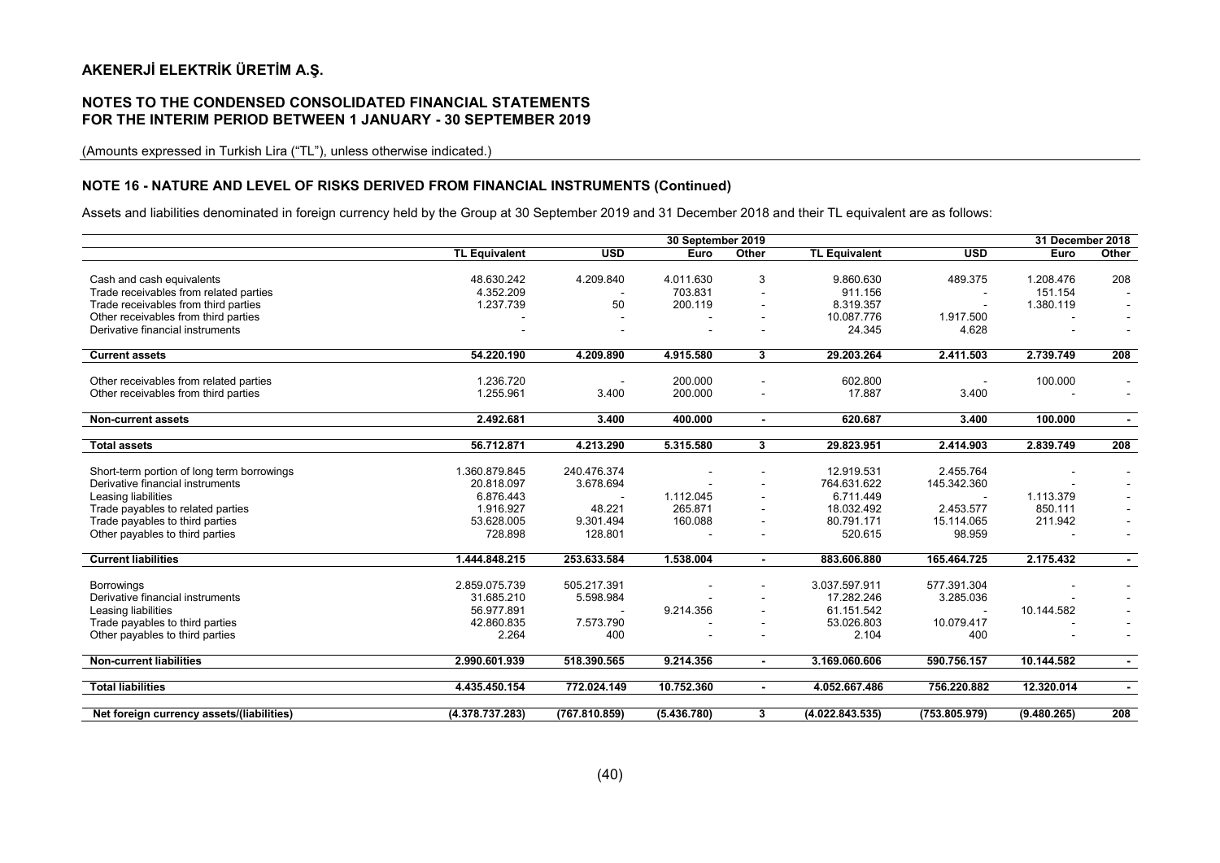## AKENERJİ ELEKTRİK ÜRETİM A.Ş.

### NOTES TO THE CONDENSED CONSOLIDATED FINANCIAL STATEMENTS FOR THE INTERIM PERIOD BETWEEN 1 JANUARY - 30 SEPTEMBER 2019

(Amounts expressed in Turkish Lira ("TL"), unless otherwise indicated.)

### NOTE 16 - NATURE AND LEVEL OF RISKS DERIVED FROM FINANCIAL INSTRUMENTS (Continued)

Assets and liabilities denominated in foreign currency held by the Group at 30 September 2019 and 31 December 2018 and their TL equivalent are as follows:

| | 30 September 2019 | | | | 31 December 2018 | | | |
|---|---|---|---|---|---|---|---|---|
| | TL Equivalent | USD | Euro | Other | TL Equivalent | USD | Euro | Other |
| Cash and cash equivalents | 48.630.242 | 4.209.840 | 4.011.630 | 3 | 9.860.630 | 489.375 | 1.208.476 | 208 |
| Trade receivables from related parties | 4.352.209 | - | 703.831 | - | 911.156 | - | 151.154 | - |
| Trade receivables from third parties | 1.237.739 | 50 | 200.119 | - | 8.319.357 | - | 1.380.119 | - |
| Other receivables from third parties | - | - | - | - | 10.087.776 | 1.917.500 | - | - |
| Derivative financial instruments | - | - | - | - | 24.345 | 4.628 | - | - |
| **Current assets** | **54.220.190** | **4.209.890** | **4.915.580** | **3** | **29.203.264** | **2.411.503** | **2.739.749** | **208** |
| Other receivables from related parties | 1.236.720 | - | 200.000 | - | 602.800 | - | 100.000 | - |
| Other receivables from third parties | 1.255.961 | 3.400 | 200.000 | - | 17.887 | 3.400 | - | - |
| **Non-current assets** | **2.492.681** | **3.400** | **400.000** | **-** | **620.687** | **3.400** | **100.000** | **-** |
| **Total assets** | **56.712.871** | **4.213.290** | **5.315.580** | **3** | **29.823.951** | **2.414.903** | **2.839.749** | **208** |
| Short-term portion of long term borrowings | 1.360.879.845 | 240.476.374 | - | - | 12.919.531 | 2.455.764 | - | - |
| Derivative financial instruments | 20.818.097 | 3.678.694 | - | - | 764.631.622 | 145.342.360 | - | - |
| Leasing liabilities | 6.876.443 | - | 1.112.045 | - | 6.711.449 | - | 1.113.379 | - |
| Trade payables to related parties | 1.916.927 | 48.221 | 265.871 | - | 18.032.492 | 2.453.577 | 850.111 | - |
| Trade payables to third parties | 53.628.005 | 9.301.494 | 160.088 | - | 80.791.171 | 15.114.065 | 211.942 | - |
| Other payables to third parties | 728.898 | 128.801 | - | - | 520.615 | 98.959 | - | - |
| **Current liabilities** | **1.444.848.215** | **253.633.584** | **1.538.004** | **-** | **883.606.880** | **165.464.725** | **2.175.432** | **-** |
| Borrowings | 2.859.075.739 | 505.217.391 | - | - | 3.037.597.911 | 577.391.304 | - | - |
| Derivative financial instruments | 31.685.210 | 5.598.984 | - | - | 17.282.246 | 3.285.036 | - | - |
| Leasing liabilities | 56.977.891 | - | 9.214.356 | - | 61.151.542 | - | 10.144.582 | - |
| Trade payables to third parties | 42.860.835 | 7.573.790 | - | - | 53.026.803 | 10.079.417 | - | - |
| Other payables to third parties | 2.264 | 400 | - | - | 2.104 | 400 | - | - |
| **Non-current liabilities** | **2.990.601.939** | **518.390.565** | **9.214.356** | **-** | **3.169.060.606** | **590.756.157** | **10.144.582** | **-** |
| **Total liabilities** | **4.435.450.154** | **772.024.149** | **10.752.360** | **-** | **4.052.667.486** | **756.220.882** | **12.320.014** | **-** |
| **Net foreign currency assets/(liabilities)** | **(4.378.737.283)** | **(767.810.859)** | **(5.436.780)** | **3** | **(4.022.843.535)** | **(753.805.979)** | **(9.480.265)** | **208** |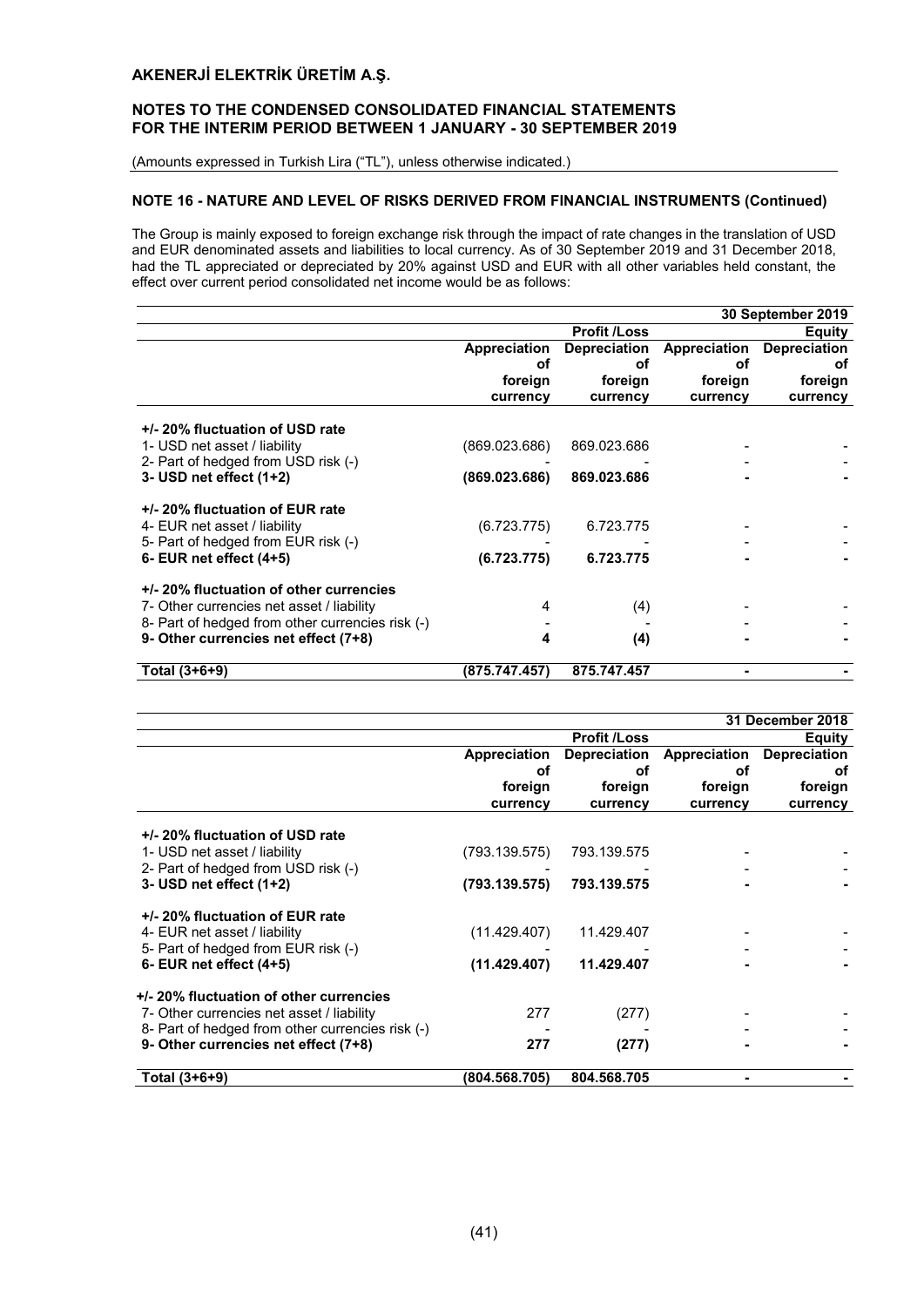## NOTE 16 - NATURE AND LEVEL OF RISKS DERIVED FROM FINANCIAL INSTRUMENTS (Continued)

The Group is mainly exposed to foreign exchange risk through the impact of rate changes in the translation of USD and EUR denominated assets and liabilities to local currency. As of 30 September 2019 and 31 December 2018, had the TL appreciated or depreciated by 20% against USD and EUR with all other variables held constant, the effect over current period consolidated net income would be as follows:

| | | | | 30 September 2019 |
|---|---|---|---|---|
| | Profit /Loss | | Equity | |
| | Appreciation of foreign currency | Depreciation of foreign currency | Appreciation of foreign currency | Depreciation of foreign currency |
| **+/- 20% fluctuation of USD rate** | | | | |
| 1- USD net asset / liability | (869.023.686) | 869.023.686 | - | - |
| 2- Part of hedged from USD risk (-) | - | - | - | - |
| **3- USD net effect (1+2)** | **(869.023.686)** | **869.023.686** | **-** | **-** |
| **+/- 20% fluctuation of EUR rate** | | | | |
| 4- EUR net asset / liability | (6.723.775) | 6.723.775 | - | - |
| 5- Part of hedged from EUR risk (-) | - | - | - | - |
| **6- EUR net effect (4+5)** | **(6.723.775)** | **6.723.775** | **-** | **-** |
| **+/- 20% fluctuation of other currencies** | | | | |
| 7- Other currencies net asset / liability | 4 | (4) | - | - |
| 8- Part of hedged from other currencies risk (-) | - | - | - | - |
| **9- Other currencies net effect (7+8)** | **4** | **(4)** | **-** | **-** |
| **Total (3+6+9)** | **(875.747.457)** | **875.747.457** | **-** | **-** |

| | | | | 31 December 2018 |
|---|---|---|---|---|
| | Profit /Loss | | Equity | |
| | Appreciation of foreign currency | Depreciation of foreign currency | Appreciation of foreign currency | Depreciation of foreign currency |
| **+/- 20% fluctuation of USD rate** | | | | |
| 1- USD net asset / liability | (793.139.575) | 793.139.575 | - | - |
| 2- Part of hedged from USD risk (-) | - | - | - | - |
| **3- USD net effect (1+2)** | **(793.139.575)** | **793.139.575** | **-** | **-** |
| **+/- 20% fluctuation of EUR rate** | | | | |
| 4- EUR net asset / liability | (11.429.407) | 11.429.407 | - | - |
| 5- Part of hedged from EUR risk (-) | - | - | - | - |
| **6- EUR net effect (4+5)** | **(11.429.407)** | **11.429.407** | **-** | **-** |
| **+/- 20% fluctuation of other currencies** | | | | |
| 7- Other currencies net asset / liability | 277 | (277) | - | - |
| 8- Part of hedged from other currencies risk (-) | - | - | - | - |
| **9- Other currencies net effect (7+8)** | **277** | **(277)** | **-** | **-** |
| **Total (3+6+9)** | **(804.568.705)** | **804.568.705** | **-** | **-** |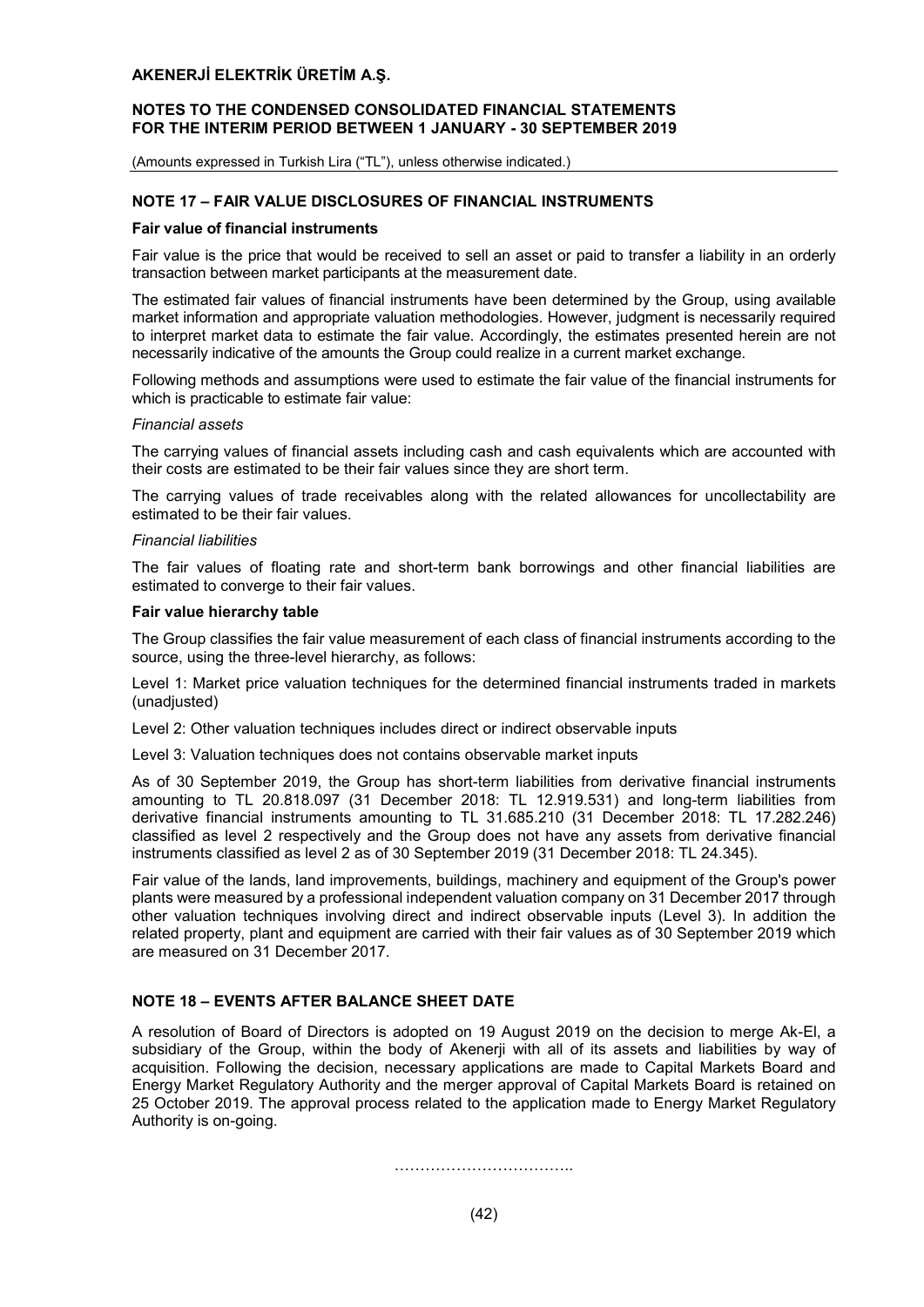## NOTE 17 – FAIR VALUE DISCLOSURES OF FINANCIAL INSTRUMENTS

### Fair value of financial instruments

Fair value is the price that would be received to sell an asset or paid to transfer a liability in an orderly transaction between market participants at the measurement date.

The estimated fair values of financial instruments have been determined by the Group, using available market information and appropriate valuation methodologies. However, judgment is necessarily required to interpret market data to estimate the fair value. Accordingly, the estimates presented herein are not necessarily indicative of the amounts the Group could realize in a current market exchange.

Following methods and assumptions were used to estimate the fair value of the financial instruments for which is practicable to estimate fair value:

*Financial assets*

The carrying values of financial assets including cash and cash equivalents which are accounted with their costs are estimated to be their fair values since they are short term.

The carrying values of trade receivables along with the related allowances for uncollectability are estimated to be their fair values.

*Financial liabilities*

The fair values of floating rate and short-term bank borrowings and other financial liabilities are estimated to converge to their fair values.

### Fair value hierarchy table

The Group classifies the fair value measurement of each class of financial instruments according to the source, using the three-level hierarchy, as follows:

Level 1: Market price valuation techniques for the determined financial instruments traded in markets (unadjusted)

Level 2: Other valuation techniques includes direct or indirect observable inputs

Level 3: Valuation techniques does not contains observable market inputs

As of 30 September 2019, the Group has short-term liabilities from derivative financial instruments amounting to TL 20.818.097 (31 December 2018: TL 12.919.531) and long-term liabilities from derivative financial instruments amounting to TL 31.685.210 (31 December 2018: TL 17.282.246) classified as level 2 respectively and the Group does not have any assets from derivative financial instruments classified as level 2 as of 30 September 2019 (31 December 2018: TL 24.345).

Fair value of the lands, land improvements, buildings, machinery and equipment of the Group's power plants were measured by a professional independent valuation company on 31 December 2017 through other valuation techniques involving direct and indirect observable inputs (Level 3). In addition the related property, plant and equipment are carried with their fair values as of 30 September 2019 which are measured on 31 December 2017.

## NOTE 18 – EVENTS AFTER BALANCE SHEET DATE

A resolution of Board of Directors is adopted on 19 August 2019 on the decision to merge Ak-El, a subsidiary of the Group, within the body of Akenerji with all of its assets and liabilities by way of acquisition. Following the decision, necessary applications are made to Capital Markets Board and Energy Market Regulatory Authority and the merger approval of Capital Markets Board is retained on 25 October 2019. The approval process related to the application made to Energy Market Regulatory Authority is on-going.

……………………………..